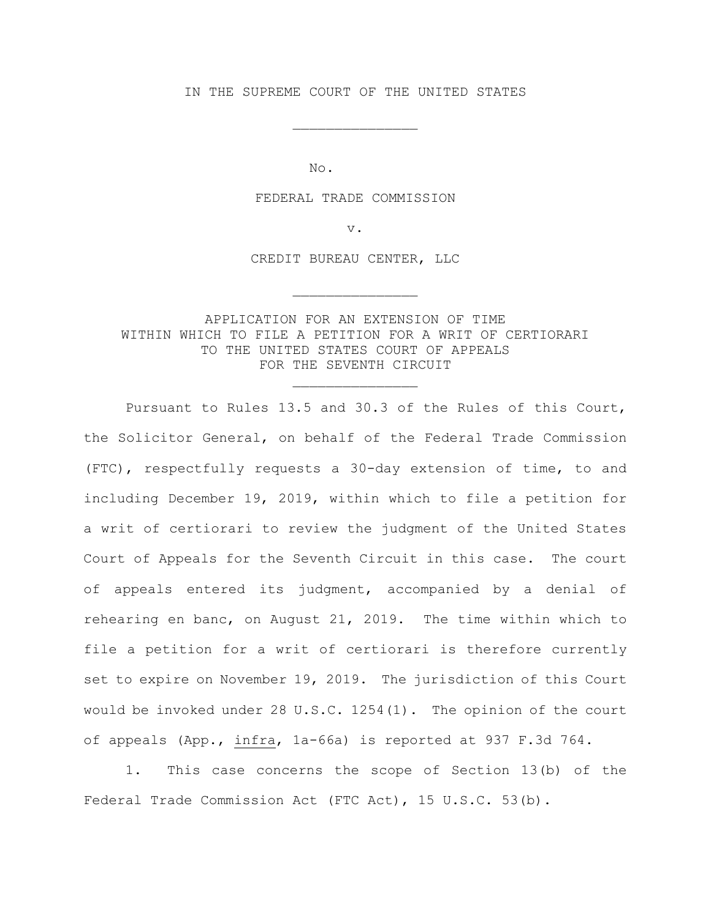IN THE SUPREME COURT OF THE UNITED STATES

\_\_\_\_\_\_\_\_\_\_\_\_\_\_\_

No.

FEDERAL TRADE COMMISSION

v.

CREDIT BUREAU CENTER, LLC

\_\_\_\_\_\_\_\_\_\_\_\_\_\_\_

APPLICATION FOR AN EXTENSION OF TIME
WITHIN WHICH TO FILE A PETITION FOR A WRIT OF CERTIORARI
TO THE UNITED STATES COURT OF APPEALS
FOR THE SEVENTH CIRCUIT

\_\_\_\_\_\_\_\_\_\_\_\_\_\_\_

Pursuant to Rules 13.5 and 30.3 of the Rules of this Court, the Solicitor General, on behalf of the Federal Trade Commission (FTC), respectfully requests a 30-day extension of time, to and including December 19, 2019, within which to file a petition for a writ of certiorari to review the judgment of the United States Court of Appeals for the Seventh Circuit in this case. The court of appeals entered its judgment, accompanied by a denial of rehearing en banc, on August 21, 2019. The time within which to file a petition for a writ of certiorari is therefore currently set to expire on November 19, 2019. The jurisdiction of this Court would be invoked under 28 U.S.C. 1254(1). The opinion of the court of appeals (App., infra, 1a-66a) is reported at 937 F.3d 764.

1. This case concerns the scope of Section 13(b) of the Federal Trade Commission Act (FTC Act), 15 U.S.C. 53(b).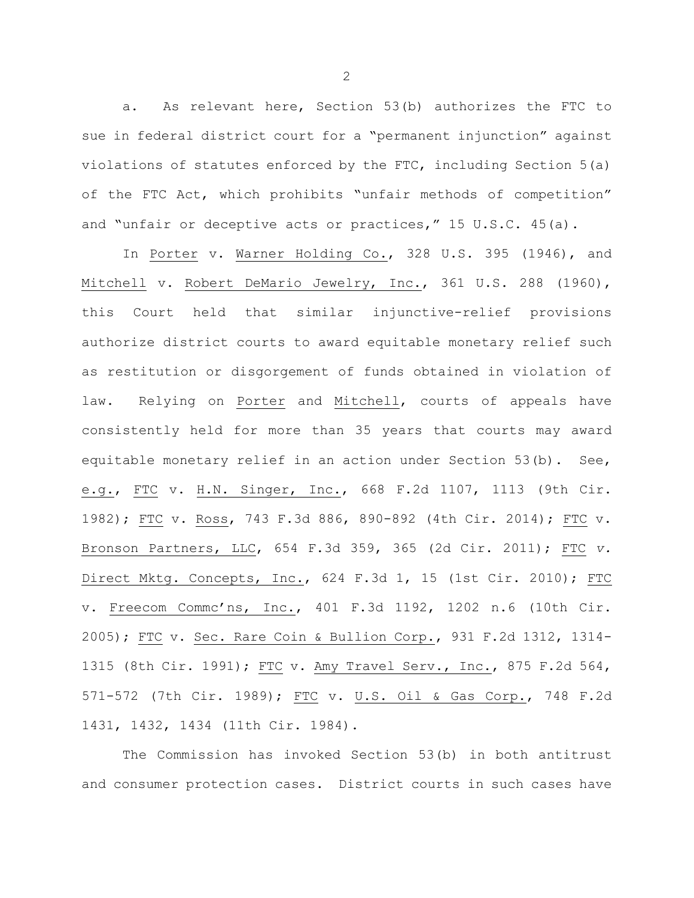a. As relevant here, Section 53(b) authorizes the FTC to sue in federal district court for a "permanent injunction" against violations of statutes enforced by the FTC, including Section 5(a) of the FTC Act, which prohibits "unfair methods of competition" and "unfair or deceptive acts or practices," 15 U.S.C. 45(a).

In Porter v. Warner Holding Co., 328 U.S. 395 (1946), and Mitchell v. Robert DeMario Jewelry, Inc., 361 U.S. 288 (1960), this Court held that similar injunctive-relief provisions authorize district courts to award equitable monetary relief such as restitution or disgorgement of funds obtained in violation of law. Relying on Porter and Mitchell, courts of appeals have consistently held for more than 35 years that courts may award equitable monetary relief in an action under Section 53(b). See, e.g., FTC v. H.N. Singer, Inc., 668 F.2d 1107, 1113 (9th Cir. 1982); FTC v. Ross, 743 F.3d 886, 890-892 (4th Cir. 2014); FTC v. Bronson Partners, LLC, 654 F.3d 359, 365 (2d Cir. 2011); FTC v. Direct Mktg. Concepts, Inc., 624 F.3d 1, 15 (1st Cir. 2010); FTC v. Freecom Commc'ns, Inc., 401 F.3d 1192, 1202 n.6 (10th Cir. 2005); FTC v. Sec. Rare Coin & Bullion Corp., 931 F.2d 1312, 1314-1315 (8th Cir. 1991); FTC v. Amy Travel Serv., Inc., 875 F.2d 564, 571-572 (7th Cir. 1989); FTC v. U.S. Oil & Gas Corp., 748 F.2d 1431, 1432, 1434 (11th Cir. 1984).

The Commission has invoked Section 53(b) in both antitrust and consumer protection cases. District courts in such cases have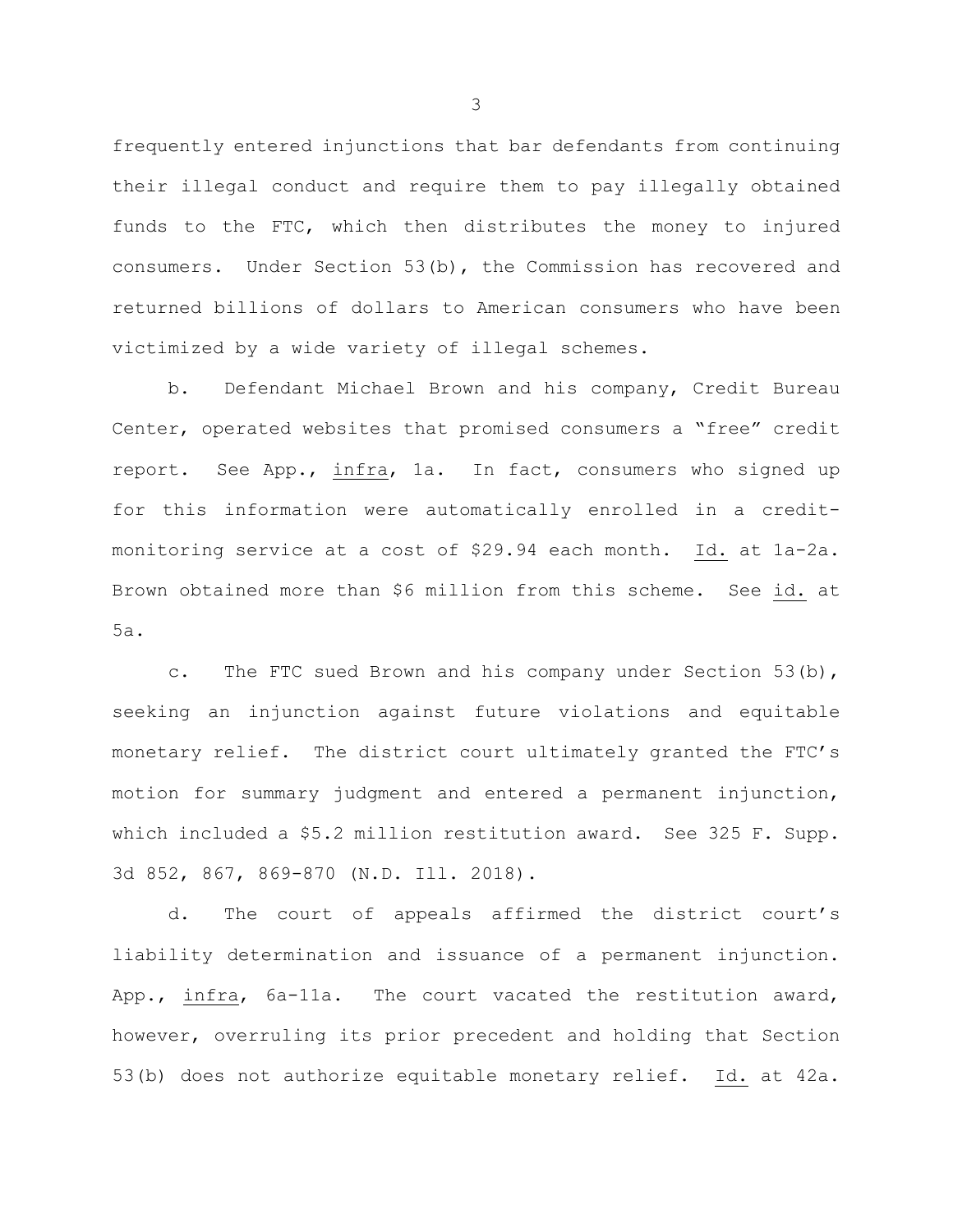frequently entered injunctions that bar defendants from continuing their illegal conduct and require them to pay illegally obtained funds to the FTC, which then distributes the money to injured consumers. Under Section 53(b), the Commission has recovered and returned billions of dollars to American consumers who have been victimized by a wide variety of illegal schemes.

b. Defendant Michael Brown and his company, Credit Bureau Center, operated websites that promised consumers a "free" credit report. See App., infra, 1a. In fact, consumers who signed up for this information were automatically enrolled in a credit-monitoring service at a cost of $29.94 each month. Id. at 1a-2a. Brown obtained more than $6 million from this scheme. See id. at 5a.

c. The FTC sued Brown and his company under Section 53(b), seeking an injunction against future violations and equitable monetary relief. The district court ultimately granted the FTC's motion for summary judgment and entered a permanent injunction, which included a $5.2 million restitution award. See 325 F. Supp. 3d 852, 867, 869-870 (N.D. Ill. 2018).

d. The court of appeals affirmed the district court's liability determination and issuance of a permanent injunction. App., infra, 6a-11a. The court vacated the restitution award, however, overruling its prior precedent and holding that Section 53(b) does not authorize equitable monetary relief. Id. at 42a.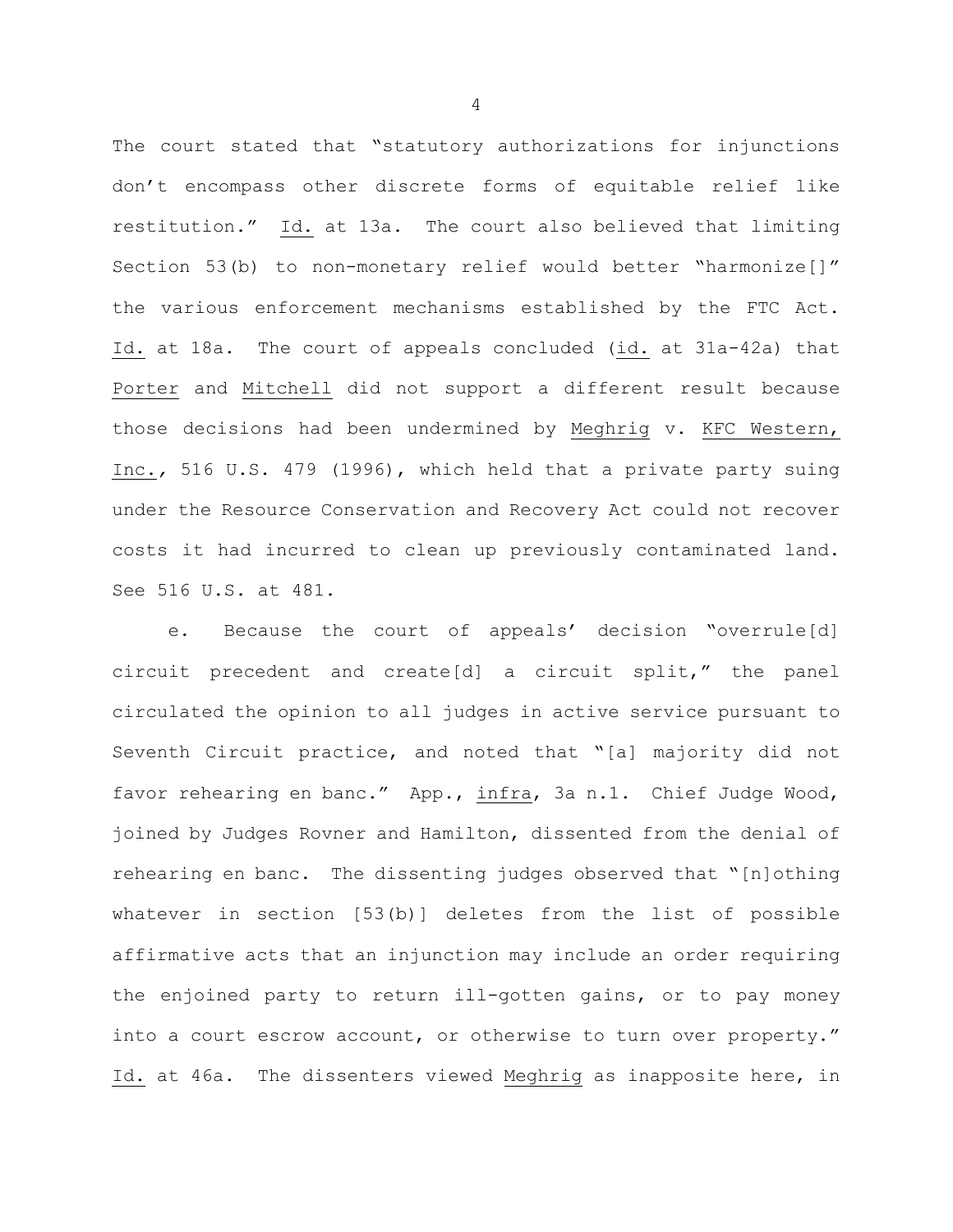The court stated that "statutory authorizations for injunctions don't encompass other discrete forms of equitable relief like restitution." Id. at 13a. The court also believed that limiting Section 53(b) to non-monetary relief would better "harmonize[]" the various enforcement mechanisms established by the FTC Act. Id. at 18a. The court of appeals concluded (id. at 31a-42a) that Porter and Mitchell did not support a different result because those decisions had been undermined by Meghrig v. KFC Western, Inc., 516 U.S. 479 (1996), which held that a private party suing under the Resource Conservation and Recovery Act could not recover costs it had incurred to clean up previously contaminated land. See 516 U.S. at 481.

e. Because the court of appeals' decision "overrule[d] circuit precedent and create[d] a circuit split," the panel circulated the opinion to all judges in active service pursuant to Seventh Circuit practice, and noted that "[a] majority did not favor rehearing en banc." App., infra, 3a n.1. Chief Judge Wood, joined by Judges Rovner and Hamilton, dissented from the denial of rehearing en banc. The dissenting judges observed that "[n]othing whatever in section [53(b)] deletes from the list of possible affirmative acts that an injunction may include an order requiring the enjoined party to return ill-gotten gains, or to pay money into a court escrow account, or otherwise to turn over property." Id. at 46a. The dissenters viewed Meghrig as inapposite here, in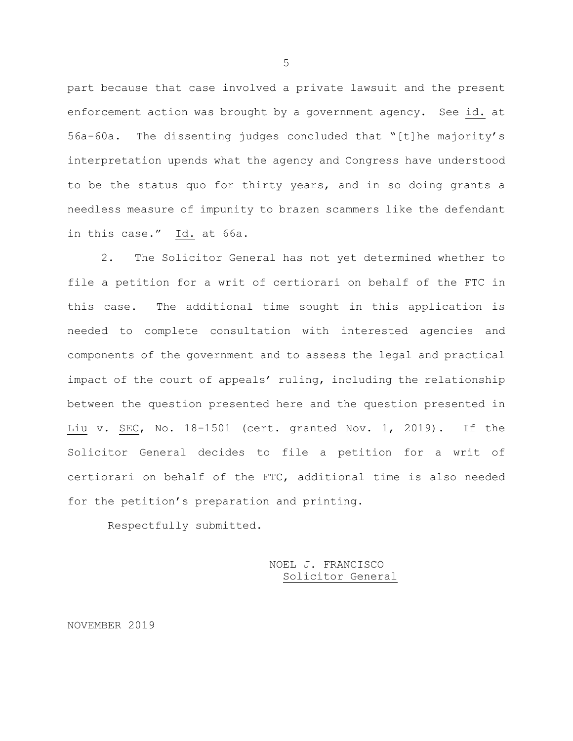part because that case involved a private lawsuit and the present enforcement action was brought by a government agency. See id. at 56a-60a. The dissenting judges concluded that "[t]he majority's interpretation upends what the agency and Congress have understood to be the status quo for thirty years, and in so doing grants a needless measure of impunity to brazen scammers like the defendant in this case." Id. at 66a.

2. The Solicitor General has not yet determined whether to file a petition for a writ of certiorari on behalf of the FTC in this case. The additional time sought in this application is needed to complete consultation with interested agencies and components of the government and to assess the legal and practical impact of the court of appeals' ruling, including the relationship between the question presented here and the question presented in Liu v. SEC, No. 18-1501 (cert. granted Nov. 1, 2019). If the Solicitor General decides to file a petition for a writ of certiorari on behalf of the FTC, additional time is also needed for the petition's preparation and printing.

Respectfully submitted.

NOEL J. FRANCISCO
Solicitor General

NOVEMBER 2019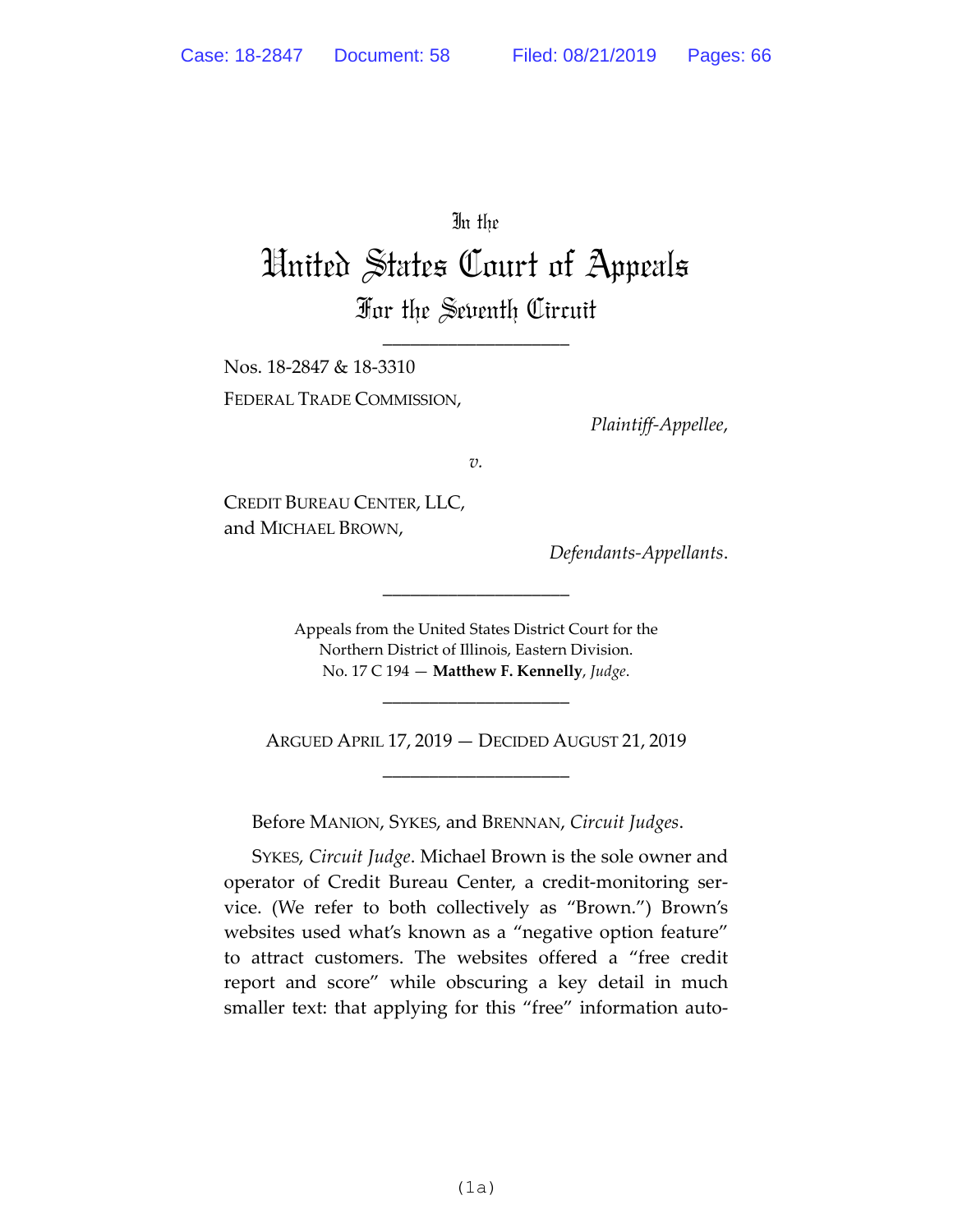In the

# United States Court of Appeals

## For the Seventh Circuit

---

Nos. 18-2847 & 18-3310

FEDERAL TRADE COMMISSION,

*Plaintiff-Appellee*,

*v.*

CREDIT BUREAU CENTER, LLC, and MICHAEL BROWN,

*Defendants-Appellants*.

---

Appeals from the United States District Court for the Northern District of Illinois, Eastern Division.
No. 17 C 194 — **Matthew F. Kennelly**, *Judge*.

---

ARGUED APRIL 17, 2019 — DECIDED AUGUST 21, 2019

---

Before MANION, SYKES, and BRENNAN, *Circuit Judges*.

SYKES, *Circuit Judge*. Michael Brown is the sole owner and operator of Credit Bureau Center, a credit-monitoring service. (We refer to both collectively as "Brown.") Brown's websites used what's known as a "negative option feature" to attract customers. The websites offered a "free credit report and score" while obscuring a key detail in much smaller text: that applying for this "free" information auto-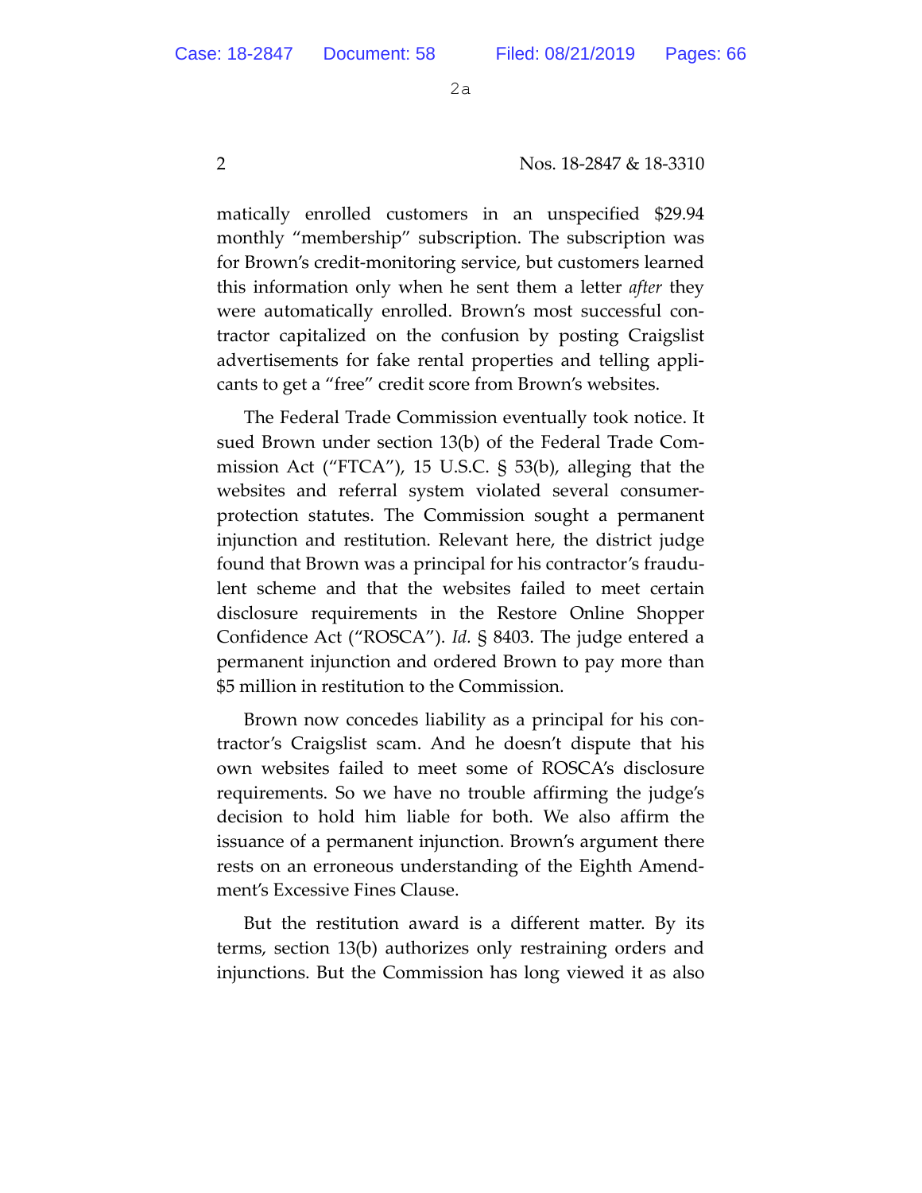matically enrolled customers in an unspecified $29.94 monthly "membership" subscription. The subscription was for Brown's credit-monitoring service, but customers learned this information only when he sent them a letter *after* they were automatically enrolled. Brown's most successful contractor capitalized on the confusion by posting Craigslist advertisements for fake rental properties and telling applicants to get a "free" credit score from Brown's websites.

The Federal Trade Commission eventually took notice. It sued Brown under section 13(b) of the Federal Trade Commission Act ("FTCA"), 15 U.S.C. § 53(b), alleging that the websites and referral system violated several consumer-protection statutes. The Commission sought a permanent injunction and restitution. Relevant here, the district judge found that Brown was a principal for his contractor's fraudulent scheme and that the websites failed to meet certain disclosure requirements in the Restore Online Shopper Confidence Act ("ROSCA"). *Id.* § 8403. The judge entered a permanent injunction and ordered Brown to pay more than $5 million in restitution to the Commission.

Brown now concedes liability as a principal for his contractor's Craigslist scam. And he doesn't dispute that his own websites failed to meet some of ROSCA's disclosure requirements. So we have no trouble affirming the judge's decision to hold him liable for both. We also affirm the issuance of a permanent injunction. Brown's argument there rests on an erroneous understanding of the Eighth Amendment's Excessive Fines Clause.

But the restitution award is a different matter. By its terms, section 13(b) authorizes only restraining orders and injunctions. But the Commission has long viewed it as also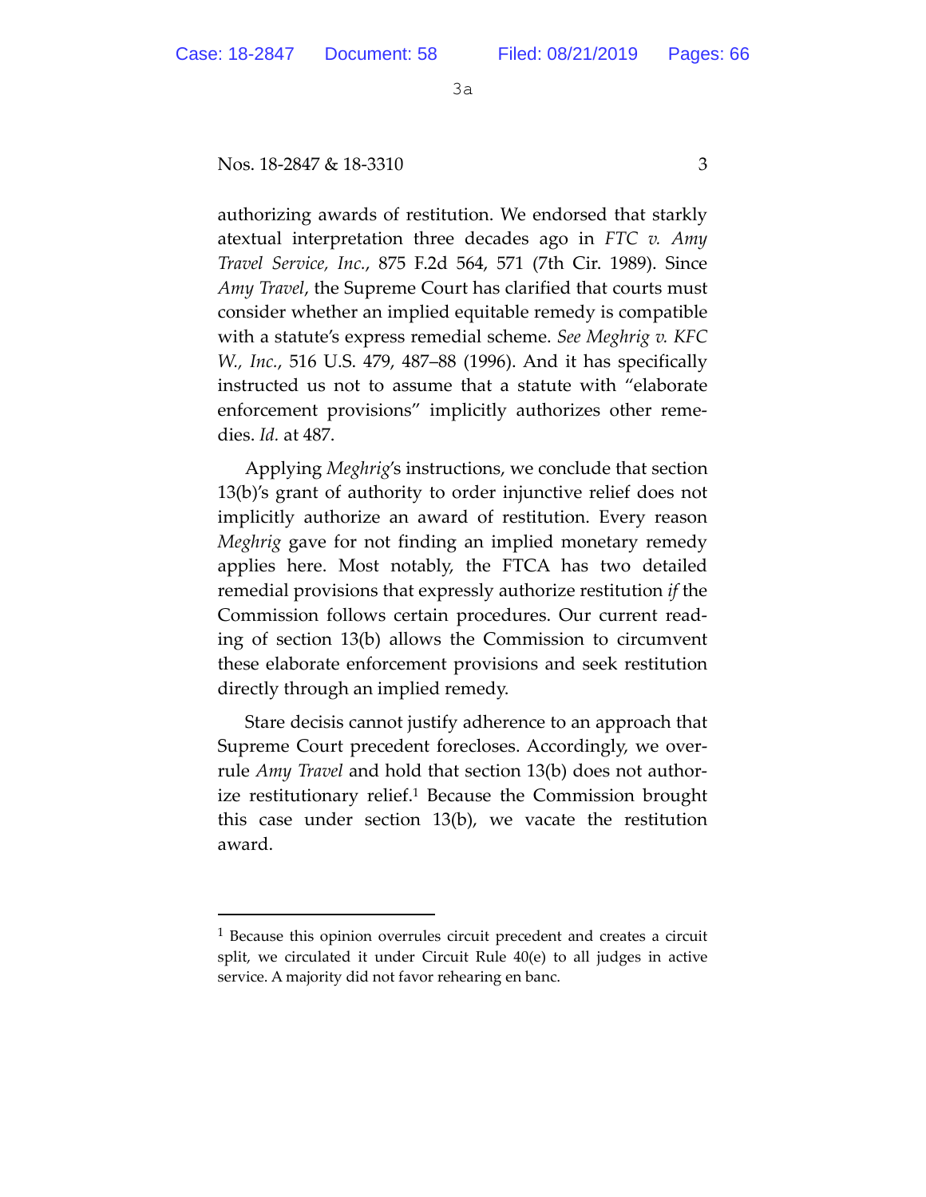authorizing awards of restitution. We endorsed that starkly atextual interpretation three decades ago in *FTC v. Amy Travel Service, Inc.*, 875 F.2d 564, 571 (7th Cir. 1989). Since *Amy Travel*, the Supreme Court has clarified that courts must consider whether an implied equitable remedy is compatible with a statute's express remedial scheme. *See Meghrig v. KFC W., Inc.*, 516 U.S. 479, 487–88 (1996). And it has specifically instructed us not to assume that a statute with "elaborate enforcement provisions" implicitly authorizes other remedies. *Id.* at 487.

Applying *Meghrig*'s instructions, we conclude that section 13(b)'s grant of authority to order injunctive relief does not implicitly authorize an award of restitution. Every reason *Meghrig* gave for not finding an implied monetary remedy applies here. Most notably, the FTCA has two detailed remedial provisions that expressly authorize restitution *if* the Commission follows certain procedures. Our current reading of section 13(b) allows the Commission to circumvent these elaborate enforcement provisions and seek restitution directly through an implied remedy.

Stare decisis cannot justify adherence to an approach that Supreme Court precedent forecloses. Accordingly, we overrule *Amy Travel* and hold that section 13(b) does not authorize restitutionary relief.[1] Because the Commission brought this case under section 13(b), we vacate the restitution award.

---

[1] Because this opinion overrules circuit precedent and creates a circuit split, we circulated it under Circuit Rule 40(e) to all judges in active service. A majority did not favor rehearing en banc.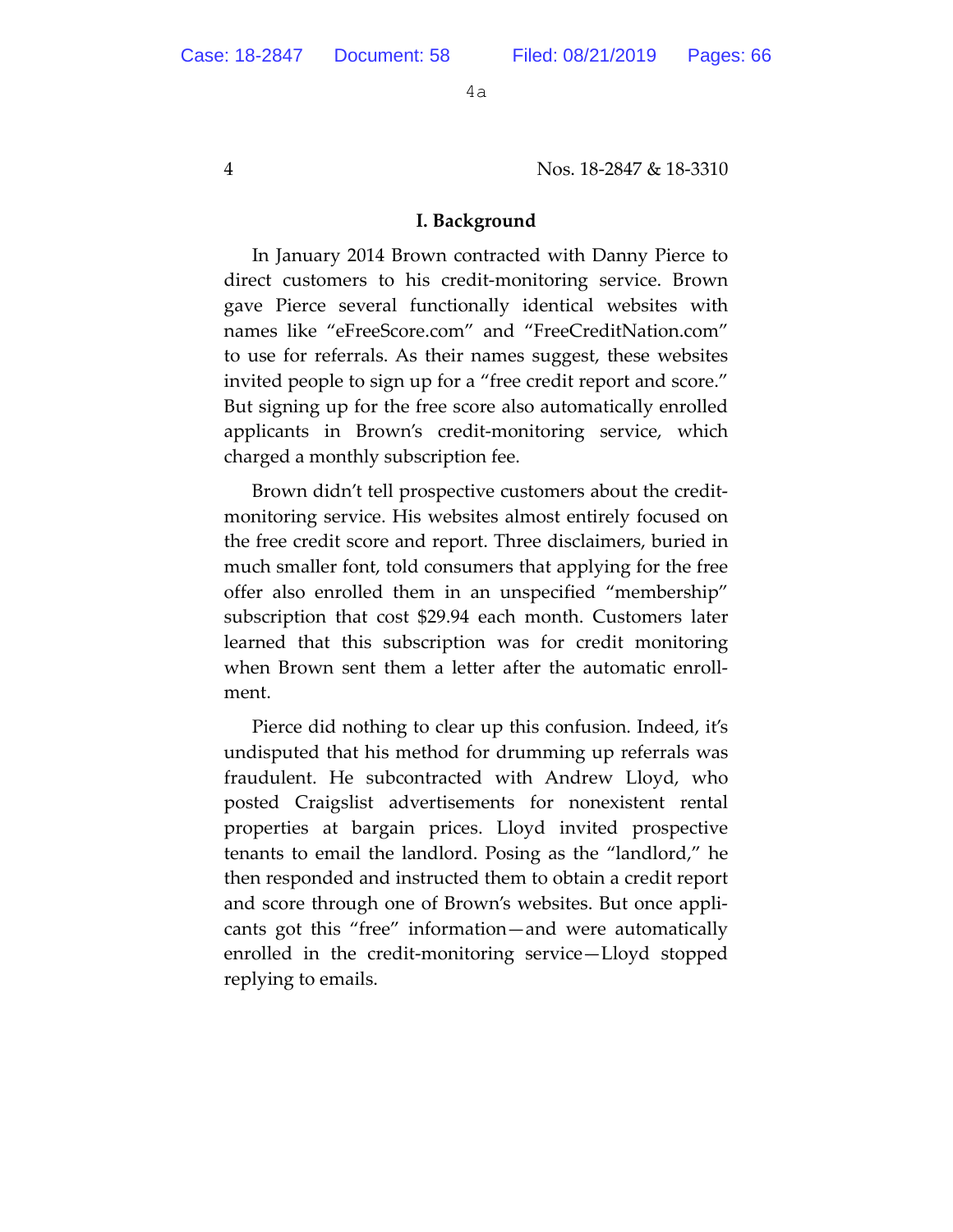## I. Background

In January 2014 Brown contracted with Danny Pierce to direct customers to his credit-monitoring service. Brown gave Pierce several functionally identical websites with names like "eFreeScore.com" and "FreeCreditNation.com" to use for referrals. As their names suggest, these websites invited people to sign up for a "free credit report and score." But signing up for the free score also automatically enrolled applicants in Brown's credit-monitoring service, which charged a monthly subscription fee.

Brown didn't tell prospective customers about the credit-monitoring service. His websites almost entirely focused on the free credit score and report. Three disclaimers, buried in much smaller font, told consumers that applying for the free offer also enrolled them in an unspecified "membership" subscription that cost $29.94 each month. Customers later learned that this subscription was for credit monitoring when Brown sent them a letter after the automatic enrollment.

Pierce did nothing to clear up this confusion. Indeed, it's undisputed that his method for drumming up referrals was fraudulent. He subcontracted with Andrew Lloyd, who posted Craigslist advertisements for nonexistent rental properties at bargain prices. Lloyd invited prospective tenants to email the landlord. Posing as the "landlord," he then responded and instructed them to obtain a credit report and score through one of Brown's websites. But once applicants got this "free" information—and were automatically enrolled in the credit-monitoring service—Lloyd stopped replying to emails.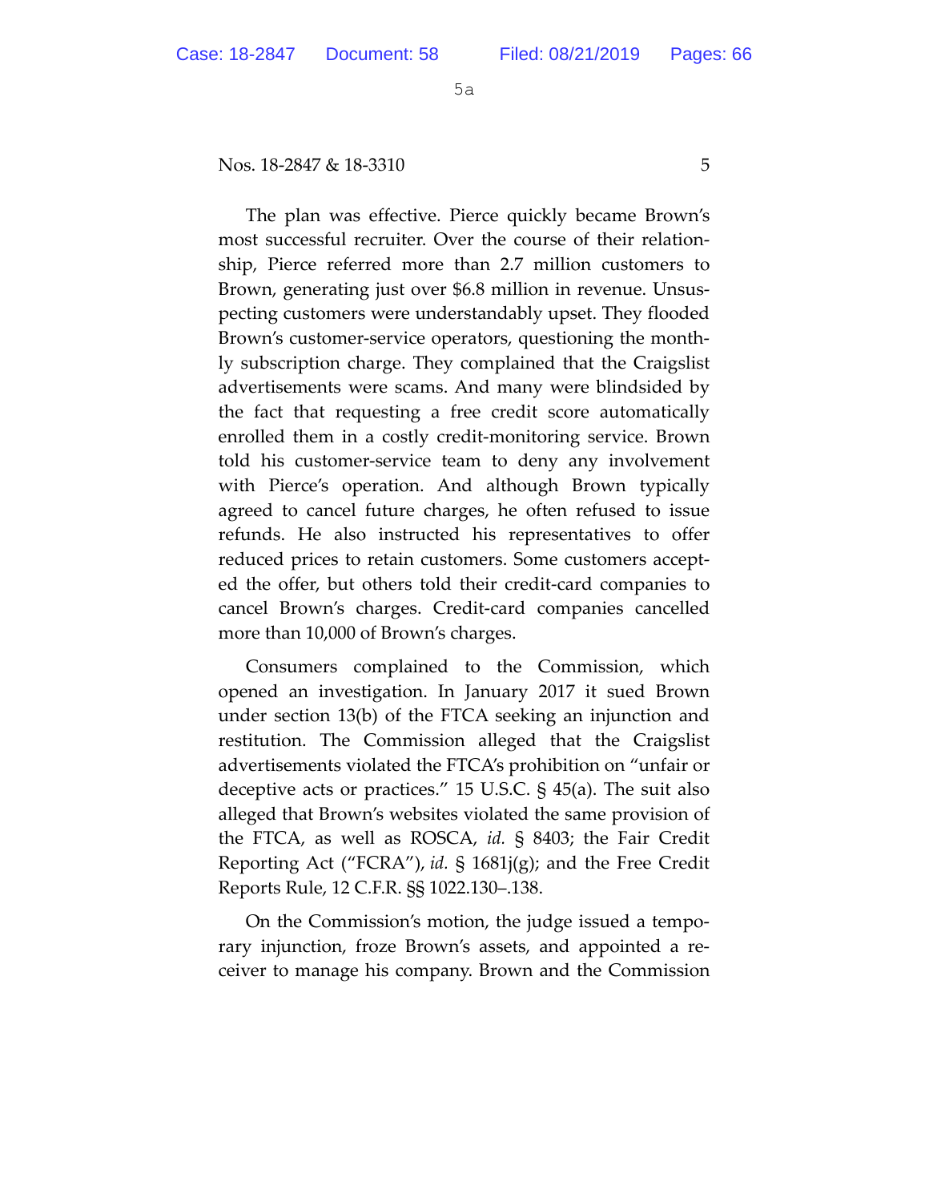The plan was effective. Pierce quickly became Brown's most successful recruiter. Over the course of their relationship, Pierce referred more than 2.7 million customers to Brown, generating just over $6.8 million in revenue. Unsuspecting customers were understandably upset. They flooded Brown's customer-service operators, questioning the monthly subscription charge. They complained that the Craigslist advertisements were scams. And many were blindsided by the fact that requesting a free credit score automatically enrolled them in a costly credit-monitoring service. Brown told his customer-service team to deny any involvement with Pierce's operation. And although Brown typically agreed to cancel future charges, he often refused to issue refunds. He also instructed his representatives to offer reduced prices to retain customers. Some customers accepted the offer, but others told their credit-card companies to cancel Brown's charges. Credit-card companies cancelled more than 10,000 of Brown's charges.

Consumers complained to the Commission, which opened an investigation. In January 2017 it sued Brown under section 13(b) of the FTCA seeking an injunction and restitution. The Commission alleged that the Craigslist advertisements violated the FTCA's prohibition on "unfair or deceptive acts or practices." 15 U.S.C. § 45(a). The suit also alleged that Brown's websites violated the same provision of the FTCA, as well as ROSCA, *id.* § 8403; the Fair Credit Reporting Act ("FCRA"), *id.* § 1681j(g); and the Free Credit Reports Rule, 12 C.F.R. §§ 1022.130–.138.

On the Commission's motion, the judge issued a temporary injunction, froze Brown's assets, and appointed a receiver to manage his company. Brown and the Commission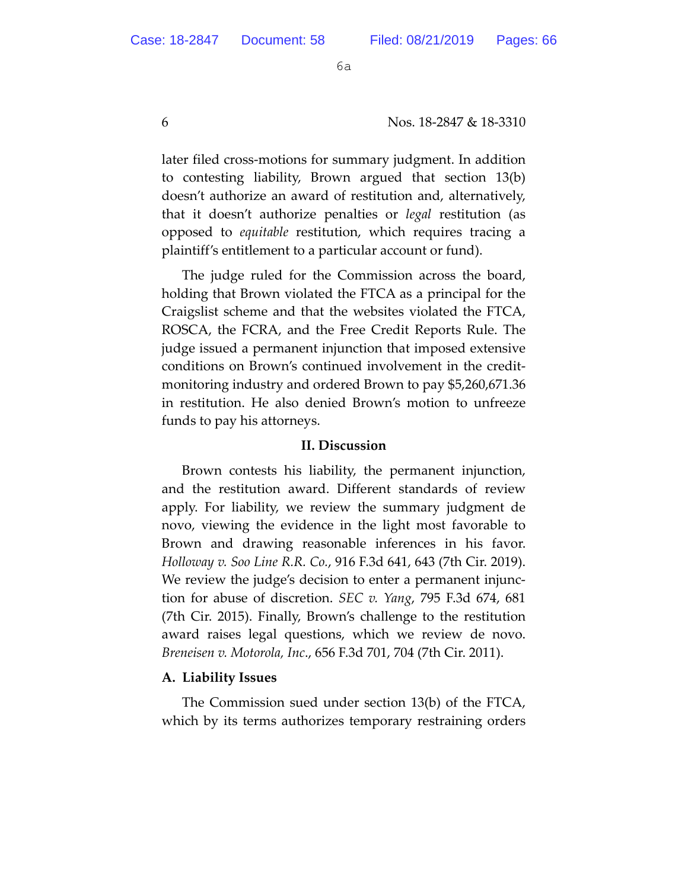later filed cross-motions for summary judgment. In addition to contesting liability, Brown argued that section 13(b) doesn't authorize an award of restitution and, alternatively, that it doesn't authorize penalties or *legal* restitution (as opposed to *equitable* restitution, which requires tracing a plaintiff's entitlement to a particular account or fund).

The judge ruled for the Commission across the board, holding that Brown violated the FTCA as a principal for the Craigslist scheme and that the websites violated the FTCA, ROSCA, the FCRA, and the Free Credit Reports Rule. The judge issued a permanent injunction that imposed extensive conditions on Brown's continued involvement in the credit-monitoring industry and ordered Brown to pay $5,260,671.36 in restitution. He also denied Brown's motion to unfreeze funds to pay his attorneys.

## II. Discussion

Brown contests his liability, the permanent injunction, and the restitution award. Different standards of review apply. For liability, we review the summary judgment de novo, viewing the evidence in the light most favorable to Brown and drawing reasonable inferences in his favor. *Holloway v. Soo Line R.R. Co.*, 916 F.3d 641, 643 (7th Cir. 2019). We review the judge's decision to enter a permanent injunction for abuse of discretion. *SEC v. Yang*, 795 F.3d 674, 681 (7th Cir. 2015). Finally, Brown's challenge to the restitution award raises legal questions, which we review de novo. *Breneisen v. Motorola, Inc.*, 656 F.3d 701, 704 (7th Cir. 2011).

### A. Liability Issues

The Commission sued under section 13(b) of the FTCA, which by its terms authorizes temporary restraining orders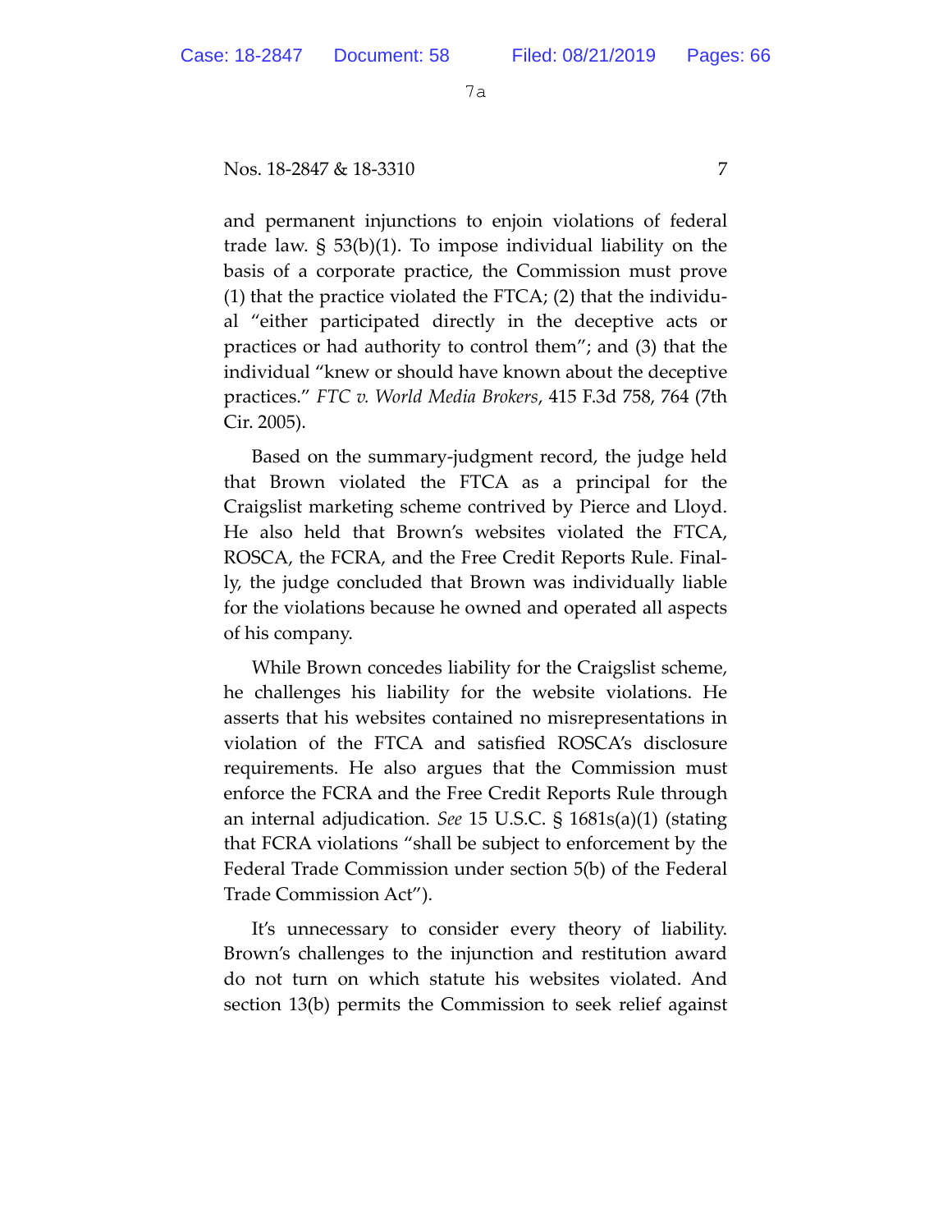and permanent injunctions to enjoin violations of federal trade law. § 53(b)(1). To impose individual liability on the basis of a corporate practice, the Commission must prove (1) that the practice violated the FTCA; (2) that the individual "either participated directly in the deceptive acts or practices or had authority to control them"; and (3) that the individual "knew or should have known about the deceptive practices." *FTC v. World Media Brokers*, 415 F.3d 758, 764 (7th Cir. 2005).

Based on the summary-judgment record, the judge held that Brown violated the FTCA as a principal for the Craigslist marketing scheme contrived by Pierce and Lloyd. He also held that Brown's websites violated the FTCA, ROSCA, the FCRA, and the Free Credit Reports Rule. Finally, the judge concluded that Brown was individually liable for the violations because he owned and operated all aspects of his company.

While Brown concedes liability for the Craigslist scheme, he challenges his liability for the website violations. He asserts that his websites contained no misrepresentations in violation of the FTCA and satisfied ROSCA's disclosure requirements. He also argues that the Commission must enforce the FCRA and the Free Credit Reports Rule through an internal adjudication. *See* 15 U.S.C. § 1681s(a)(1) (stating that FCRA violations "shall be subject to enforcement by the Federal Trade Commission under section 5(b) of the Federal Trade Commission Act").

It's unnecessary to consider every theory of liability. Brown's challenges to the injunction and restitution award do not turn on which statute his websites violated. And section 13(b) permits the Commission to seek relief against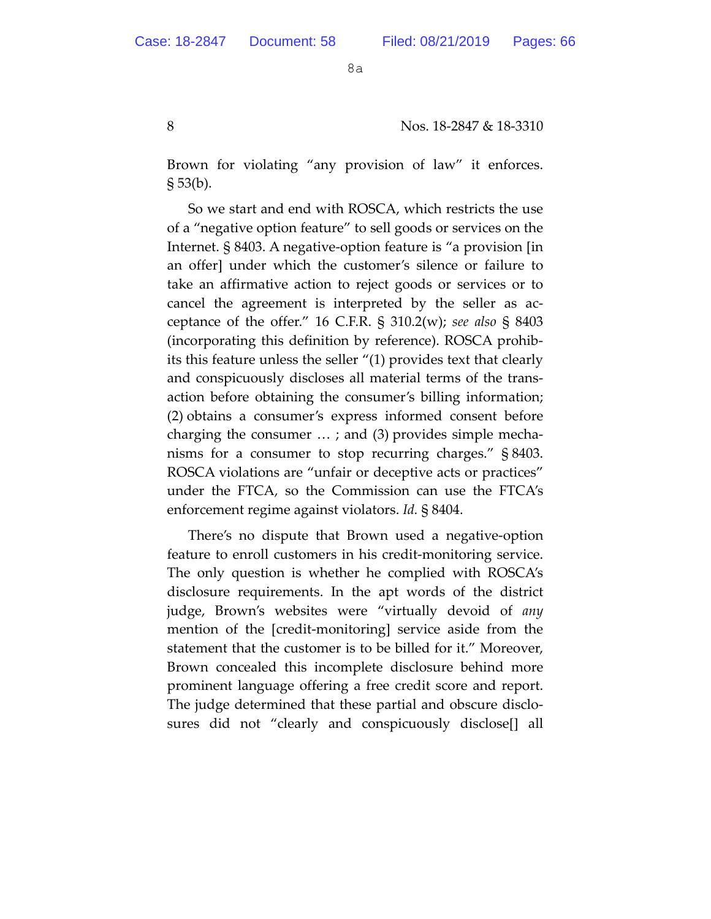Brown for violating "any provision of law" it enforces. § 53(b).

So we start and end with ROSCA, which restricts the use of a "negative option feature" to sell goods or services on the Internet. § 8403. A negative-option feature is "a provision [in an offer] under which the customer's silence or failure to take an affirmative action to reject goods or services or to cancel the agreement is interpreted by the seller as acceptance of the offer." 16 C.F.R. § 310.2(w); *see also* § 8403 (incorporating this definition by reference). ROSCA prohibits this feature unless the seller "(1) provides text that clearly and conspicuously discloses all material terms of the transaction before obtaining the consumer's billing information; (2) obtains a consumer's express informed consent before charging the consumer … ; and (3) provides simple mechanisms for a consumer to stop recurring charges." § 8403. ROSCA violations are "unfair or deceptive acts or practices" under the FTCA, so the Commission can use the FTCA's enforcement regime against violators. *Id.* § 8404.

There's no dispute that Brown used a negative-option feature to enroll customers in his credit-monitoring service. The only question is whether he complied with ROSCA's disclosure requirements. In the apt words of the district judge, Brown's websites were "virtually devoid of *any* mention of the [credit-monitoring] service aside from the statement that the customer is to be billed for it." Moreover, Brown concealed this incomplete disclosure behind more prominent language offering a free credit score and report. The judge determined that these partial and obscure disclosures did not "clearly and conspicuously disclose[] all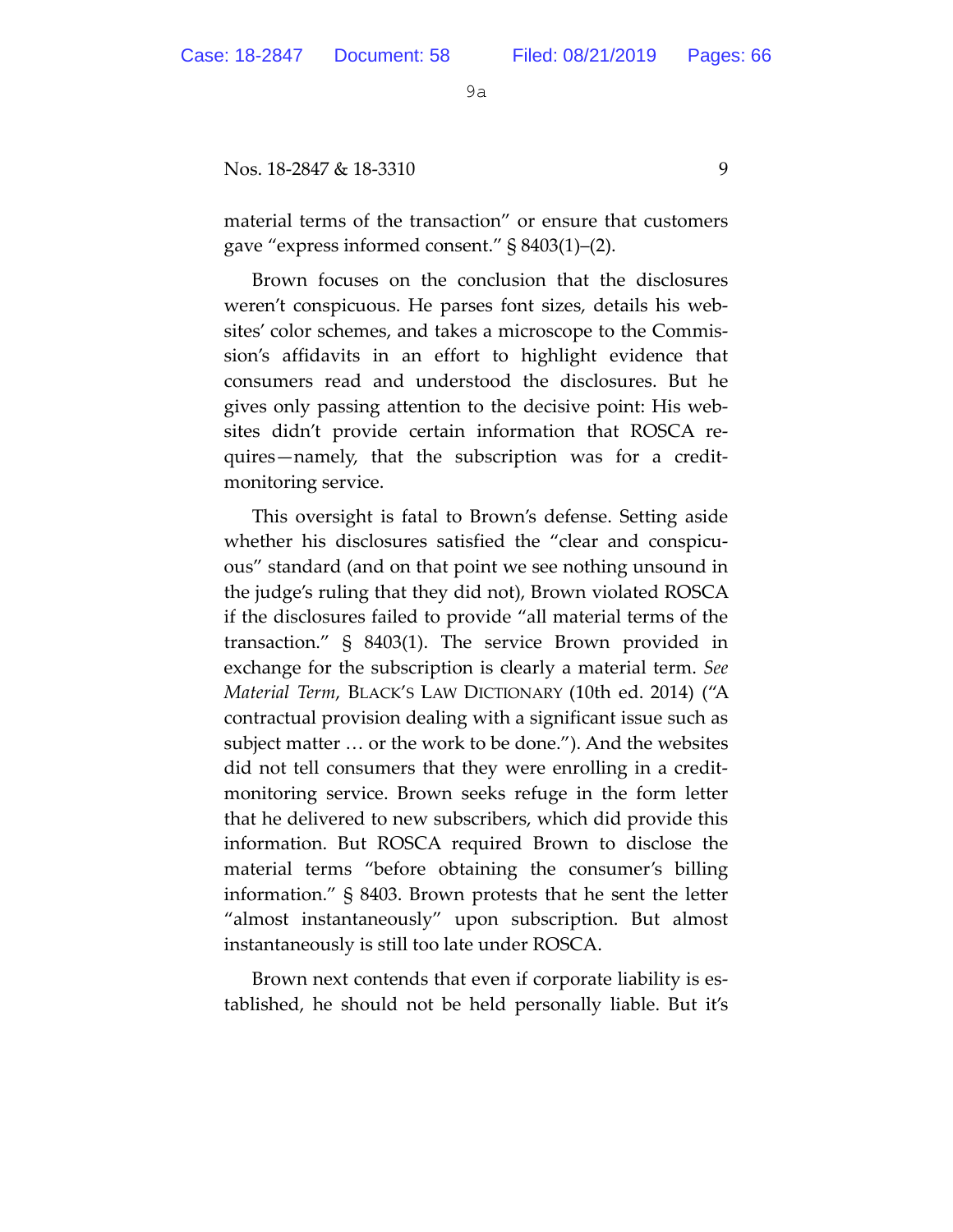material terms of the transaction" or ensure that customers gave "express informed consent." § 8403(1)–(2).

Brown focuses on the conclusion that the disclosures weren't conspicuous. He parses font sizes, details his websites' color schemes, and takes a microscope to the Commission's affidavits in an effort to highlight evidence that consumers read and understood the disclosures. But he gives only passing attention to the decisive point: His websites didn't provide certain information that ROSCA requires—namely, that the subscription was for a credit-monitoring service.

This oversight is fatal to Brown's defense. Setting aside whether his disclosures satisfied the "clear and conspicuous" standard (and on that point we see nothing unsound in the judge's ruling that they did not), Brown violated ROSCA if the disclosures failed to provide "all material terms of the transaction." § 8403(1). The service Brown provided in exchange for the subscription is clearly a material term. *See Material Term*, BLACK'S LAW DICTIONARY (10th ed. 2014) ("A contractual provision dealing with a significant issue such as subject matter … or the work to be done."). And the websites did not tell consumers that they were enrolling in a credit-monitoring service. Brown seeks refuge in the form letter that he delivered to new subscribers, which did provide this information. But ROSCA required Brown to disclose the material terms "before obtaining the consumer's billing information." § 8403. Brown protests that he sent the letter "almost instantaneously" upon subscription. But almost instantaneously is still too late under ROSCA.

Brown next contends that even if corporate liability is established, he should not be held personally liable. But it's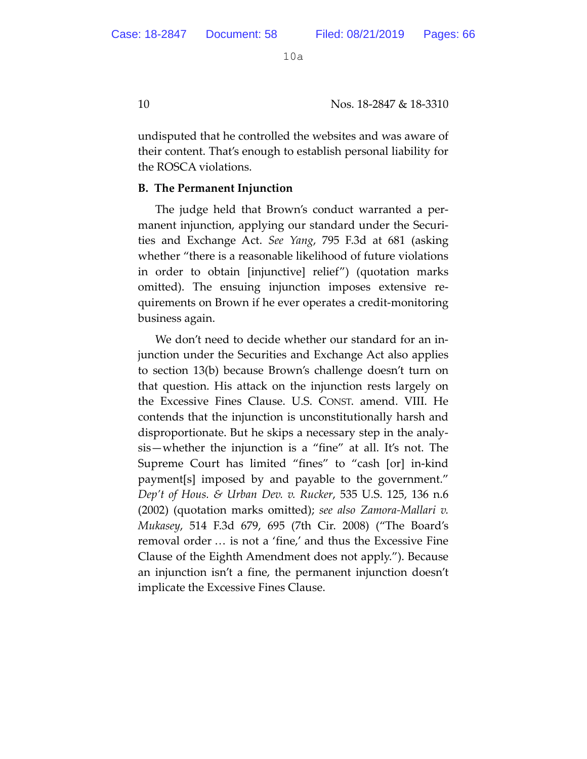undisputed that he controlled the websites and was aware of their content. That's enough to establish personal liability for the ROSCA violations.

### B. The Permanent Injunction

The judge held that Brown's conduct warranted a permanent injunction, applying our standard under the Securities and Exchange Act. *See Yang*, 795 F.3d at 681 (asking whether "there is a reasonable likelihood of future violations in order to obtain [injunctive] relief") (quotation marks omitted). The ensuing injunction imposes extensive requirements on Brown if he ever operates a credit-monitoring business again.

We don't need to decide whether our standard for an injunction under the Securities and Exchange Act also applies to section 13(b) because Brown's challenge doesn't turn on that question. His attack on the injunction rests largely on the Excessive Fines Clause. U.S. CONST. amend. VIII. He contends that the injunction is unconstitutionally harsh and disproportionate. But he skips a necessary step in the analysis—whether the injunction is a "fine" at all. It's not. The Supreme Court has limited "fines" to "cash [or] in-kind payment[s] imposed by and payable to the government." *Dep't of Hous. & Urban Dev. v. Rucker*, 535 U.S. 125, 136 n.6 (2002) (quotation marks omitted); *see also Zamora-Mallari v. Mukasey*, 514 F.3d 679, 695 (7th Cir. 2008) ("The Board's removal order … is not a 'fine,' and thus the Excessive Fine Clause of the Eighth Amendment does not apply."). Because an injunction isn't a fine, the permanent injunction doesn't implicate the Excessive Fines Clause.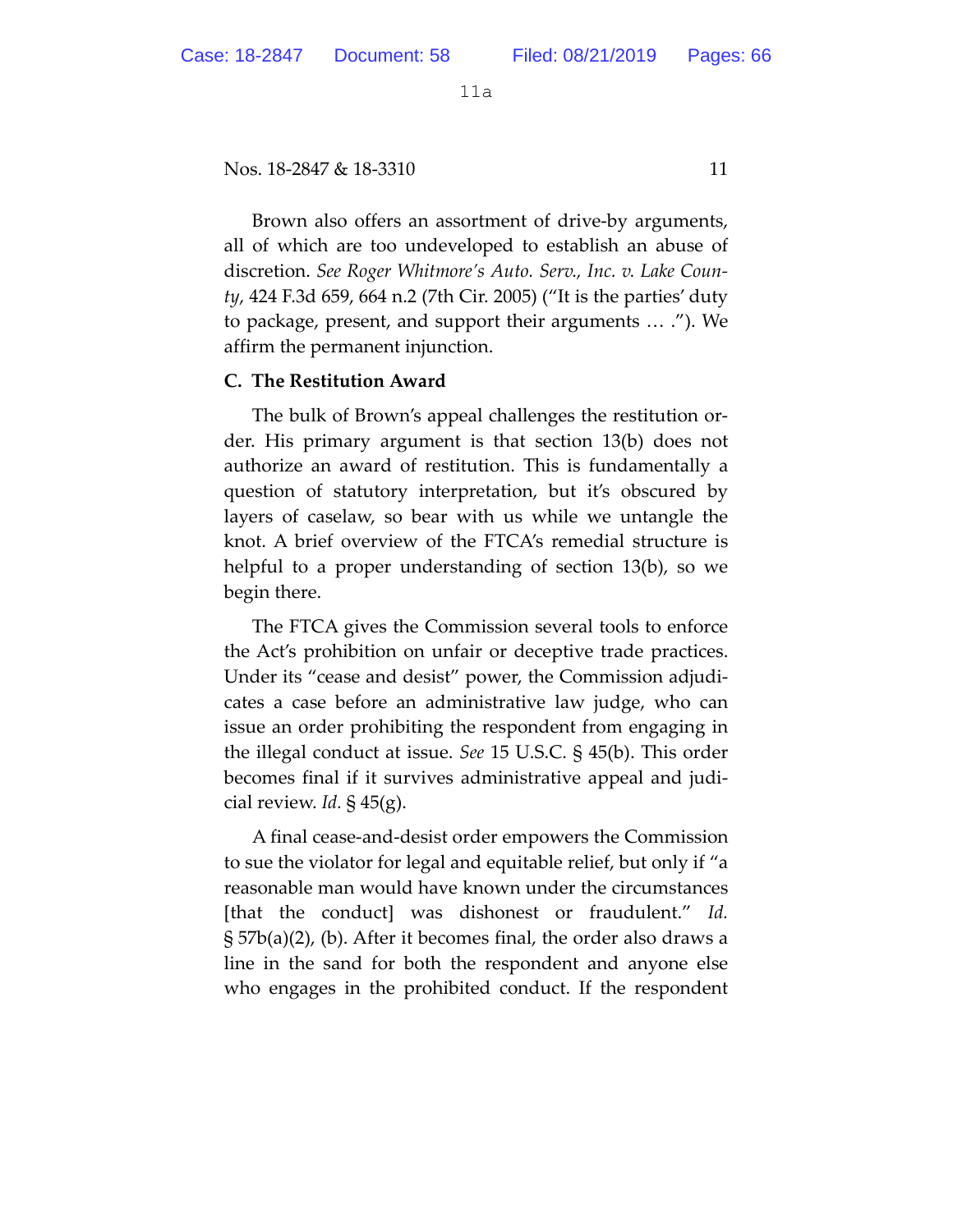Brown also offers an assortment of drive-by arguments, all of which are too undeveloped to establish an abuse of discretion. *See Roger Whitmore's Auto. Serv., Inc. v. Lake County*, 424 F.3d 659, 664 n.2 (7th Cir. 2005) ("It is the parties' duty to package, present, and support their arguments … ."). We affirm the permanent injunction.

### C. The Restitution Award

The bulk of Brown's appeal challenges the restitution order. His primary argument is that section 13(b) does not authorize an award of restitution. This is fundamentally a question of statutory interpretation, but it's obscured by layers of caselaw, so bear with us while we untangle the knot. A brief overview of the FTCA's remedial structure is helpful to a proper understanding of section 13(b), so we begin there.

The FTCA gives the Commission several tools to enforce the Act's prohibition on unfair or deceptive trade practices. Under its "cease and desist" power, the Commission adjudicates a case before an administrative law judge, who can issue an order prohibiting the respondent from engaging in the illegal conduct at issue. *See* 15 U.S.C. § 45(b). This order becomes final if it survives administrative appeal and judicial review. *Id.* § 45(g).

A final cease-and-desist order empowers the Commission to sue the violator for legal and equitable relief, but only if "a reasonable man would have known under the circumstances [that the conduct] was dishonest or fraudulent." *Id.* § 57b(a)(2), (b). After it becomes final, the order also draws a line in the sand for both the respondent and anyone else who engages in the prohibited conduct. If the respondent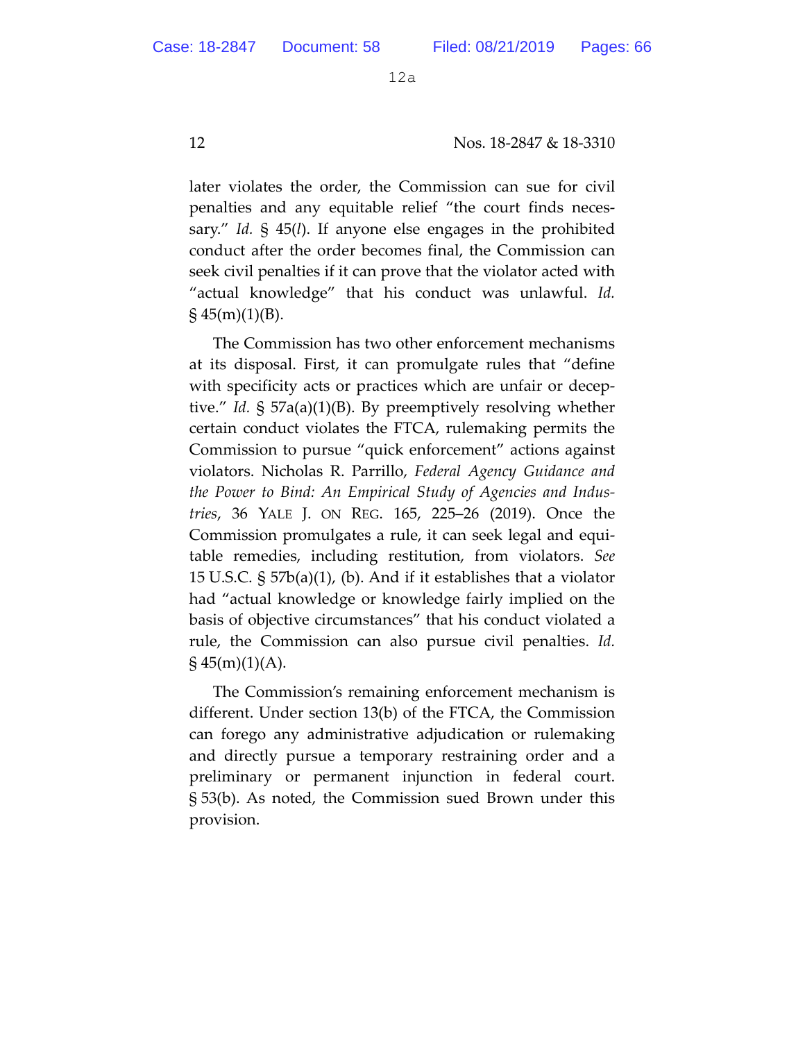later violates the order, the Commission can sue for civil penalties and any equitable relief "the court finds necessary." *Id.* § 45(*l*). If anyone else engages in the prohibited conduct after the order becomes final, the Commission can seek civil penalties if it can prove that the violator acted with "actual knowledge" that his conduct was unlawful. *Id.* § 45(m)(1)(B).

The Commission has two other enforcement mechanisms at its disposal. First, it can promulgate rules that "define with specificity acts or practices which are unfair or deceptive." *Id.* § 57a(a)(1)(B). By preemptively resolving whether certain conduct violates the FTCA, rulemaking permits the Commission to pursue "quick enforcement" actions against violators. Nicholas R. Parrillo, *Federal Agency Guidance and the Power to Bind: An Empirical Study of Agencies and Industries*, 36 YALE J. ON REG. 165, 225–26 (2019). Once the Commission promulgates a rule, it can seek legal and equitable remedies, including restitution, from violators. *See* 15 U.S.C. § 57b(a)(1), (b). And if it establishes that a violator had "actual knowledge or knowledge fairly implied on the basis of objective circumstances" that his conduct violated a rule, the Commission can also pursue civil penalties. *Id.* § 45(m)(1)(A).

The Commission's remaining enforcement mechanism is different. Under section 13(b) of the FTCA, the Commission can forego any administrative adjudication or rulemaking and directly pursue a temporary restraining order and a preliminary or permanent injunction in federal court. § 53(b). As noted, the Commission sued Brown under this provision.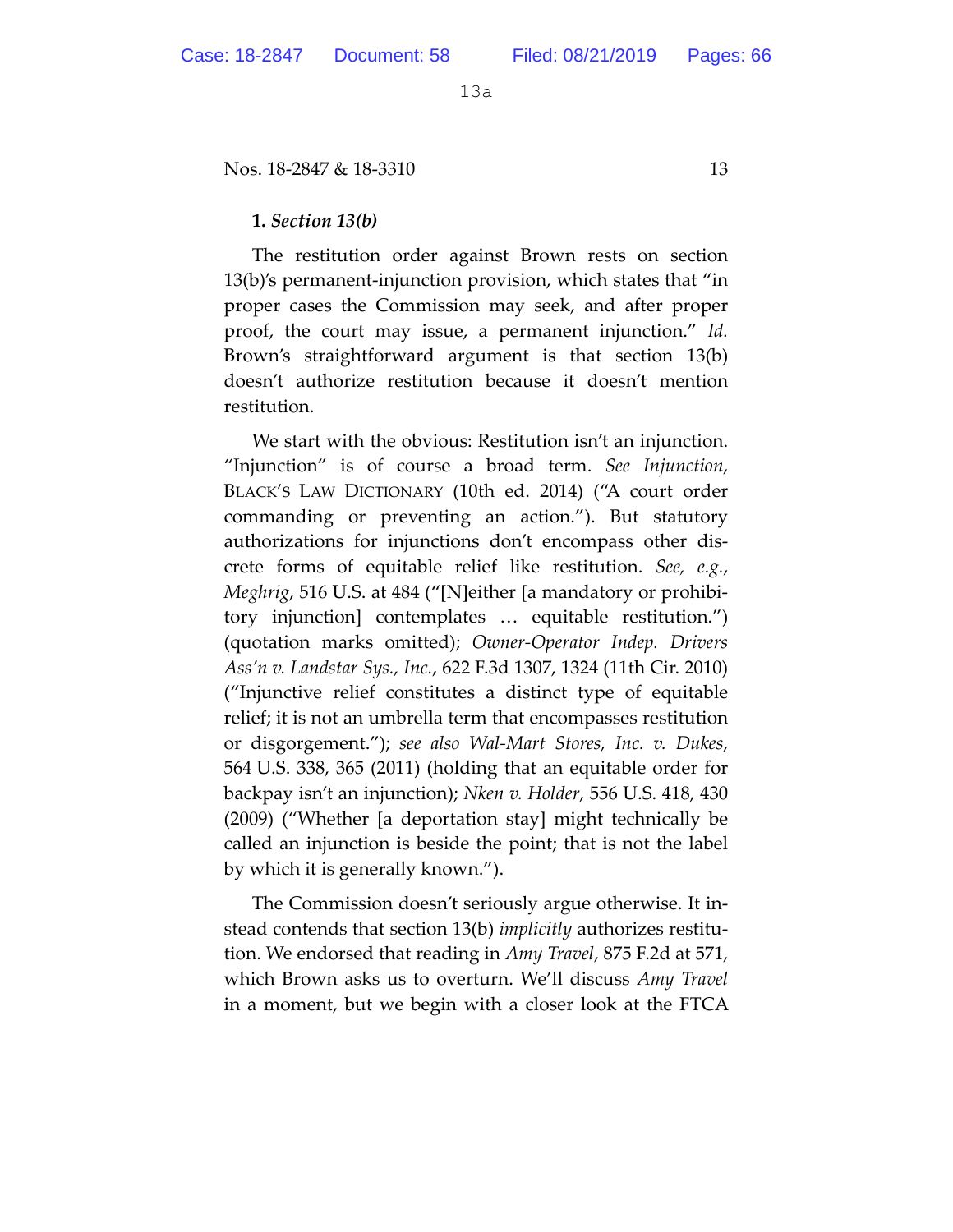**1.** ***Section 13(b)***

The restitution order against Brown rests on section 13(b)'s permanent-injunction provision, which states that "in proper cases the Commission may seek, and after proper proof, the court may issue, a permanent injunction." *Id.* Brown's straightforward argument is that section 13(b) doesn't authorize restitution because it doesn't mention restitution.

We start with the obvious: Restitution isn't an injunction. "Injunction" is of course a broad term. *See Injunction*, BLACK'S LAW DICTIONARY (10th ed. 2014) ("A court order commanding or preventing an action."). But statutory authorizations for injunctions don't encompass other discrete forms of equitable relief like restitution. *See, e.g.*, *Meghrig*, 516 U.S. at 484 ("[N]either [a mandatory or prohibitory injunction] contemplates … equitable restitution.") (quotation marks omitted); *Owner-Operator Indep. Drivers Ass'n v. Landstar Sys., Inc.*, 622 F.3d 1307, 1324 (11th Cir. 2010) ("Injunctive relief constitutes a distinct type of equitable relief; it is not an umbrella term that encompasses restitution or disgorgement."); *see also Wal-Mart Stores, Inc. v. Dukes*, 564 U.S. 338, 365 (2011) (holding that an equitable order for backpay isn't an injunction); *Nken v. Holder*, 556 U.S. 418, 430 (2009) ("Whether [a deportation stay] might technically be called an injunction is beside the point; that is not the label by which it is generally known.").

The Commission doesn't seriously argue otherwise. It instead contends that section 13(b) *implicitly* authorizes restitution. We endorsed that reading in *Amy Travel*, 875 F.2d at 571, which Brown asks us to overturn. We'll discuss *Amy Travel* in a moment, but we begin with a closer look at the FTCA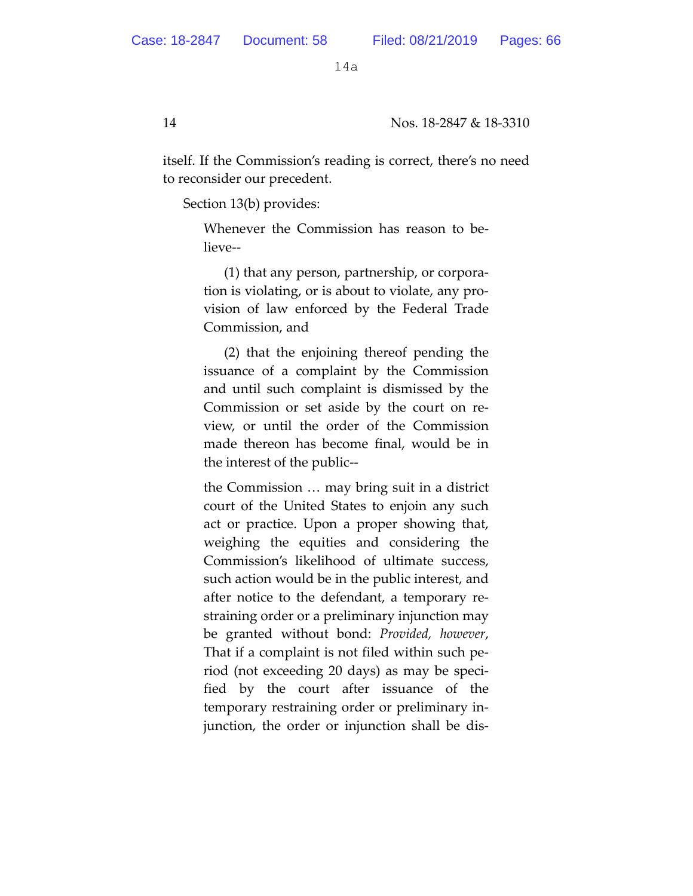itself. If the Commission's reading is correct, there's no need to reconsider our precedent.

Section 13(b) provides:

> Whenever the Commission has reason to believe--
>
> (1) that any person, partnership, or corporation is violating, or is about to violate, any provision of law enforced by the Federal Trade Commission, and
>
> (2) that the enjoining thereof pending the issuance of a complaint by the Commission and until such complaint is dismissed by the Commission or set aside by the court on review, or until the order of the Commission made thereon has become final, would be in the interest of the public--
>
> the Commission … may bring suit in a district court of the United States to enjoin any such act or practice. Upon a proper showing that, weighing the equities and considering the Commission's likelihood of ultimate success, such action would be in the public interest, and after notice to the defendant, a temporary restraining order or a preliminary injunction may be granted without bond: *Provided, however*, That if a complaint is not filed within such period (not exceeding 20 days) as may be specified by the court after issuance of the temporary restraining order or preliminary injunction, the order or injunction shall be dis-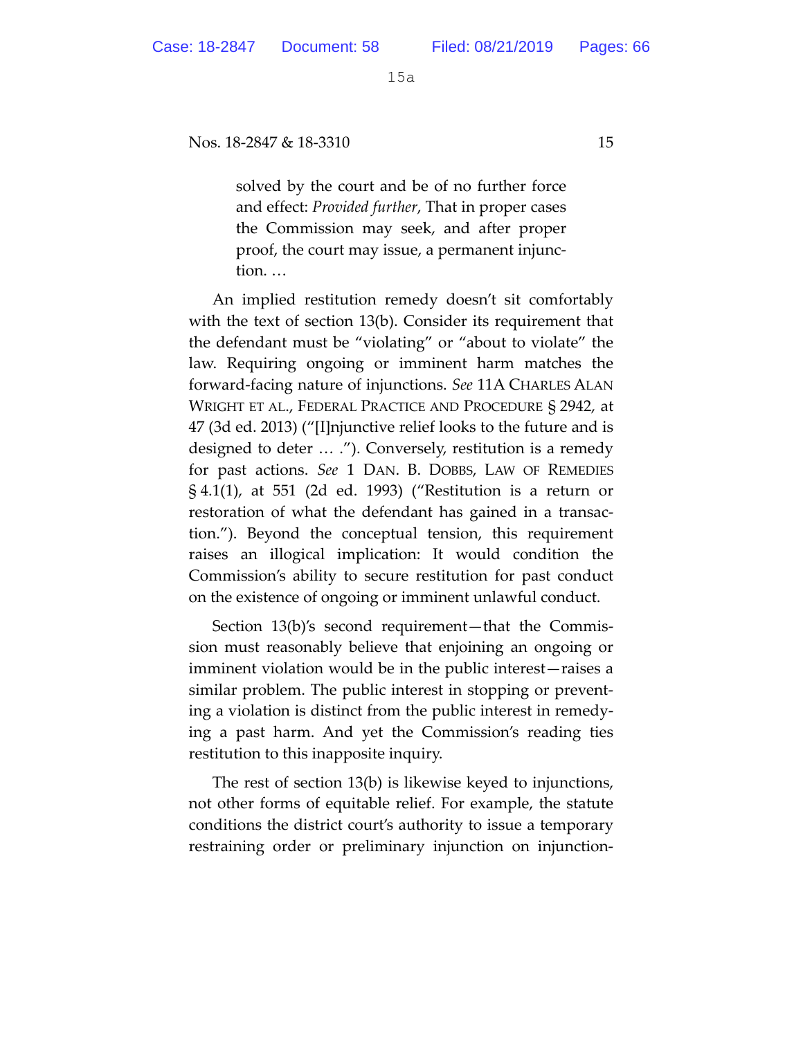> solved by the court and be of no further force and effect: *Provided further*, That in proper cases the Commission may seek, and after proper proof, the court may issue, a permanent injunction. …

An implied restitution remedy doesn't sit comfortably with the text of section 13(b). Consider its requirement that the defendant must be "violating" or "about to violate" the law. Requiring ongoing or imminent harm matches the forward-facing nature of injunctions. *See* 11A CHARLES ALAN WRIGHT ET AL., FEDERAL PRACTICE AND PROCEDURE § 2942, at 47 (3d ed. 2013) ("[I]njunctive relief looks to the future and is designed to deter … ."). Conversely, restitution is a remedy for past actions. *See* 1 DAN. B. DOBBS, LAW OF REMEDIES § 4.1(1), at 551 (2d ed. 1993) ("Restitution is a return or restoration of what the defendant has gained in a transaction."). Beyond the conceptual tension, this requirement raises an illogical implication: It would condition the Commission's ability to secure restitution for past conduct on the existence of ongoing or imminent unlawful conduct.

Section 13(b)'s second requirement—that the Commission must reasonably believe that enjoining an ongoing or imminent violation would be in the public interest—raises a similar problem. The public interest in stopping or preventing a violation is distinct from the public interest in remedying a past harm. And yet the Commission's reading ties restitution to this inapposite inquiry.

The rest of section 13(b) is likewise keyed to injunctions, not other forms of equitable relief. For example, the statute conditions the district court's authority to issue a temporary restraining order or preliminary injunction on injunction-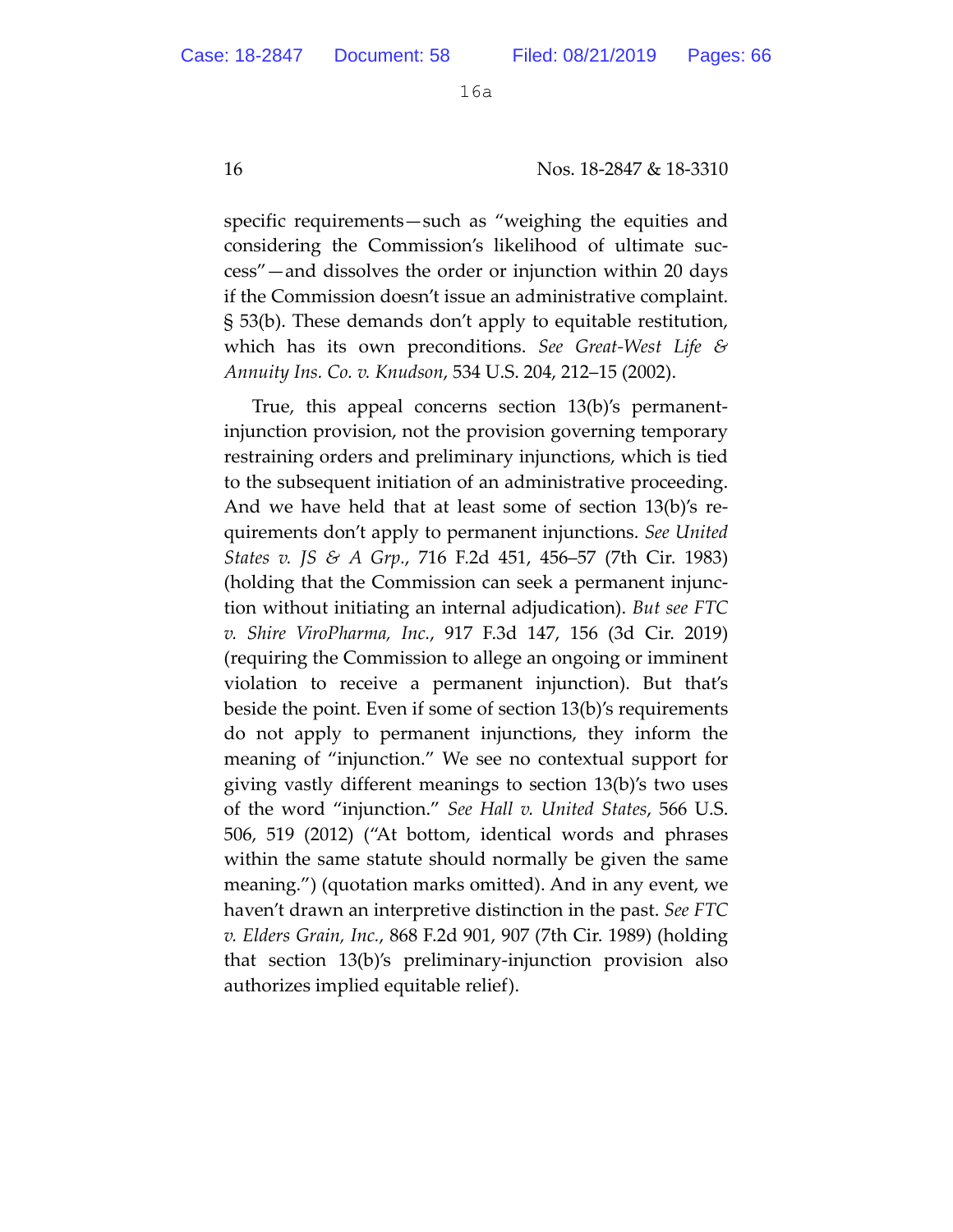specific requirements—such as "weighing the equities and considering the Commission's likelihood of ultimate success"—and dissolves the order or injunction within 20 days if the Commission doesn't issue an administrative complaint. § 53(b). These demands don't apply to equitable restitution, which has its own preconditions. *See Great-West Life & Annuity Ins. Co. v. Knudson*, 534 U.S. 204, 212–15 (2002).

True, this appeal concerns section 13(b)'s permanent-injunction provision, not the provision governing temporary restraining orders and preliminary injunctions, which is tied to the subsequent initiation of an administrative proceeding. And we have held that at least some of section 13(b)'s requirements don't apply to permanent injunctions. *See United States v. JS & A Grp.*, 716 F.2d 451, 456–57 (7th Cir. 1983) (holding that the Commission can seek a permanent injunction without initiating an internal adjudication). *But see FTC v. Shire ViroPharma, Inc.*, 917 F.3d 147, 156 (3d Cir. 2019) (requiring the Commission to allege an ongoing or imminent violation to receive a permanent injunction). But that's beside the point. Even if some of section 13(b)'s requirements do not apply to permanent injunctions, they inform the meaning of "injunction." We see no contextual support for giving vastly different meanings to section 13(b)'s two uses of the word "injunction." *See Hall v. United States*, 566 U.S. 506, 519 (2012) ("At bottom, identical words and phrases within the same statute should normally be given the same meaning.") (quotation marks omitted). And in any event, we haven't drawn an interpretive distinction in the past. *See FTC v. Elders Grain, Inc.*, 868 F.2d 901, 907 (7th Cir. 1989) (holding that section 13(b)'s preliminary-injunction provision also authorizes implied equitable relief).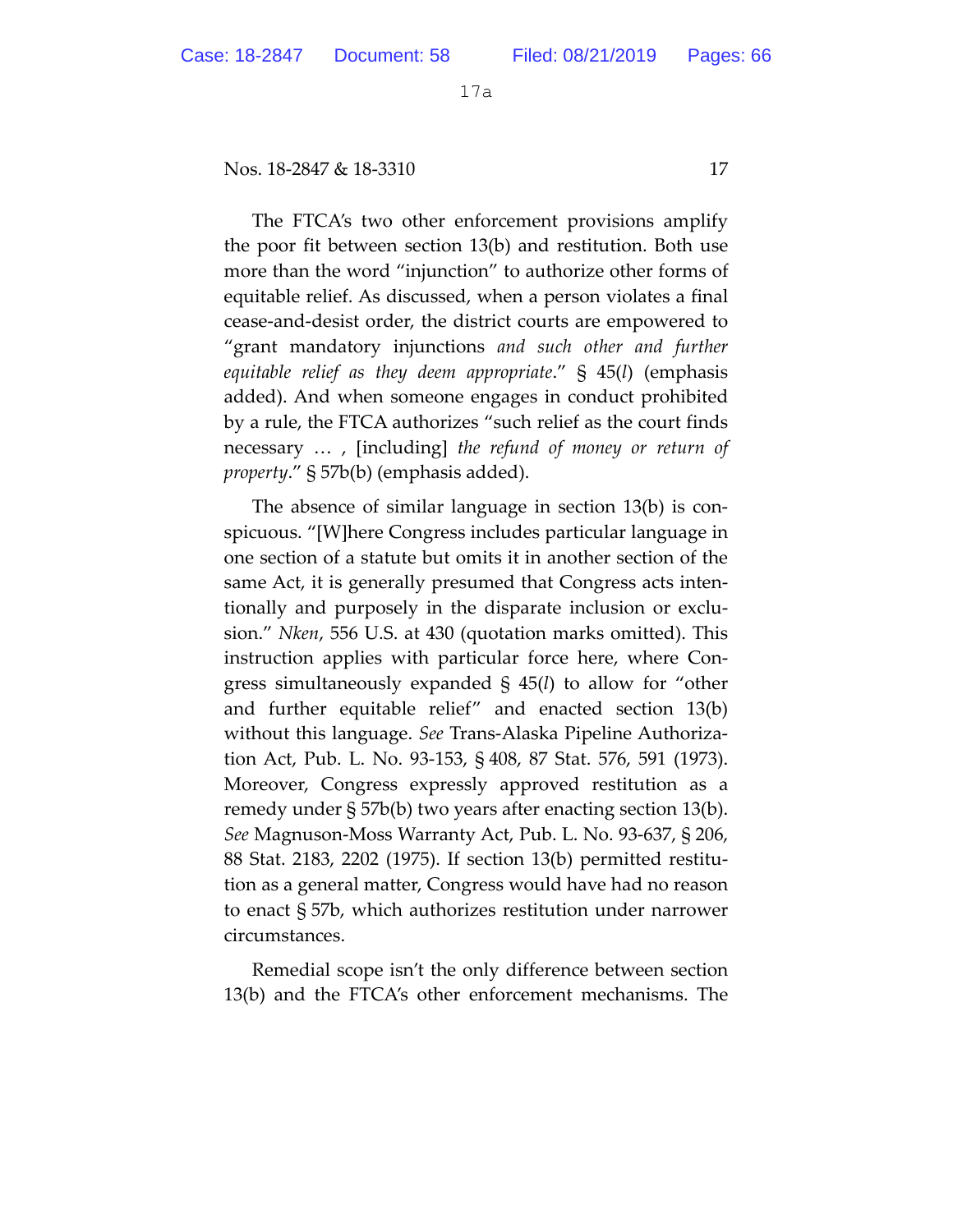The FTCA's two other enforcement provisions amplify the poor fit between section 13(b) and restitution. Both use more than the word "injunction" to authorize other forms of equitable relief. As discussed, when a person violates a final cease-and-desist order, the district courts are empowered to "grant mandatory injunctions *and such other and further equitable relief as they deem appropriate*." § 45(*l*) (emphasis added). And when someone engages in conduct prohibited by a rule, the FTCA authorizes "such relief as the court finds necessary … , [including] *the refund of money or return of property*." § 57b(b) (emphasis added).

The absence of similar language in section 13(b) is conspicuous. "[W]here Congress includes particular language in one section of a statute but omits it in another section of the same Act, it is generally presumed that Congress acts intentionally and purposely in the disparate inclusion or exclusion." *Nken*, 556 U.S. at 430 (quotation marks omitted). This instruction applies with particular force here, where Congress simultaneously expanded § 45(*l*) to allow for "other and further equitable relief" and enacted section 13(b) without this language. *See* Trans-Alaska Pipeline Authorization Act, Pub. L. No. 93-153, § 408, 87 Stat. 576, 591 (1973). Moreover, Congress expressly approved restitution as a remedy under § 57b(b) two years after enacting section 13(b). *See* Magnuson-Moss Warranty Act, Pub. L. No. 93-637, § 206, 88 Stat. 2183, 2202 (1975). If section 13(b) permitted restitution as a general matter, Congress would have had no reason to enact § 57b, which authorizes restitution under narrower circumstances.

Remedial scope isn't the only difference between section 13(b) and the FTCA's other enforcement mechanisms. The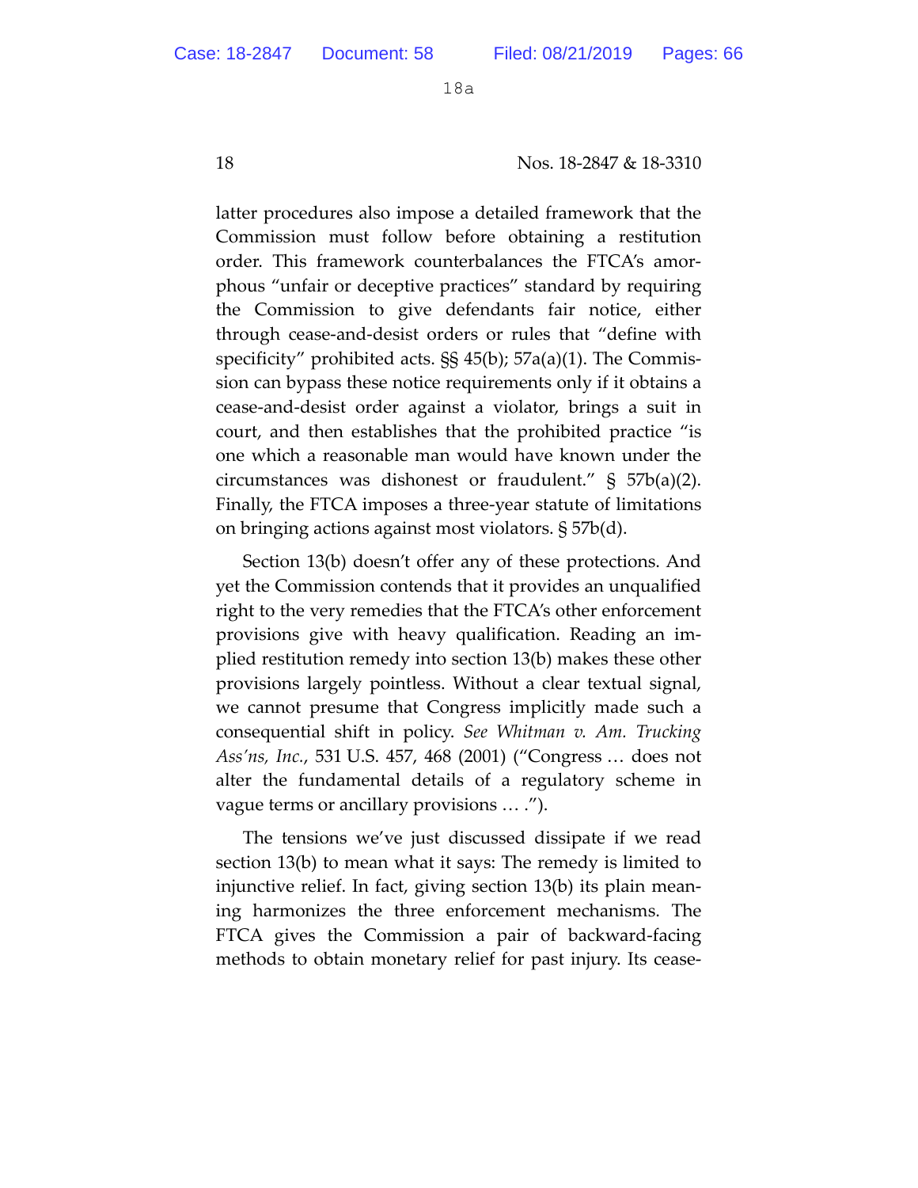latter procedures also impose a detailed framework that the Commission must follow before obtaining a restitution order. This framework counterbalances the FTCA's amorphous "unfair or deceptive practices" standard by requiring the Commission to give defendants fair notice, either through cease-and-desist orders or rules that "define with specificity" prohibited acts. §§ 45(b); 57a(a)(1). The Commission can bypass these notice requirements only if it obtains a cease-and-desist order against a violator, brings a suit in court, and then establishes that the prohibited practice "is one which a reasonable man would have known under the circumstances was dishonest or fraudulent." § 57b(a)(2). Finally, the FTCA imposes a three-year statute of limitations on bringing actions against most violators. § 57b(d).

Section 13(b) doesn't offer any of these protections. And yet the Commission contends that it provides an unqualified right to the very remedies that the FTCA's other enforcement provisions give with heavy qualification. Reading an implied restitution remedy into section 13(b) makes these other provisions largely pointless. Without a clear textual signal, we cannot presume that Congress implicitly made such a consequential shift in policy. *See Whitman v. Am. Trucking Ass'ns, Inc.*, 531 U.S. 457, 468 (2001) ("Congress … does not alter the fundamental details of a regulatory scheme in vague terms or ancillary provisions … .").

The tensions we've just discussed dissipate if we read section 13(b) to mean what it says: The remedy is limited to injunctive relief. In fact, giving section 13(b) its plain meaning harmonizes the three enforcement mechanisms. The FTCA gives the Commission a pair of backward-facing methods to obtain monetary relief for past injury. Its cease-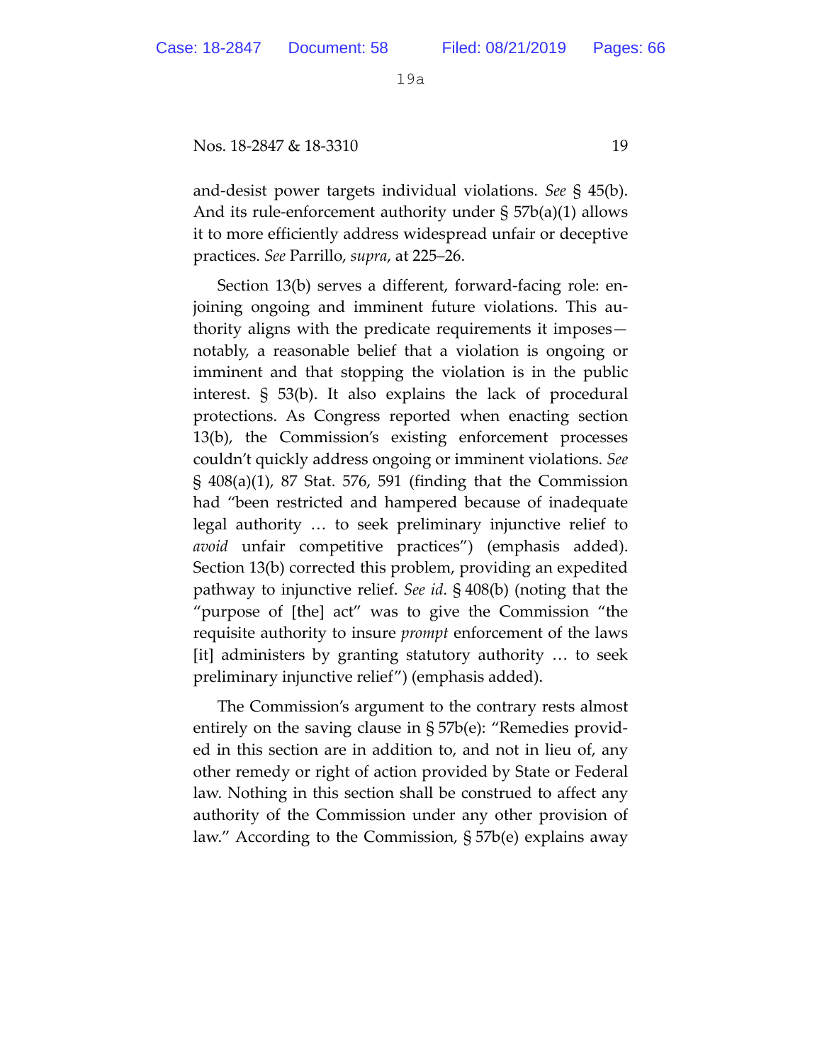and-desist power targets individual violations. *See* § 45(b). And its rule-enforcement authority under § 57b(a)(1) allows it to more efficiently address widespread unfair or deceptive practices. *See* Parrillo, *supra*, at 225–26.

Section 13(b) serves a different, forward-facing role: enjoining ongoing and imminent future violations. This authority aligns with the predicate requirements it imposes—notably, a reasonable belief that a violation is ongoing or imminent and that stopping the violation is in the public interest. § 53(b). It also explains the lack of procedural protections. As Congress reported when enacting section 13(b), the Commission's existing enforcement processes couldn't quickly address ongoing or imminent violations. *See* § 408(a)(1), 87 Stat. 576, 591 (finding that the Commission had "been restricted and hampered because of inadequate legal authority … to seek preliminary injunctive relief to *avoid* unfair competitive practices") (emphasis added). Section 13(b) corrected this problem, providing an expedited pathway to injunctive relief. *See id*. § 408(b) (noting that the "purpose of [the] act" was to give the Commission "the requisite authority to insure *prompt* enforcement of the laws [it] administers by granting statutory authority … to seek preliminary injunctive relief") (emphasis added).

The Commission's argument to the contrary rests almost entirely on the saving clause in § 57b(e): "Remedies provided in this section are in addition to, and not in lieu of, any other remedy or right of action provided by State or Federal law. Nothing in this section shall be construed to affect any authority of the Commission under any other provision of law." According to the Commission, § 57b(e) explains away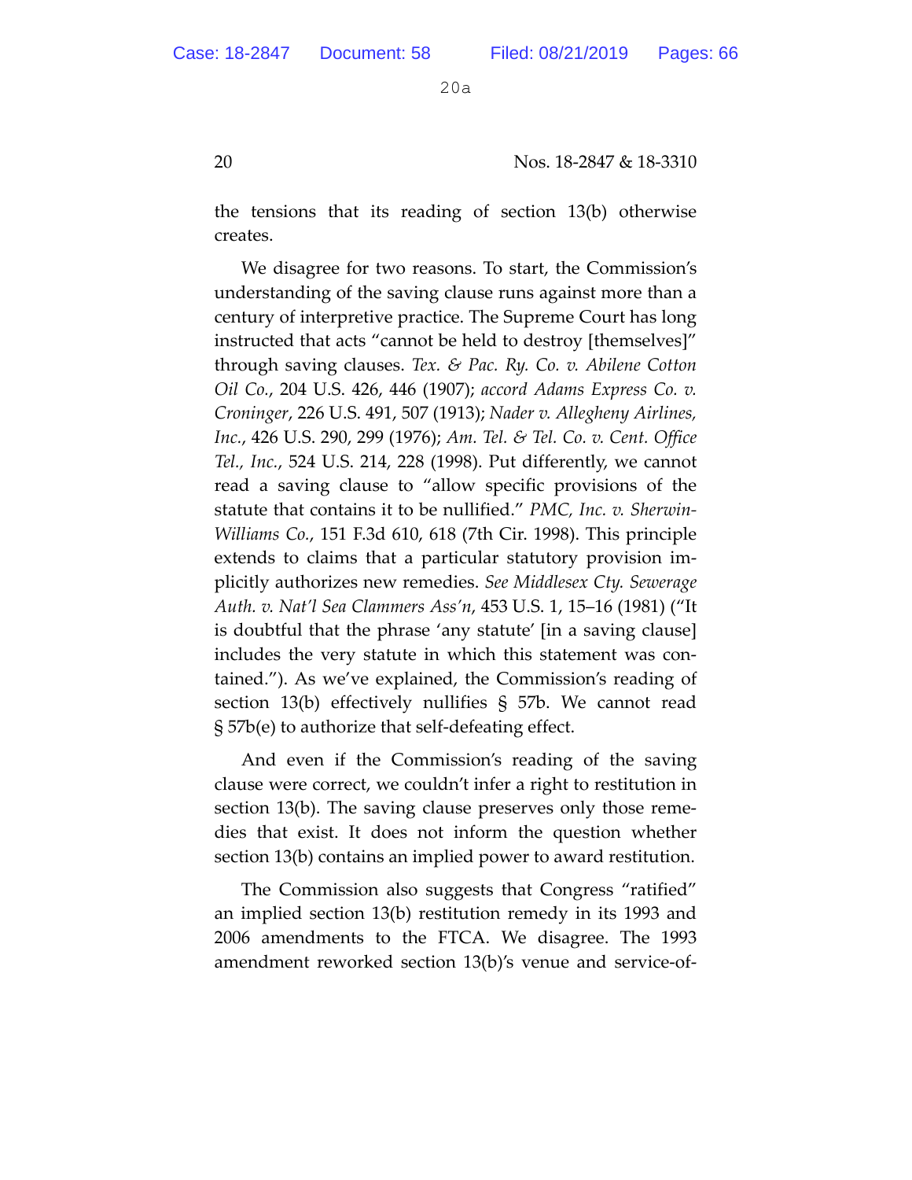the tensions that its reading of section 13(b) otherwise creates.

We disagree for two reasons. To start, the Commission's understanding of the saving clause runs against more than a century of interpretive practice. The Supreme Court has long instructed that acts "cannot be held to destroy [themselves]" through saving clauses. *Tex. & Pac. Ry. Co. v. Abilene Cotton Oil Co.*, 204 U.S. 426, 446 (1907); *accord Adams Express Co. v. Croninger*, 226 U.S. 491, 507 (1913); *Nader v. Allegheny Airlines, Inc.*, 426 U.S. 290, 299 (1976); *Am. Tel. & Tel. Co. v. Cent. Office Tel., Inc.*, 524 U.S. 214, 228 (1998). Put differently, we cannot read a saving clause to "allow specific provisions of the statute that contains it to be nullified." *PMC, Inc. v. Sherwin-Williams Co.*, 151 F.3d 610, 618 (7th Cir. 1998). This principle extends to claims that a particular statutory provision implicitly authorizes new remedies. *See Middlesex Cty. Sewerage Auth. v. Nat'l Sea Clammers Ass'n*, 453 U.S. 1, 15–16 (1981) ("It is doubtful that the phrase 'any statute' [in a saving clause] includes the very statute in which this statement was contained."). As we've explained, the Commission's reading of section 13(b) effectively nullifies § 57b. We cannot read § 57b(e) to authorize that self-defeating effect.

And even if the Commission's reading of the saving clause were correct, we couldn't infer a right to restitution in section 13(b). The saving clause preserves only those remedies that exist. It does not inform the question whether section 13(b) contains an implied power to award restitution.

The Commission also suggests that Congress "ratified" an implied section 13(b) restitution remedy in its 1993 and 2006 amendments to the FTCA. We disagree. The 1993 amendment reworked section 13(b)'s venue and service-of-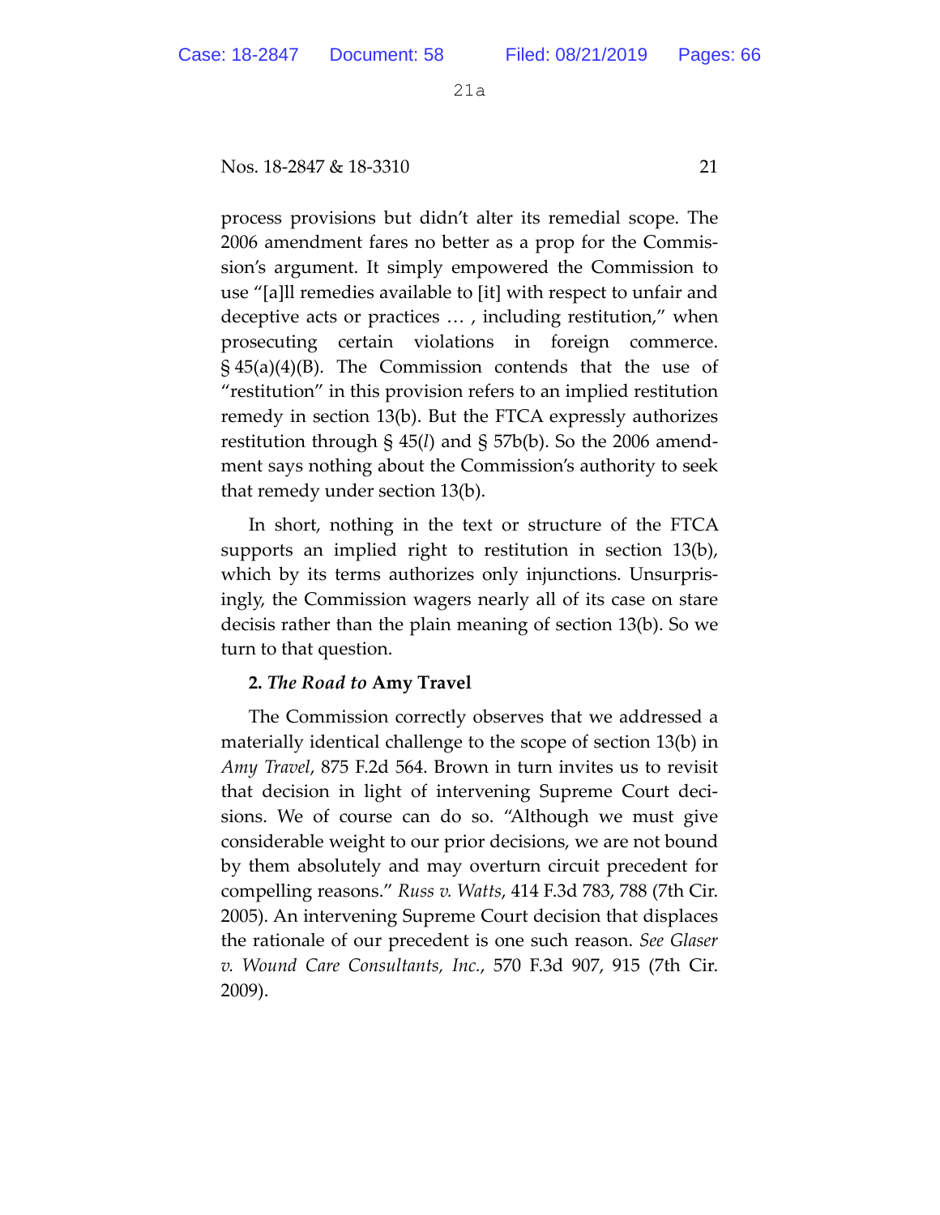process provisions but didn't alter its remedial scope. The 2006 amendment fares no better as a prop for the Commission's argument. It simply empowered the Commission to use "[a]ll remedies available to [it] with respect to unfair and deceptive acts or practices … , including restitution," when prosecuting certain violations in foreign commerce. § 45(a)(4)(B). The Commission contends that the use of "restitution" in this provision refers to an implied restitution remedy in section 13(b). But the FTCA expressly authorizes restitution through § 45(*l*) and § 57b(b). So the 2006 amendment says nothing about the Commission's authority to seek that remedy under section 13(b).

In short, nothing in the text or structure of the FTCA supports an implied right to restitution in section 13(b), which by its terms authorizes only injunctions. Unsurprisingly, the Commission wagers nearly all of its case on stare decisis rather than the plain meaning of section 13(b). So we turn to that question.

**2. *The Road to* Amy Travel**

The Commission correctly observes that we addressed a materially identical challenge to the scope of section 13(b) in *Amy Travel*, 875 F.2d 564. Brown in turn invites us to revisit that decision in light of intervening Supreme Court decisions. We of course can do so. "Although we must give considerable weight to our prior decisions, we are not bound by them absolutely and may overturn circuit precedent for compelling reasons." *Russ v. Watts*, 414 F.3d 783, 788 (7th Cir. 2005). An intervening Supreme Court decision that displaces the rationale of our precedent is one such reason. *See Glaser v. Wound Care Consultants, Inc.*, 570 F.3d 907, 915 (7th Cir. 2009).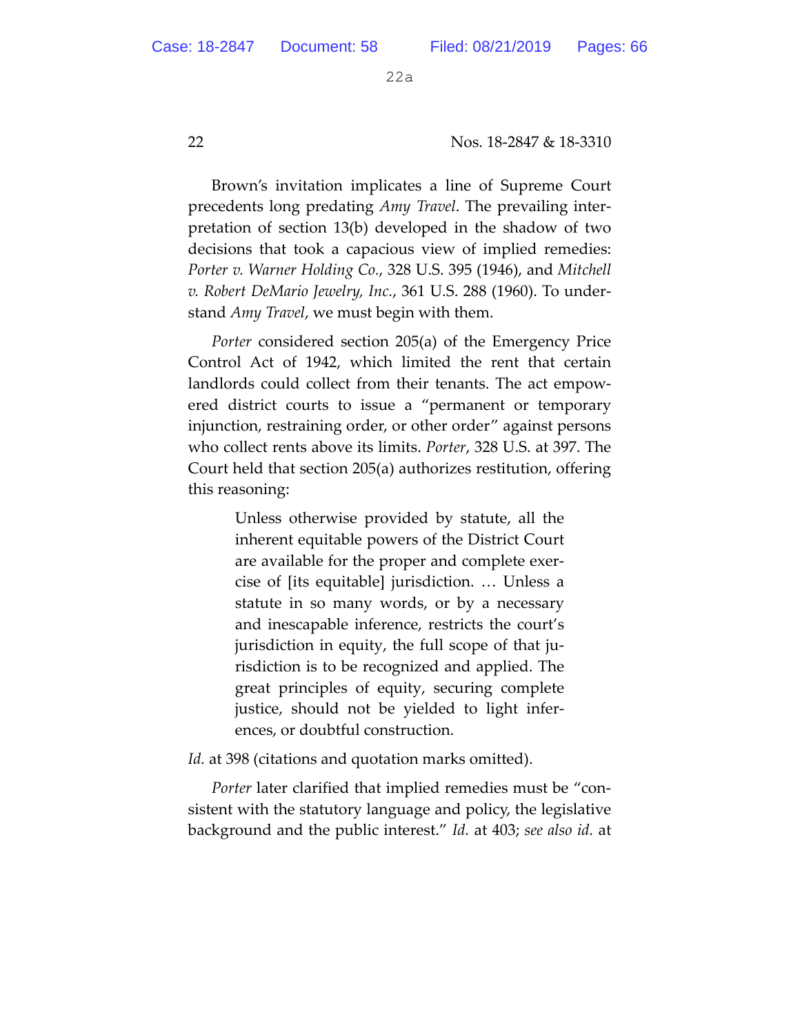Brown's invitation implicates a line of Supreme Court precedents long predating *Amy Travel*. The prevailing interpretation of section 13(b) developed in the shadow of two decisions that took a capacious view of implied remedies: *Porter v. Warner Holding Co.*, 328 U.S. 395 (1946), and *Mitchell v. Robert DeMario Jewelry, Inc.*, 361 U.S. 288 (1960). To understand *Amy Travel*, we must begin with them.

*Porter* considered section 205(a) of the Emergency Price Control Act of 1942, which limited the rent that certain landlords could collect from their tenants. The act empowered district courts to issue a "permanent or temporary injunction, restraining order, or other order" against persons who collect rents above its limits. *Porter*, 328 U.S. at 397. The Court held that section 205(a) authorizes restitution, offering this reasoning:

> Unless otherwise provided by statute, all the inherent equitable powers of the District Court are available for the proper and complete exercise of [its equitable] jurisdiction. … Unless a statute in so many words, or by a necessary and inescapable inference, restricts the court's jurisdiction in equity, the full scope of that jurisdiction is to be recognized and applied. The great principles of equity, securing complete justice, should not be yielded to light inferences, or doubtful construction.

*Id.* at 398 (citations and quotation marks omitted).

*Porter* later clarified that implied remedies must be "consistent with the statutory language and policy, the legislative background and the public interest." *Id.* at 403; *see also id.* at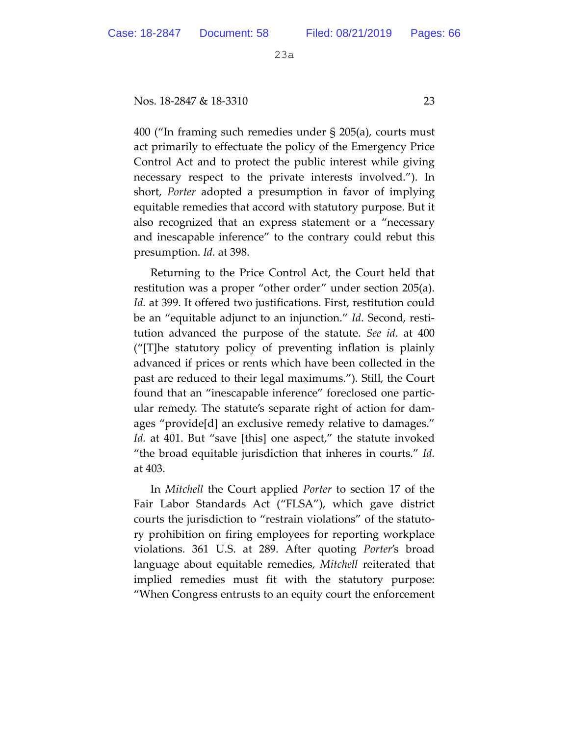400 ("In framing such remedies under § 205(a), courts must act primarily to effectuate the policy of the Emergency Price Control Act and to protect the public interest while giving necessary respect to the private interests involved."). In short, *Porter* adopted a presumption in favor of implying equitable remedies that accord with statutory purpose. But it also recognized that an express statement or a "necessary and inescapable inference" to the contrary could rebut this presumption. *Id.* at 398.

Returning to the Price Control Act, the Court held that restitution was a proper "other order" under section 205(a). *Id.* at 399. It offered two justifications. First, restitution could be an "equitable adjunct to an injunction." *Id*. Second, restitution advanced the purpose of the statute. *See id*. at 400 ("[T]he statutory policy of preventing inflation is plainly advanced if prices or rents which have been collected in the past are reduced to their legal maximums."). Still, the Court found that an "inescapable inference" foreclosed one particular remedy. The statute's separate right of action for damages "provide[d] an exclusive remedy relative to damages." *Id.* at 401. But "save [this] one aspect," the statute invoked "the broad equitable jurisdiction that inheres in courts." *Id.* at 403.

In *Mitchell* the Court applied *Porter* to section 17 of the Fair Labor Standards Act ("FLSA"), which gave district courts the jurisdiction to "restrain violations" of the statutory prohibition on firing employees for reporting workplace violations. 361 U.S. at 289. After quoting *Porter*'s broad language about equitable remedies, *Mitchell* reiterated that implied remedies must fit with the statutory purpose: "When Congress entrusts to an equity court the enforcement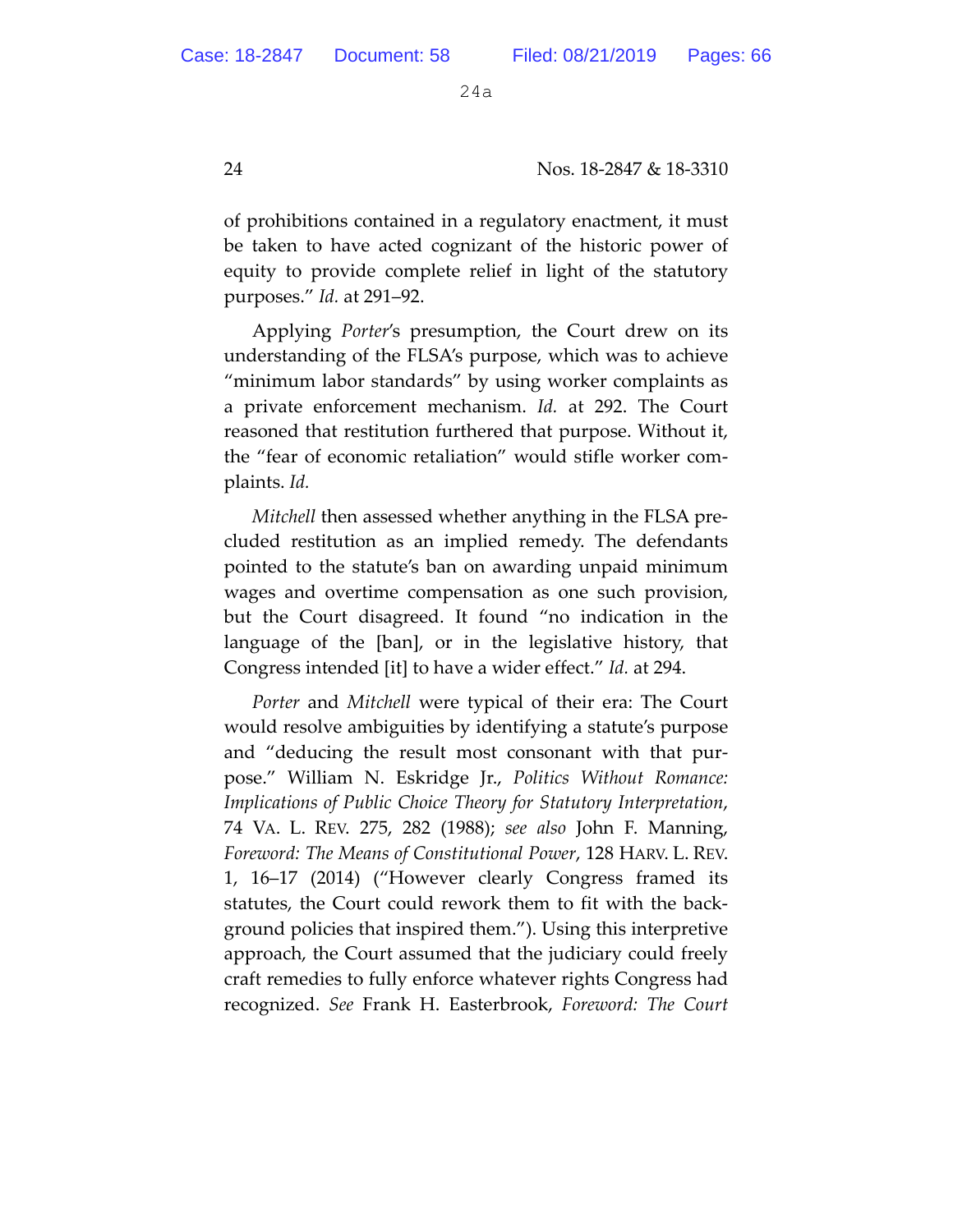of prohibitions contained in a regulatory enactment, it must be taken to have acted cognizant of the historic power of equity to provide complete relief in light of the statutory purposes." *Id.* at 291–92.

Applying *Porter*'s presumption, the Court drew on its understanding of the FLSA's purpose, which was to achieve "minimum labor standards" by using worker complaints as a private enforcement mechanism. *Id.* at 292. The Court reasoned that restitution furthered that purpose. Without it, the "fear of economic retaliation" would stifle worker complaints. *Id.*

*Mitchell* then assessed whether anything in the FLSA precluded restitution as an implied remedy. The defendants pointed to the statute's ban on awarding unpaid minimum wages and overtime compensation as one such provision, but the Court disagreed. It found "no indication in the language of the [ban], or in the legislative history, that Congress intended [it] to have a wider effect." *Id.* at 294.

*Porter* and *Mitchell* were typical of their era: The Court would resolve ambiguities by identifying a statute's purpose and "deducing the result most consonant with that purpose." William N. Eskridge Jr., *Politics Without Romance: Implications of Public Choice Theory for Statutory Interpretation*, 74 VA. L. REV. 275, 282 (1988); *see also* John F. Manning, *Foreword: The Means of Constitutional Power*, 128 HARV. L. REV. 1, 16–17 (2014) ("However clearly Congress framed its statutes, the Court could rework them to fit with the background policies that inspired them."). Using this interpretive approach, the Court assumed that the judiciary could freely craft remedies to fully enforce whatever rights Congress had recognized. *See* Frank H. Easterbrook, *Foreword: The Court*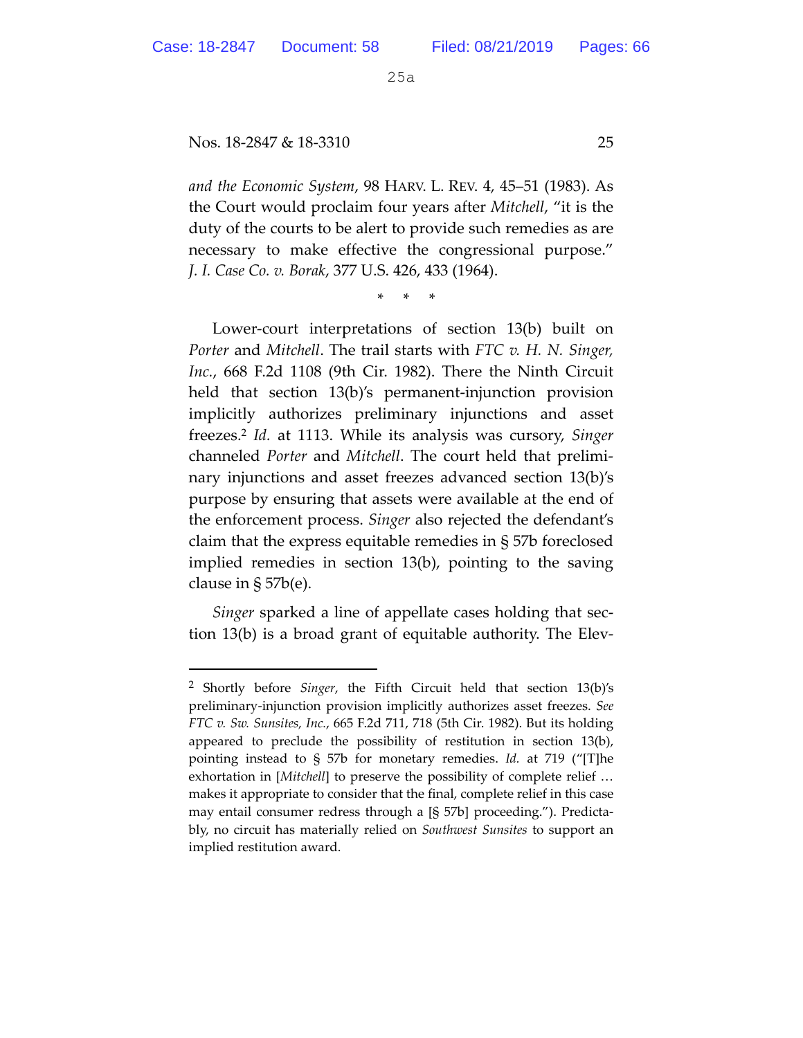*and the Economic System*, 98 HARV. L. REV. 4, 45–51 (1983). As the Court would proclaim four years after *Mitchell*, "it is the duty of the courts to be alert to provide such remedies as are necessary to make effective the congressional purpose." *J. I. Case Co. v. Borak*, 377 U.S. 426, 433 (1964).

\* \* \*

Lower-court interpretations of section 13(b) built on *Porter* and *Mitchell*. The trail starts with *FTC v. H. N. Singer, Inc.*, 668 F.2d 1108 (9th Cir. 1982). There the Ninth Circuit held that section 13(b)'s permanent-injunction provision implicitly authorizes preliminary injunctions and asset freezes.[2] *Id.* at 1113. While its analysis was cursory, *Singer* channeled *Porter* and *Mitchell*. The court held that preliminary injunctions and asset freezes advanced section 13(b)'s purpose by ensuring that assets were available at the end of the enforcement process. *Singer* also rejected the defendant's claim that the express equitable remedies in § 57b foreclosed implied remedies in section 13(b), pointing to the saving clause in § 57b(e).

*Singer* sparked a line of appellate cases holding that section 13(b) is a broad grant of equitable authority. The Elev-

[2] Shortly before *Singer*, the Fifth Circuit held that section 13(b)'s preliminary-injunction provision implicitly authorizes asset freezes. *See FTC v. Sw. Sunsites, Inc.*, 665 F.2d 711, 718 (5th Cir. 1982). But its holding appeared to preclude the possibility of restitution in section 13(b), pointing instead to § 57b for monetary remedies. *Id.* at 719 ("[T]he exhortation in [*Mitchell*] to preserve the possibility of complete relief … makes it appropriate to consider that the final, complete relief in this case may entail consumer redress through a [§ 57b] proceeding."). Predictably, no circuit has materially relied on *Southwest Sunsites* to support an implied restitution award.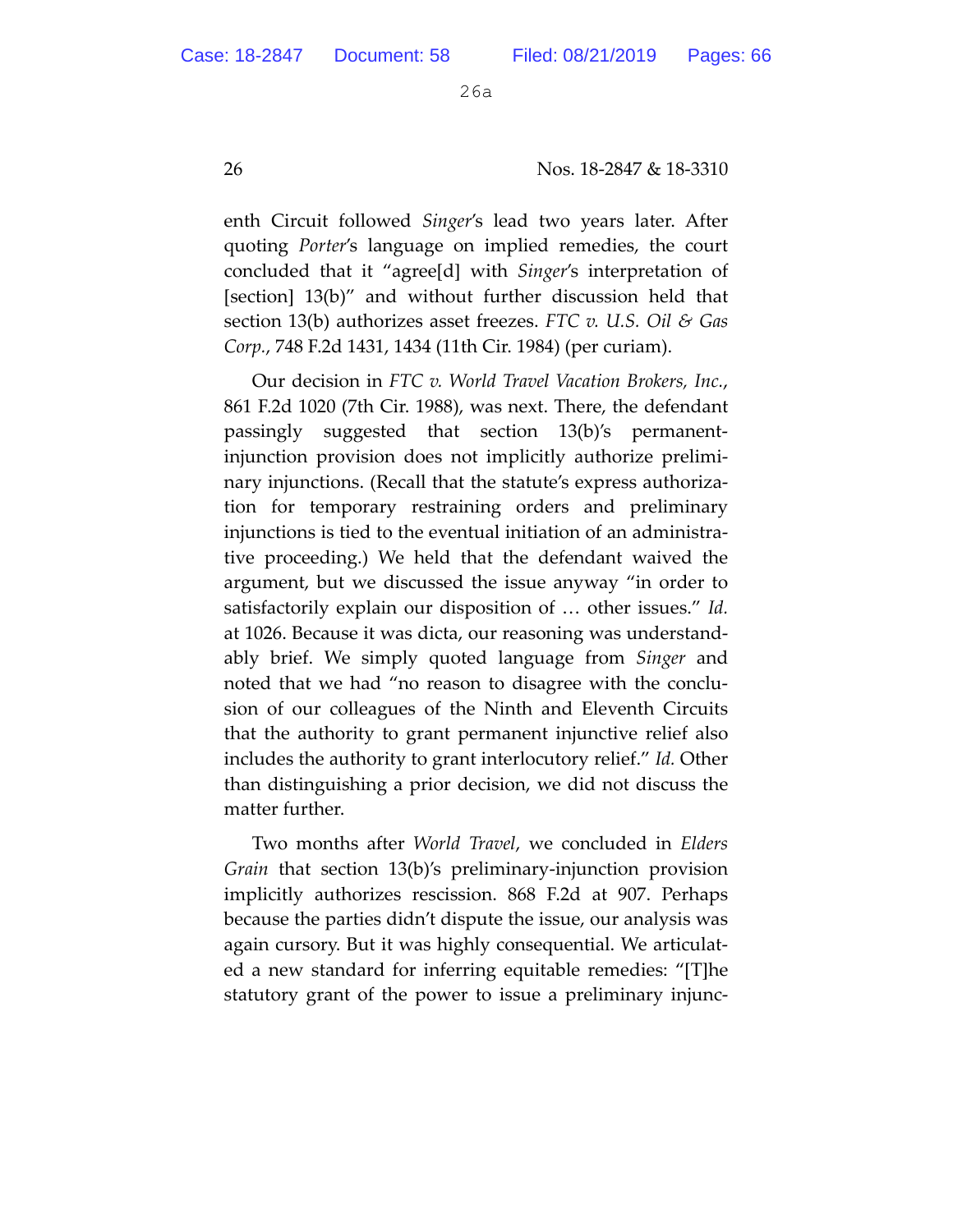enth Circuit followed *Singer*'s lead two years later. After quoting *Porter*'s language on implied remedies, the court concluded that it "agree[d] with *Singer*'s interpretation of [section] 13(b)" and without further discussion held that section 13(b) authorizes asset freezes. *FTC v. U.S. Oil & Gas Corp.*, 748 F.2d 1431, 1434 (11th Cir. 1984) (per curiam).

Our decision in *FTC v. World Travel Vacation Brokers, Inc.*, 861 F.2d 1020 (7th Cir. 1988), was next. There, the defendant passingly suggested that section 13(b)'s permanent-injunction provision does not implicitly authorize preliminary injunctions. (Recall that the statute's express authorization for temporary restraining orders and preliminary injunctions is tied to the eventual initiation of an administrative proceeding.) We held that the defendant waived the argument, but we discussed the issue anyway "in order to satisfactorily explain our disposition of … other issues." *Id.* at 1026. Because it was dicta, our reasoning was understandably brief. We simply quoted language from *Singer* and noted that we had "no reason to disagree with the conclusion of our colleagues of the Ninth and Eleventh Circuits that the authority to grant permanent injunctive relief also includes the authority to grant interlocutory relief." *Id.* Other than distinguishing a prior decision, we did not discuss the matter further.

Two months after *World Travel*, we concluded in *Elders Grain* that section 13(b)'s preliminary-injunction provision implicitly authorizes rescission. 868 F.2d at 907. Perhaps because the parties didn't dispute the issue, our analysis was again cursory. But it was highly consequential. We articulated a new standard for inferring equitable remedies: "[T]he statutory grant of the power to issue a preliminary injunc-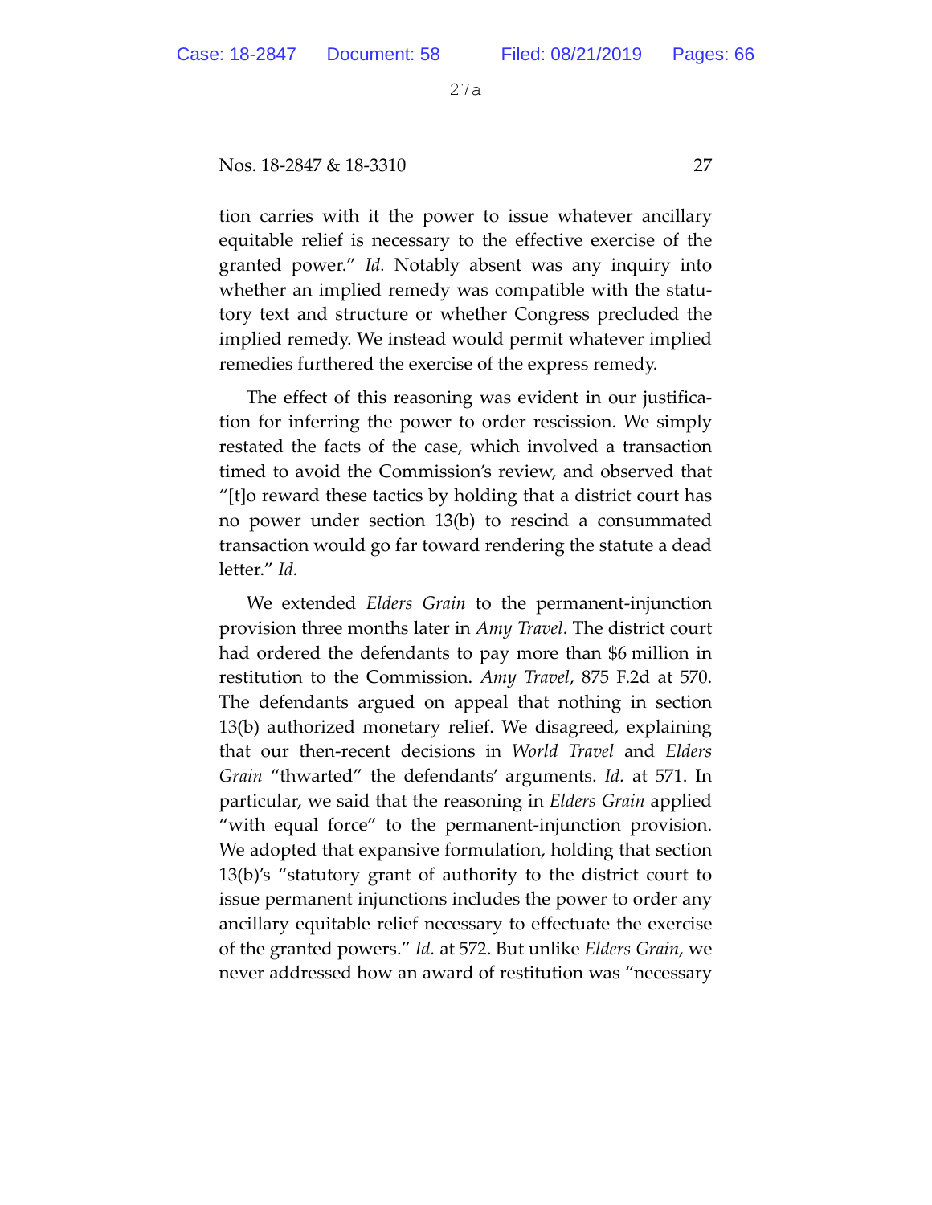tion carries with it the power to issue whatever ancillary equitable relief is necessary to the effective exercise of the granted power." *Id.* Notably absent was any inquiry into whether an implied remedy was compatible with the statutory text and structure or whether Congress precluded the implied remedy. We instead would permit whatever implied remedies furthered the exercise of the express remedy.

The effect of this reasoning was evident in our justification for inferring the power to order rescission. We simply restated the facts of the case, which involved a transaction timed to avoid the Commission's review, and observed that "[t]o reward these tactics by holding that a district court has no power under section 13(b) to rescind a consummated transaction would go far toward rendering the statute a dead letter." *Id.*

We extended *Elders Grain* to the permanent-injunction provision three months later in *Amy Travel*. The district court had ordered the defendants to pay more than $6 million in restitution to the Commission. *Amy Travel*, 875 F.2d at 570. The defendants argued on appeal that nothing in section 13(b) authorized monetary relief. We disagreed, explaining that our then-recent decisions in *World Travel* and *Elders Grain* "thwarted" the defendants' arguments. *Id.* at 571. In particular, we said that the reasoning in *Elders Grain* applied "with equal force" to the permanent-injunction provision. We adopted that expansive formulation, holding that section 13(b)'s "statutory grant of authority to the district court to issue permanent injunctions includes the power to order any ancillary equitable relief necessary to effectuate the exercise of the granted powers." *Id.* at 572. But unlike *Elders Grain*, we never addressed how an award of restitution was "necessary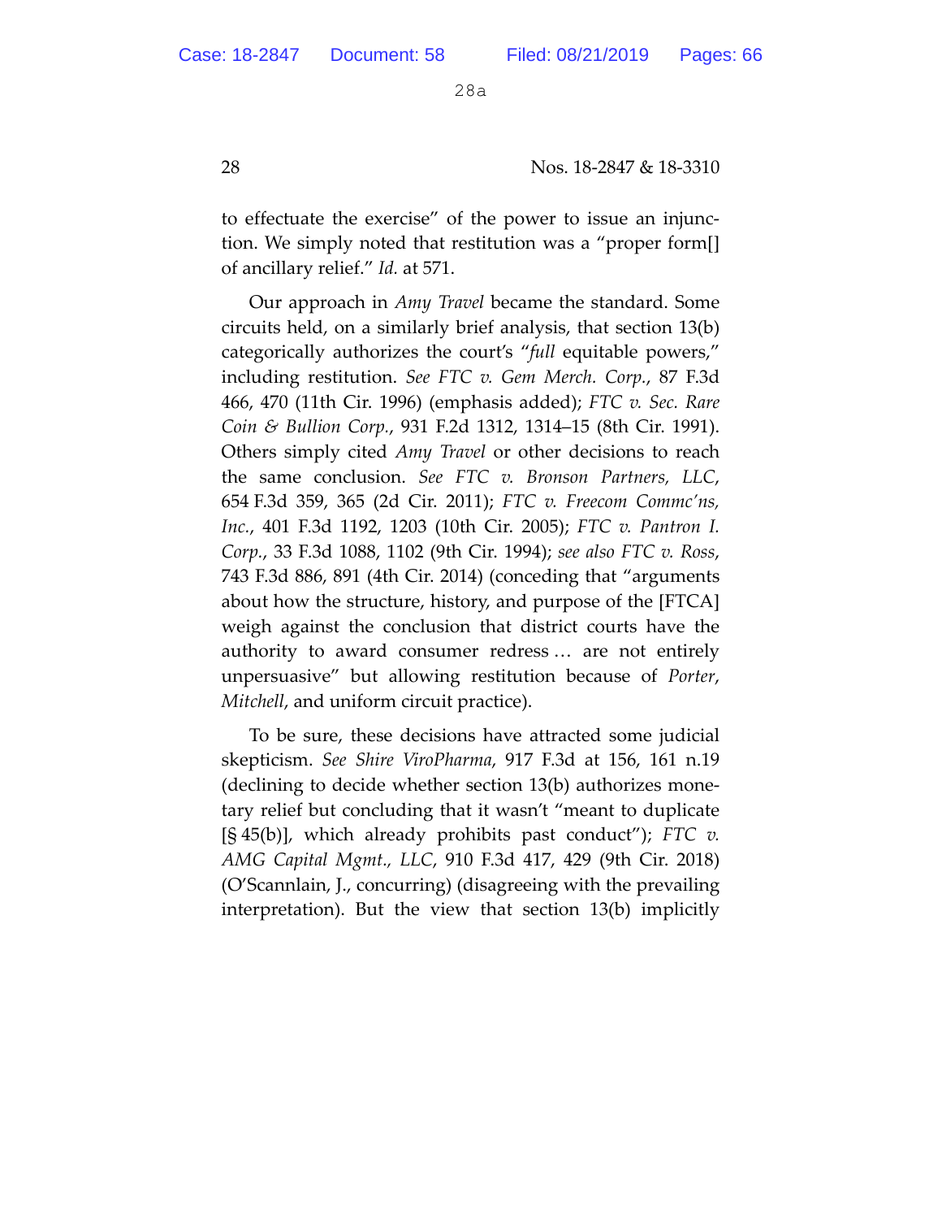to effectuate the exercise" of the power to issue an injunction. We simply noted that restitution was a "proper form[] of ancillary relief." *Id.* at 571.

Our approach in *Amy Travel* became the standard. Some circuits held, on a similarly brief analysis, that section 13(b) categorically authorizes the court's "*full* equitable powers," including restitution. *See FTC v. Gem Merch. Corp.*, 87 F.3d 466, 470 (11th Cir. 1996) (emphasis added); *FTC v. Sec. Rare Coin & Bullion Corp.*, 931 F.2d 1312, 1314–15 (8th Cir. 1991). Others simply cited *Amy Travel* or other decisions to reach the same conclusion. *See FTC v. Bronson Partners, LLC*, 654 F.3d 359, 365 (2d Cir. 2011); *FTC v. Freecom Commc'ns, Inc.*, 401 F.3d 1192, 1203 (10th Cir. 2005); *FTC v. Pantron I. Corp.*, 33 F.3d 1088, 1102 (9th Cir. 1994); *see also FTC v. Ross*, 743 F.3d 886, 891 (4th Cir. 2014) (conceding that "arguments about how the structure, history, and purpose of the [FTCA] weigh against the conclusion that district courts have the authority to award consumer redress … are not entirely unpersuasive" but allowing restitution because of *Porter*, *Mitchell*, and uniform circuit practice).

To be sure, these decisions have attracted some judicial skepticism. *See Shire ViroPharma*, 917 F.3d at 156, 161 n.19 (declining to decide whether section 13(b) authorizes monetary relief but concluding that it wasn't "meant to duplicate [§ 45(b)], which already prohibits past conduct"); *FTC v. AMG Capital Mgmt., LLC*, 910 F.3d 417, 429 (9th Cir. 2018) (O'Scannlain, J., concurring) (disagreeing with the prevailing interpretation). But the view that section 13(b) implicitly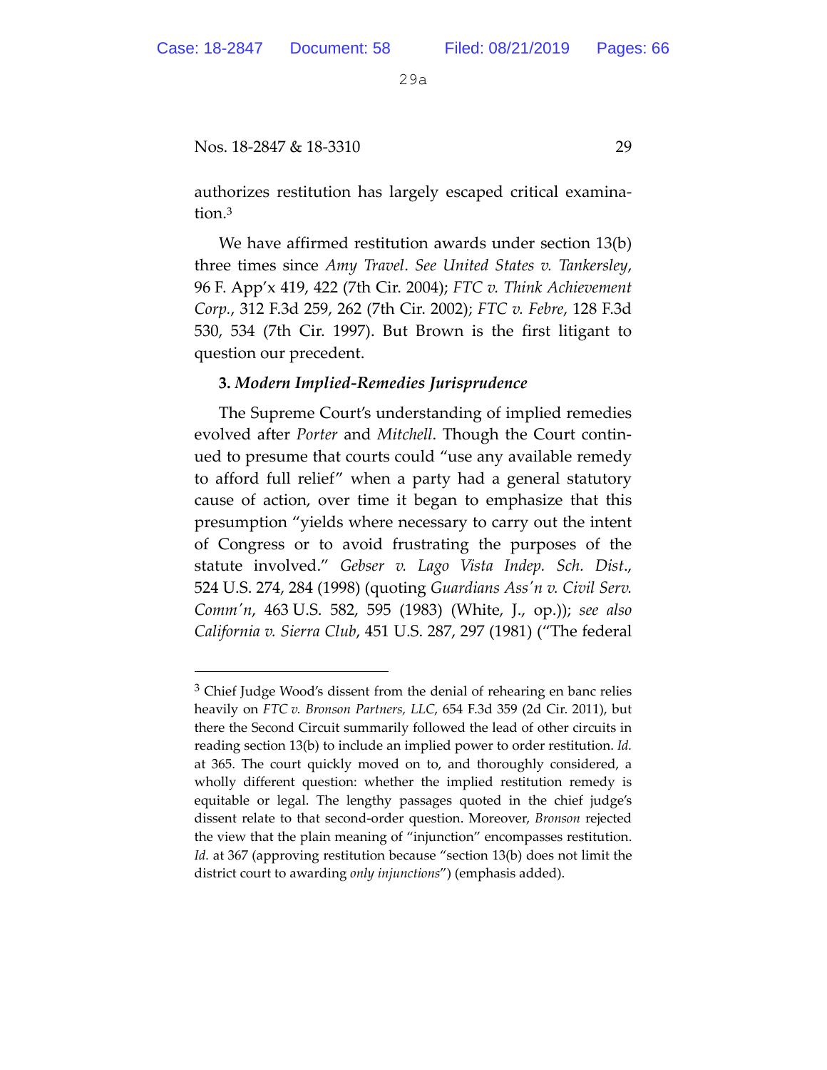authorizes restitution has largely escaped critical examination.[3]

We have affirmed restitution awards under section 13(b) three times since *Amy Travel*. *See United States v. Tankersley*, 96 F. App'x 419, 422 (7th Cir. 2004); *FTC v. Think Achievement Corp.*, 312 F.3d 259, 262 (7th Cir. 2002); *FTC v. Febre*, 128 F.3d 530, 534 (7th Cir. 1997). But Brown is the first litigant to question our precedent.

**3. *Modern Implied-Remedies Jurisprudence***

The Supreme Court's understanding of implied remedies evolved after *Porter* and *Mitchell*. Though the Court continued to presume that courts could "use any available remedy to afford full relief" when a party had a general statutory cause of action, over time it began to emphasize that this presumption "yields where necessary to carry out the intent of Congress or to avoid frustrating the purposes of the statute involved." *Gebser v. Lago Vista Indep. Sch. Dist.*, 524 U.S. 274, 284 (1998) (quoting *Guardians Ass'n v. Civil Serv. Comm'n*, 463 U.S. 582, 595 (1983) (White, J., op.)); *see also California v. Sierra Club*, 451 U.S. 287, 297 (1981) ("The federal

---

[3] Chief Judge Wood's dissent from the denial of rehearing en banc relies heavily on *FTC v. Bronson Partners, LLC*, 654 F.3d 359 (2d Cir. 2011), but there the Second Circuit summarily followed the lead of other circuits in reading section 13(b) to include an implied power to order restitution. *Id.* at 365. The court quickly moved on to, and thoroughly considered, a wholly different question: whether the implied restitution remedy is equitable or legal. The lengthy passages quoted in the chief judge's dissent relate to that second-order question. Moreover, *Bronson* rejected the view that the plain meaning of "injunction" encompasses restitution. *Id.* at 367 (approving restitution because "section 13(b) does not limit the district court to awarding *only injunctions*") (emphasis added).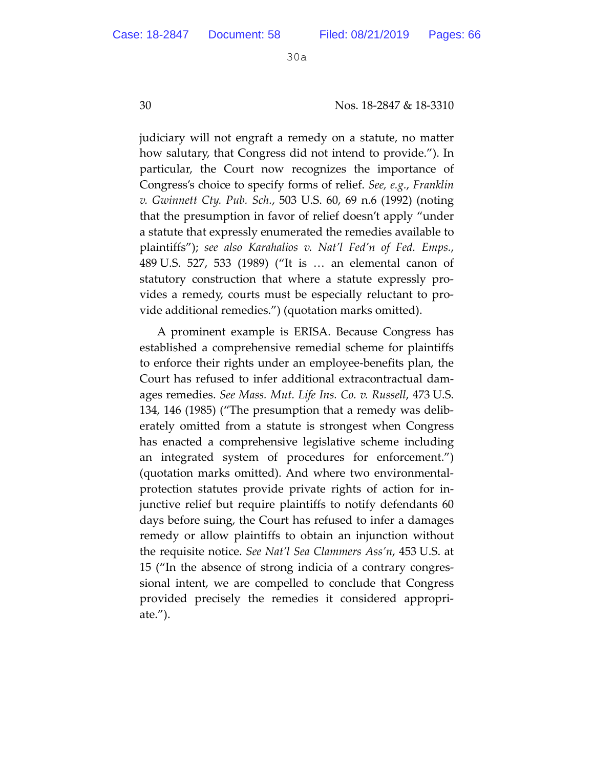judiciary will not engraft a remedy on a statute, no matter how salutary, that Congress did not intend to provide."). In particular, the Court now recognizes the importance of Congress's choice to specify forms of relief. *See, e.g.*, *Franklin v. Gwinnett Cty. Pub. Sch.*, 503 U.S. 60, 69 n.6 (1992) (noting that the presumption in favor of relief doesn't apply "under a statute that expressly enumerated the remedies available to plaintiffs"); *see also Karahalios v. Nat'l Fed'n of Fed. Emps.*, 489 U.S. 527, 533 (1989) ("It is … an elemental canon of statutory construction that where a statute expressly provides a remedy, courts must be especially reluctant to provide additional remedies.") (quotation marks omitted).

A prominent example is ERISA. Because Congress has established a comprehensive remedial scheme for plaintiffs to enforce their rights under an employee-benefits plan, the Court has refused to infer additional extracontractual damages remedies. *See Mass. Mut. Life Ins. Co. v. Russell*, 473 U.S. 134, 146 (1985) ("The presumption that a remedy was deliberately omitted from a statute is strongest when Congress has enacted a comprehensive legislative scheme including an integrated system of procedures for enforcement.") (quotation marks omitted). And where two environmental-protection statutes provide private rights of action for injunctive relief but require plaintiffs to notify defendants 60 days before suing, the Court has refused to infer a damages remedy or allow plaintiffs to obtain an injunction without the requisite notice. *See Nat'l Sea Clammers Ass'n*, 453 U.S. at 15 ("In the absence of strong indicia of a contrary congressional intent, we are compelled to conclude that Congress provided precisely the remedies it considered appropriate.").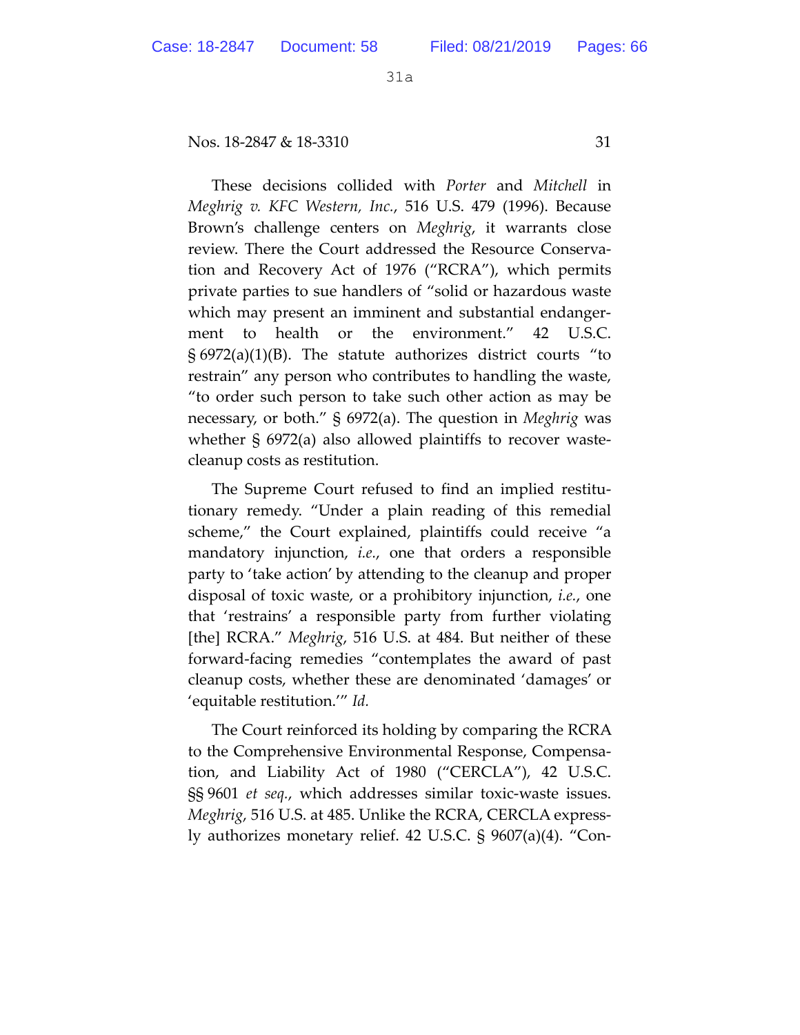These decisions collided with *Porter* and *Mitchell* in *Meghrig v. KFC Western, Inc.*, 516 U.S. 479 (1996). Because Brown's challenge centers on *Meghrig*, it warrants close review. There the Court addressed the Resource Conservation and Recovery Act of 1976 ("RCRA"), which permits private parties to sue handlers of "solid or hazardous waste which may present an imminent and substantial endangerment to health or the environment." 42 U.S.C. § 6972(a)(1)(B). The statute authorizes district courts "to restrain" any person who contributes to handling the waste, "to order such person to take such other action as may be necessary, or both." § 6972(a). The question in *Meghrig* was whether § 6972(a) also allowed plaintiffs to recover waste-cleanup costs as restitution.

The Supreme Court refused to find an implied restitutionary remedy. "Under a plain reading of this remedial scheme," the Court explained, plaintiffs could receive "a mandatory injunction, *i.e.*, one that orders a responsible party to 'take action' by attending to the cleanup and proper disposal of toxic waste, or a prohibitory injunction, *i.e.*, one that 'restrains' a responsible party from further violating [the] RCRA." *Meghrig*, 516 U.S. at 484. But neither of these forward-facing remedies "contemplates the award of past cleanup costs, whether these are denominated 'damages' or 'equitable restitution.'" *Id.*

The Court reinforced its holding by comparing the RCRA to the Comprehensive Environmental Response, Compensation, and Liability Act of 1980 ("CERCLA"), 42 U.S.C. §§ 9601 *et seq.*, which addresses similar toxic-waste issues. *Meghrig*, 516 U.S. at 485. Unlike the RCRA, CERCLA expressly authorizes monetary relief. 42 U.S.C. § 9607(a)(4). "Con-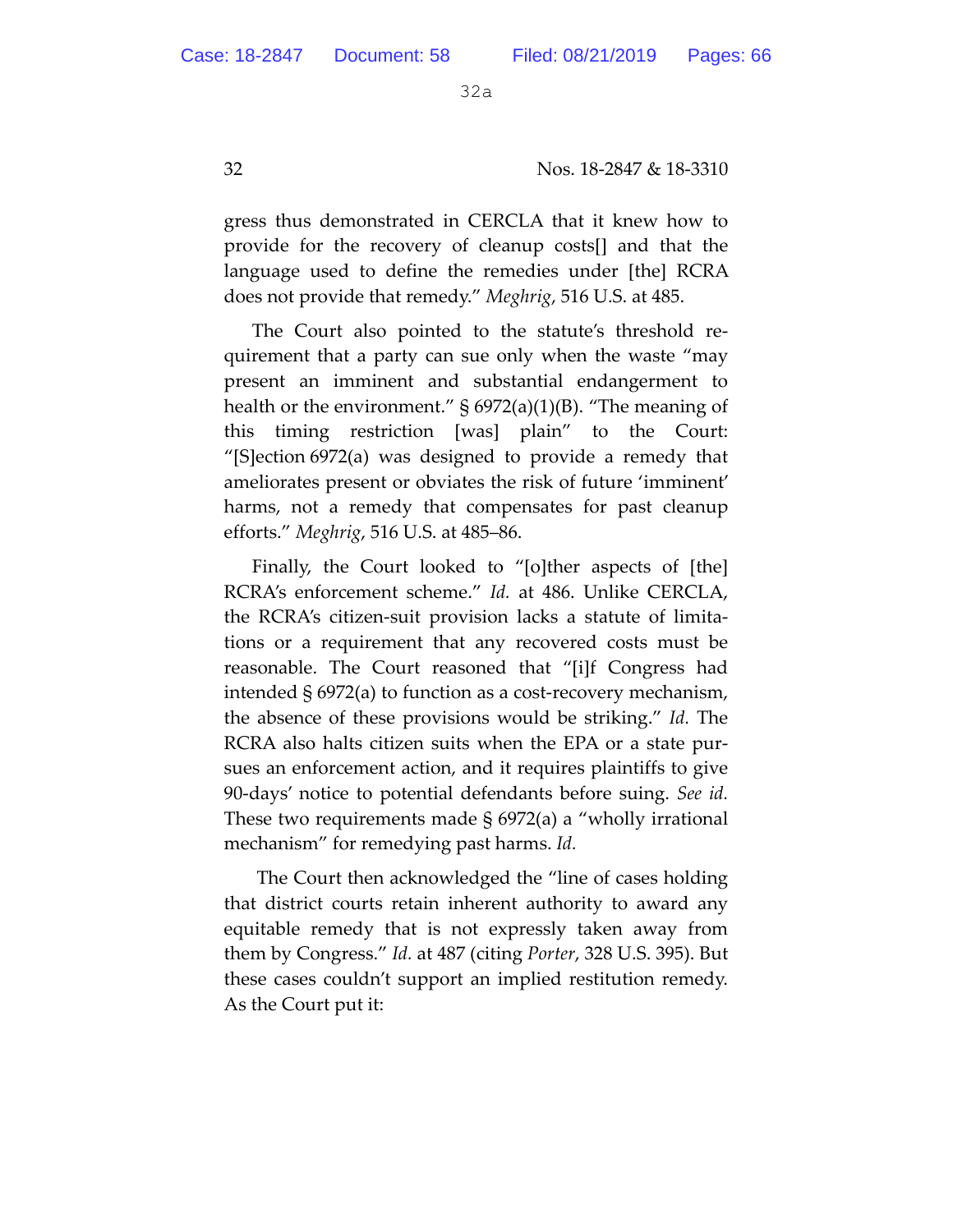gress thus demonstrated in CERCLA that it knew how to provide for the recovery of cleanup costs[] and that the language used to define the remedies under [the] RCRA does not provide that remedy." *Meghrig*, 516 U.S. at 485.

The Court also pointed to the statute's threshold requirement that a party can sue only when the waste "may present an imminent and substantial endangerment to health or the environment." § 6972(a)(1)(B). "The meaning of this timing restriction [was] plain" to the Court: "[S]ection 6972(a) was designed to provide a remedy that ameliorates present or obviates the risk of future 'imminent' harms, not a remedy that compensates for past cleanup efforts." *Meghrig*, 516 U.S. at 485–86.

Finally, the Court looked to "[o]ther aspects of [the] RCRA's enforcement scheme." *Id.* at 486. Unlike CERCLA, the RCRA's citizen-suit provision lacks a statute of limitations or a requirement that any recovered costs must be reasonable. The Court reasoned that "[i]f Congress had intended § 6972(a) to function as a cost-recovery mechanism, the absence of these provisions would be striking." *Id.* The RCRA also halts citizen suits when the EPA or a state pursues an enforcement action, and it requires plaintiffs to give 90-days' notice to potential defendants before suing. *See id.* These two requirements made § 6972(a) a "wholly irrational mechanism" for remedying past harms. *Id.*

The Court then acknowledged the "line of cases holding that district courts retain inherent authority to award any equitable remedy that is not expressly taken away from them by Congress." *Id.* at 487 (citing *Porter*, 328 U.S. 395). But these cases couldn't support an implied restitution remedy. As the Court put it: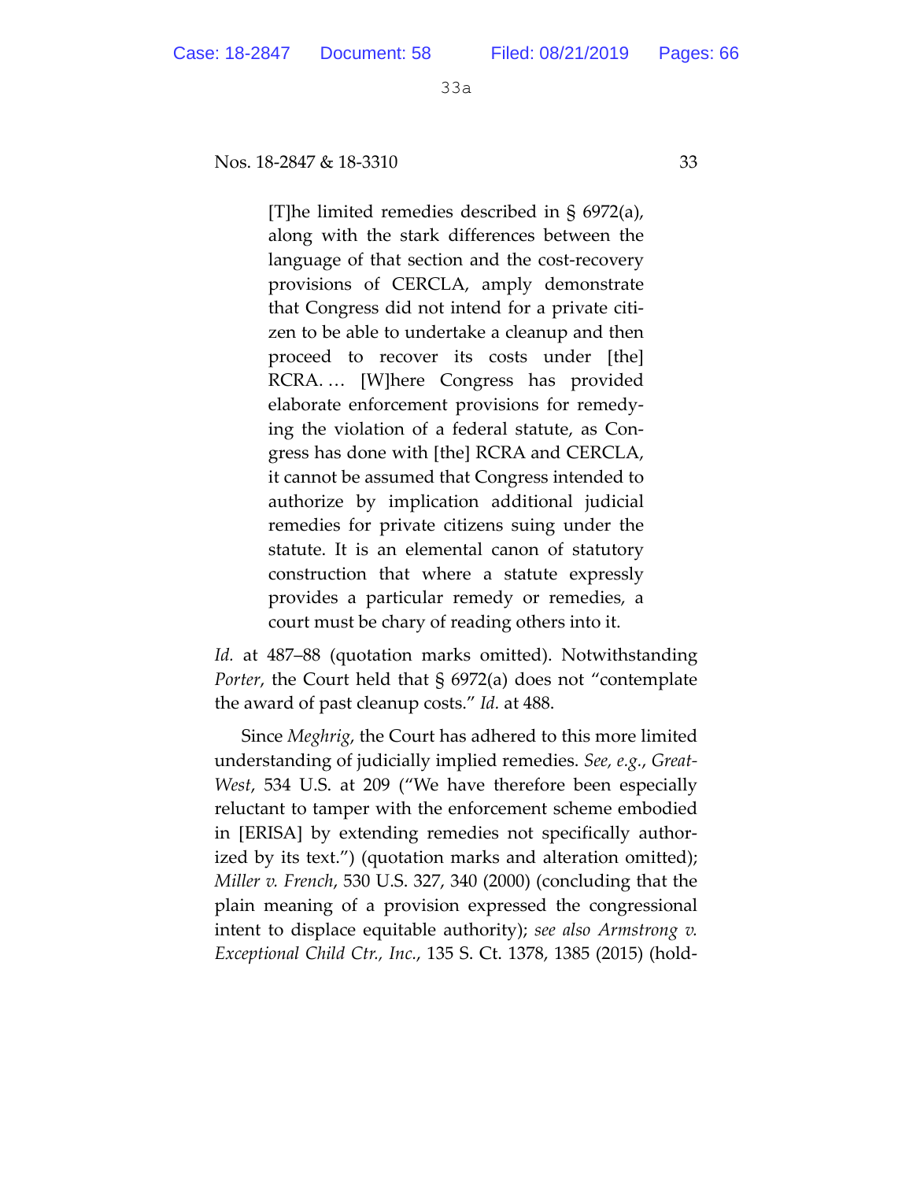> [T]he limited remedies described in § 6972(a), along with the stark differences between the language of that section and the cost-recovery provisions of CERCLA, amply demonstrate that Congress did not intend for a private citizen to be able to undertake a cleanup and then proceed to recover its costs under [the] RCRA. … [W]here Congress has provided elaborate enforcement provisions for remedying the violation of a federal statute, as Congress has done with [the] RCRA and CERCLA, it cannot be assumed that Congress intended to authorize by implication additional judicial remedies for private citizens suing under the statute. It is an elemental canon of statutory construction that where a statute expressly provides a particular remedy or remedies, a court must be chary of reading others into it.

*Id.* at 487–88 (quotation marks omitted). Notwithstanding *Porter*, the Court held that § 6972(a) does not "contemplate the award of past cleanup costs." *Id.* at 488.

Since *Meghrig*, the Court has adhered to this more limited understanding of judicially implied remedies. *See, e.g.*, *Great-West*, 534 U.S. at 209 ("We have therefore been especially reluctant to tamper with the enforcement scheme embodied in [ERISA] by extending remedies not specifically authorized by its text.") (quotation marks and alteration omitted); *Miller v. French*, 530 U.S. 327, 340 (2000) (concluding that the plain meaning of a provision expressed the congressional intent to displace equitable authority); *see also Armstrong v. Exceptional Child Ctr., Inc.*, 135 S. Ct. 1378, 1385 (2015) (hold-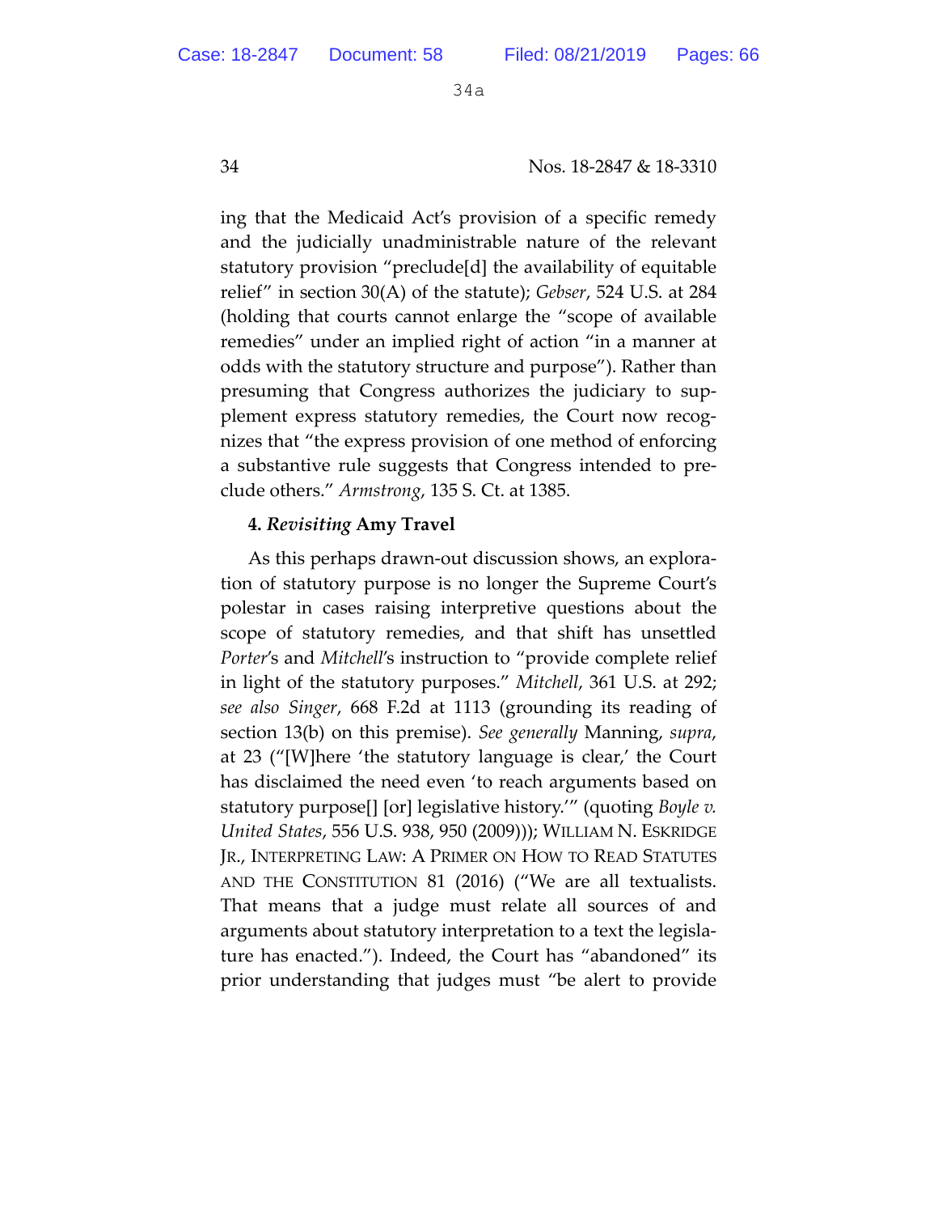ing that the Medicaid Act's provision of a specific remedy and the judicially unadministrable nature of the relevant statutory provision "preclude[d] the availability of equitable relief" in section 30(A) of the statute); *Gebser*, 524 U.S. at 284 (holding that courts cannot enlarge the "scope of available remedies" under an implied right of action "in a manner at odds with the statutory structure and purpose"). Rather than presuming that Congress authorizes the judiciary to supplement express statutory remedies, the Court now recognizes that "the express provision of one method of enforcing a substantive rule suggests that Congress intended to preclude others." *Armstrong*, 135 S. Ct. at 1385.

#### 4. *Revisiting* Amy Travel

As this perhaps drawn-out discussion shows, an exploration of statutory purpose is no longer the Supreme Court's polestar in cases raising interpretive questions about the scope of statutory remedies, and that shift has unsettled *Porter*'s and *Mitchell*'s instruction to "provide complete relief in light of the statutory purposes." *Mitchell*, 361 U.S. at 292; *see also Singer*, 668 F.2d at 1113 (grounding its reading of section 13(b) on this premise). *See generally* Manning, *supra*, at 23 ("[W]here 'the statutory language is clear,' the Court has disclaimed the need even 'to reach arguments based on statutory purpose[] [or] legislative history.'" (quoting *Boyle v. United States*, 556 U.S. 938, 950 (2009))); WILLIAM N. ESKRIDGE JR., INTERPRETING LAW: A PRIMER ON HOW TO READ STATUTES AND THE CONSTITUTION 81 (2016) ("We are all textualists. That means that a judge must relate all sources of and arguments about statutory interpretation to a text the legislature has enacted."). Indeed, the Court has "abandoned" its prior understanding that judges must "be alert to provide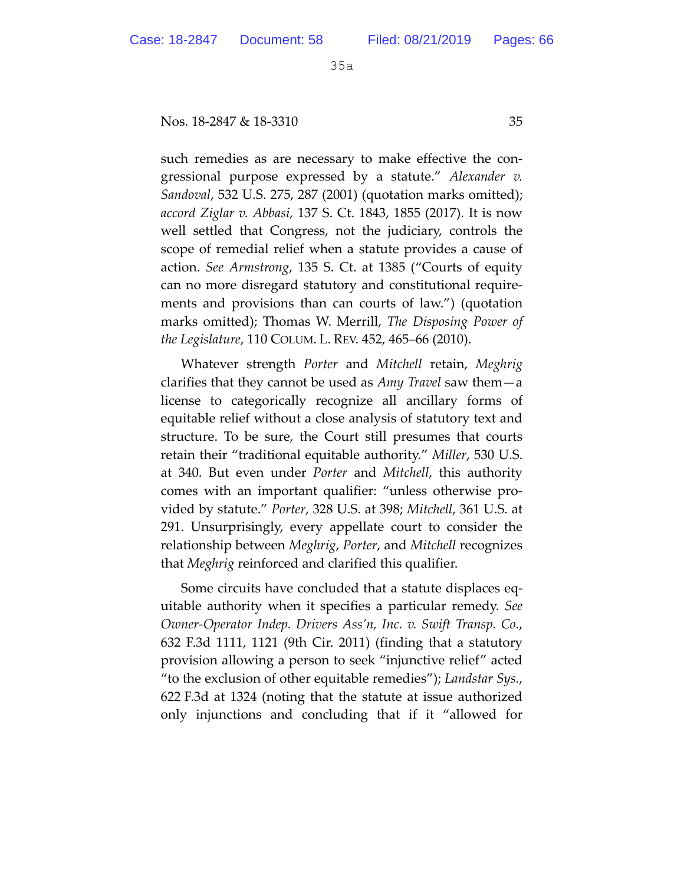such remedies as are necessary to make effective the congressional purpose expressed by a statute." *Alexander v. Sandoval*, 532 U.S. 275, 287 (2001) (quotation marks omitted); *accord Ziglar v. Abbasi*, 137 S. Ct. 1843, 1855 (2017). It is now well settled that Congress, not the judiciary, controls the scope of remedial relief when a statute provides a cause of action. *See Armstrong*, 135 S. Ct. at 1385 ("Courts of equity can no more disregard statutory and constitutional requirements and provisions than can courts of law.") (quotation marks omitted); Thomas W. Merrill, *The Disposing Power of the Legislature*, 110 COLUM. L. REV. 452, 465–66 (2010).

Whatever strength *Porter* and *Mitchell* retain, *Meghrig* clarifies that they cannot be used as *Amy Travel* saw them—a license to categorically recognize all ancillary forms of equitable relief without a close analysis of statutory text and structure. To be sure, the Court still presumes that courts retain their "traditional equitable authority." *Miller*, 530 U.S. at 340. But even under *Porter* and *Mitchell*, this authority comes with an important qualifier: "unless otherwise provided by statute." *Porter*, 328 U.S. at 398; *Mitchell*, 361 U.S. at 291. Unsurprisingly, every appellate court to consider the relationship between *Meghrig*, *Porter*, and *Mitchell* recognizes that *Meghrig* reinforced and clarified this qualifier.

Some circuits have concluded that a statute displaces equitable authority when it specifies a particular remedy. *See Owner-Operator Indep. Drivers Ass'n, Inc. v. Swift Transp. Co.*, 632 F.3d 1111, 1121 (9th Cir. 2011) (finding that a statutory provision allowing a person to seek "injunctive relief" acted "to the exclusion of other equitable remedies"); *Landstar Sys.*, 622 F.3d at 1324 (noting that the statute at issue authorized only injunctions and concluding that if it "allowed for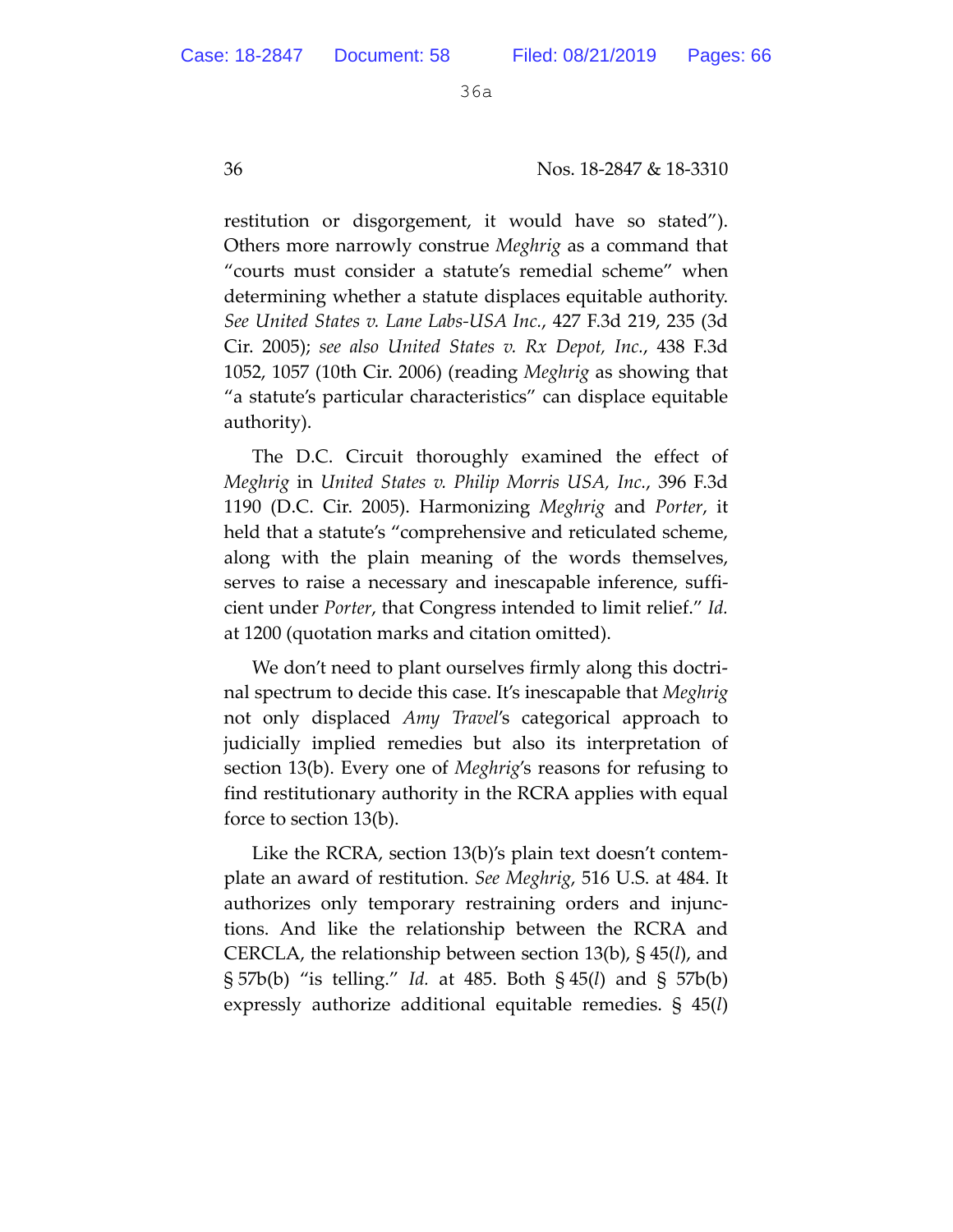restitution or disgorgement, it would have so stated"). Others more narrowly construe *Meghrig* as a command that "courts must consider a statute's remedial scheme" when determining whether a statute displaces equitable authority. *See United States v. Lane Labs-USA Inc.*, 427 F.3d 219, 235 (3d Cir. 2005); *see also United States v. Rx Depot, Inc.*, 438 F.3d 1052, 1057 (10th Cir. 2006) (reading *Meghrig* as showing that "a statute's particular characteristics" can displace equitable authority).

The D.C. Circuit thoroughly examined the effect of *Meghrig* in *United States v. Philip Morris USA, Inc.*, 396 F.3d 1190 (D.C. Cir. 2005). Harmonizing *Meghrig* and *Porter*, it held that a statute's "comprehensive and reticulated scheme, along with the plain meaning of the words themselves, serves to raise a necessary and inescapable inference, sufficient under *Porter*, that Congress intended to limit relief." *Id.* at 1200 (quotation marks and citation omitted).

We don't need to plant ourselves firmly along this doctrinal spectrum to decide this case. It's inescapable that *Meghrig* not only displaced *Amy Travel*'s categorical approach to judicially implied remedies but also its interpretation of section 13(b). Every one of *Meghrig*'s reasons for refusing to find restitutionary authority in the RCRA applies with equal force to section 13(b).

Like the RCRA, section 13(b)'s plain text doesn't contemplate an award of restitution. *See Meghrig*, 516 U.S. at 484. It authorizes only temporary restraining orders and injunctions. And like the relationship between the RCRA and CERCLA, the relationship between section 13(b), § 45(*l*), and § 57b(b) "is telling." *Id.* at 485. Both § 45(*l*) and § 57b(b) expressly authorize additional equitable remedies. § 45(*l*)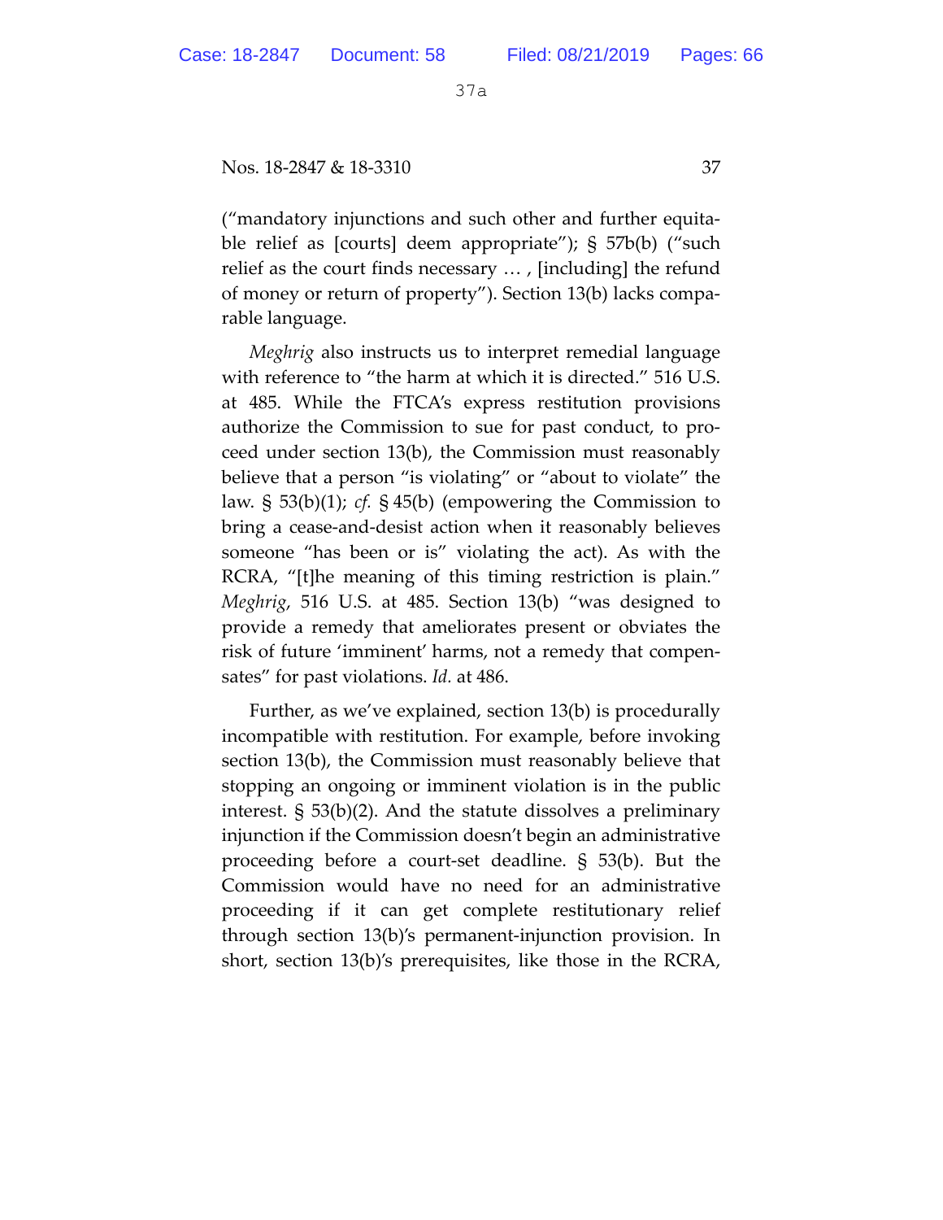("mandatory injunctions and such other and further equitable relief as [courts] deem appropriate"); § 57b(b) ("such relief as the court finds necessary … , [including] the refund of money or return of property"). Section 13(b) lacks comparable language.

*Meghrig* also instructs us to interpret remedial language with reference to "the harm at which it is directed." 516 U.S. at 485. While the FTCA's express restitution provisions authorize the Commission to sue for past conduct, to proceed under section 13(b), the Commission must reasonably believe that a person "is violating" or "about to violate" the law. § 53(b)(1); *cf.* § 45(b) (empowering the Commission to bring a cease-and-desist action when it reasonably believes someone "has been or is" violating the act). As with the RCRA, "[t]he meaning of this timing restriction is plain." *Meghrig*, 516 U.S. at 485. Section 13(b) "was designed to provide a remedy that ameliorates present or obviates the risk of future 'imminent' harms, not a remedy that compensates" for past violations. *Id.* at 486.

Further, as we've explained, section 13(b) is procedurally incompatible with restitution. For example, before invoking section 13(b), the Commission must reasonably believe that stopping an ongoing or imminent violation is in the public interest. § 53(b)(2). And the statute dissolves a preliminary injunction if the Commission doesn't begin an administrative proceeding before a court-set deadline. § 53(b). But the Commission would have no need for an administrative proceeding if it can get complete restitutionary relief through section 13(b)'s permanent-injunction provision. In short, section 13(b)'s prerequisites, like those in the RCRA,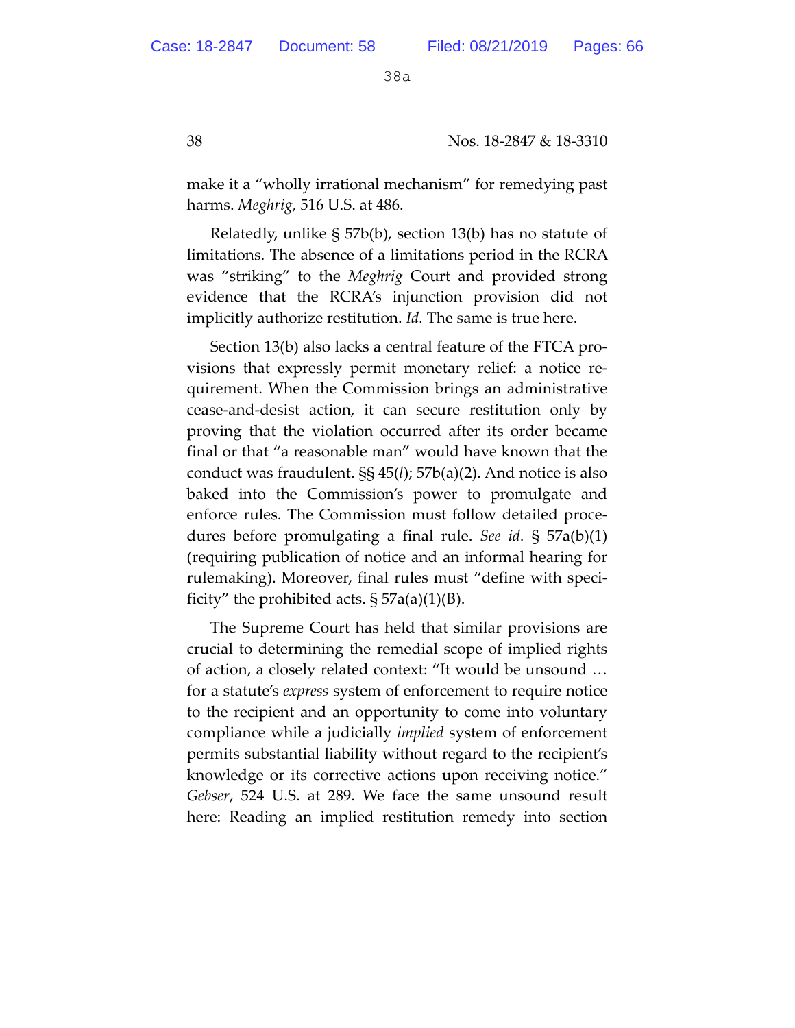make it a "wholly irrational mechanism" for remedying past harms. *Meghrig*, 516 U.S. at 486.

Relatedly, unlike § 57b(b), section 13(b) has no statute of limitations. The absence of a limitations period in the RCRA was "striking" to the *Meghrig* Court and provided strong evidence that the RCRA's injunction provision did not implicitly authorize restitution. *Id.* The same is true here.

Section 13(b) also lacks a central feature of the FTCA provisions that expressly permit monetary relief: a notice requirement. When the Commission brings an administrative cease-and-desist action, it can secure restitution only by proving that the violation occurred after its order became final or that "a reasonable man" would have known that the conduct was fraudulent. §§ 45(*l*); 57b(a)(2). And notice is also baked into the Commission's power to promulgate and enforce rules. The Commission must follow detailed procedures before promulgating a final rule. *See id.* § 57a(b)(1) (requiring publication of notice and an informal hearing for rulemaking). Moreover, final rules must "define with specificity" the prohibited acts. § 57a(a)(1)(B).

The Supreme Court has held that similar provisions are crucial to determining the remedial scope of implied rights of action, a closely related context: "It would be unsound … for a statute's *express* system of enforcement to require notice to the recipient and an opportunity to come into voluntary compliance while a judicially *implied* system of enforcement permits substantial liability without regard to the recipient's knowledge or its corrective actions upon receiving notice." *Gebser*, 524 U.S. at 289. We face the same unsound result here: Reading an implied restitution remedy into section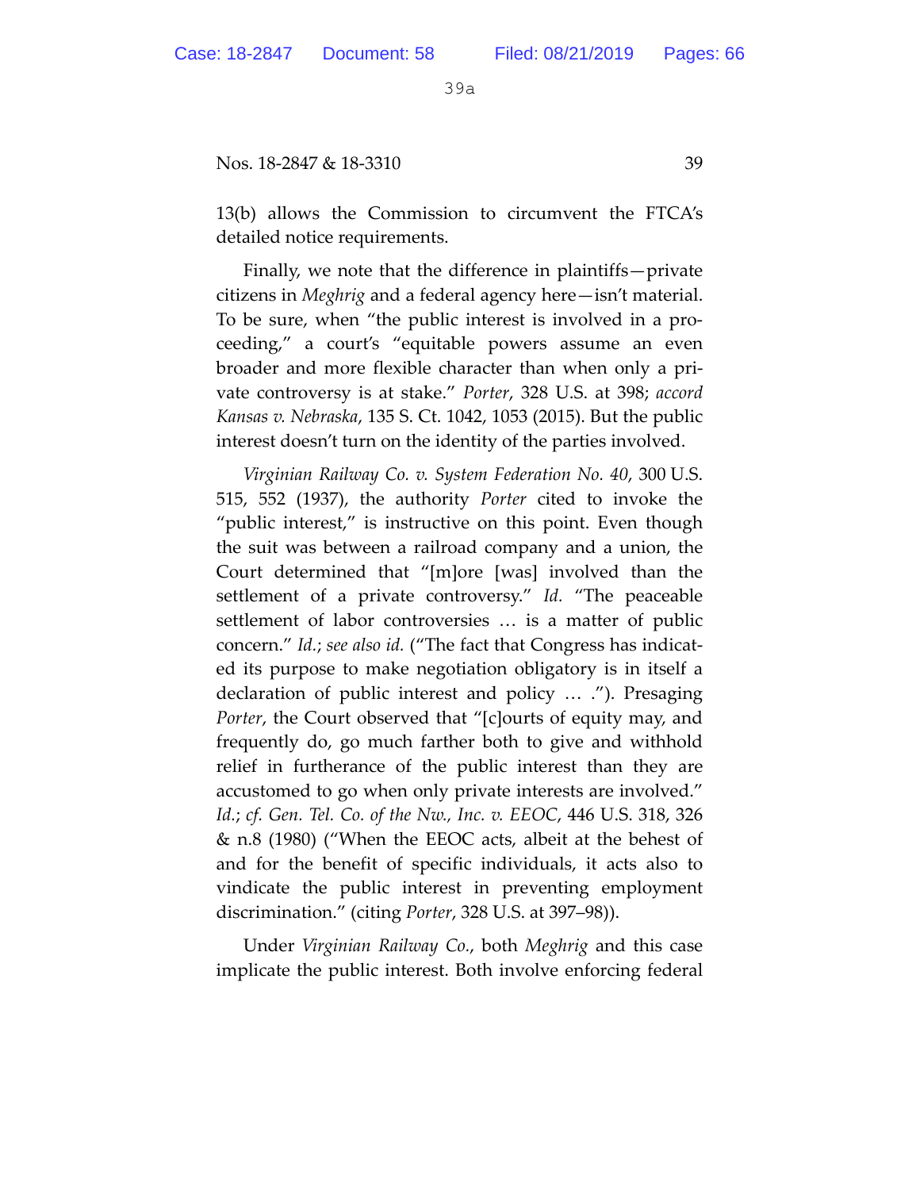13(b) allows the Commission to circumvent the FTCA's detailed notice requirements.

Finally, we note that the difference in plaintiffs—private citizens in *Meghrig* and a federal agency here—isn't material. To be sure, when "the public interest is involved in a proceeding," a court's "equitable powers assume an even broader and more flexible character than when only a private controversy is at stake." *Porter*, 328 U.S. at 398; *accord Kansas v. Nebraska*, 135 S. Ct. 1042, 1053 (2015). But the public interest doesn't turn on the identity of the parties involved.

*Virginian Railway Co. v. System Federation No. 40*, 300 U.S. 515, 552 (1937), the authority *Porter* cited to invoke the "public interest," is instructive on this point. Even though the suit was between a railroad company and a union, the Court determined that "[m]ore [was] involved than the settlement of a private controversy." *Id.* "The peaceable settlement of labor controversies … is a matter of public concern." *Id.*; *see also id.* ("The fact that Congress has indicated its purpose to make negotiation obligatory is in itself a declaration of public interest and policy … ."). Presaging *Porter*, the Court observed that "[c]ourts of equity may, and frequently do, go much farther both to give and withhold relief in furtherance of the public interest than they are accustomed to go when only private interests are involved." *Id.*; *cf. Gen. Tel. Co. of the Nw., Inc. v. EEOC*, 446 U.S. 318, 326 & n.8 (1980) ("When the EEOC acts, albeit at the behest of and for the benefit of specific individuals, it acts also to vindicate the public interest in preventing employment discrimination." (citing *Porter*, 328 U.S. at 397–98)).

Under *Virginian Railway Co.*, both *Meghrig* and this case implicate the public interest. Both involve enforcing federal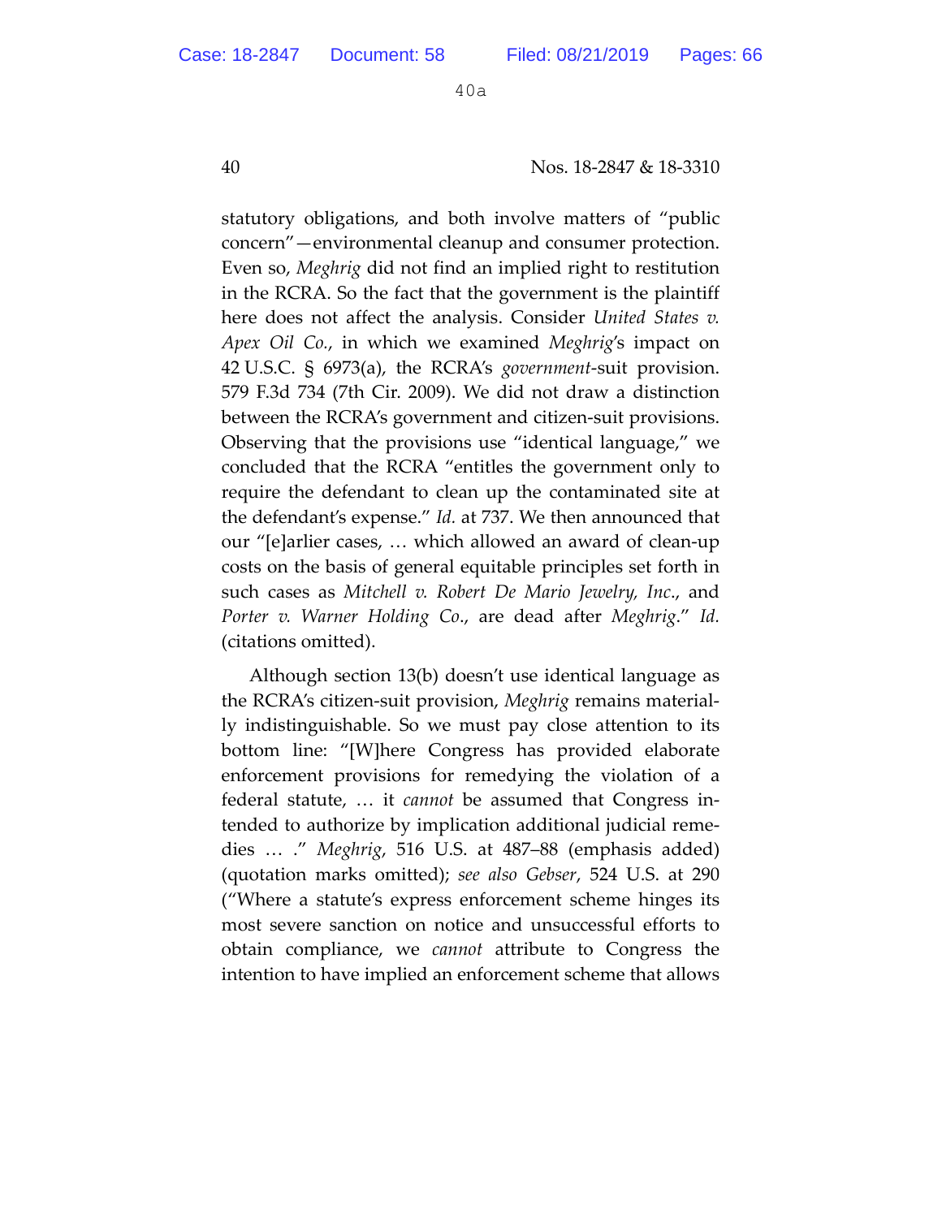statutory obligations, and both involve matters of "public concern"—environmental cleanup and consumer protection. Even so, *Meghrig* did not find an implied right to restitution in the RCRA. So the fact that the government is the plaintiff here does not affect the analysis. Consider *United States v. Apex Oil Co.*, in which we examined *Meghrig*'s impact on 42 U.S.C. § 6973(a), the RCRA's *government*-suit provision. 579 F.3d 734 (7th Cir. 2009). We did not draw a distinction between the RCRA's government and citizen-suit provisions. Observing that the provisions use "identical language," we concluded that the RCRA "entitles the government only to require the defendant to clean up the contaminated site at the defendant's expense." *Id.* at 737. We then announced that our "[e]arlier cases, … which allowed an award of clean-up costs on the basis of general equitable principles set forth in such cases as *Mitchell v. Robert De Mario Jewelry, Inc.*, and *Porter v. Warner Holding Co.*, are dead after *Meghrig*." *Id.* (citations omitted).

Although section 13(b) doesn't use identical language as the RCRA's citizen-suit provision, *Meghrig* remains materially indistinguishable. So we must pay close attention to its bottom line: "[W]here Congress has provided elaborate enforcement provisions for remedying the violation of a federal statute, … it *cannot* be assumed that Congress intended to authorize by implication additional judicial remedies … ." *Meghrig*, 516 U.S. at 487–88 (emphasis added) (quotation marks omitted); *see also Gebser*, 524 U.S. at 290 ("Where a statute's express enforcement scheme hinges its most severe sanction on notice and unsuccessful efforts to obtain compliance, we *cannot* attribute to Congress the intention to have implied an enforcement scheme that allows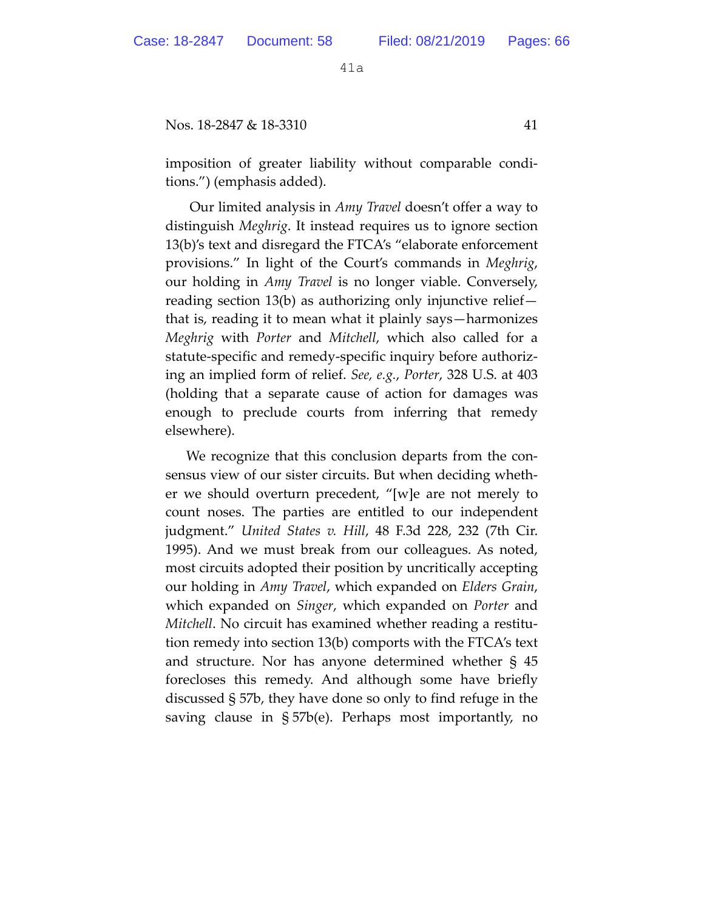imposition of greater liability without comparable conditions.") (emphasis added).

Our limited analysis in *Amy Travel* doesn't offer a way to distinguish *Meghrig*. It instead requires us to ignore section 13(b)'s text and disregard the FTCA's "elaborate enforcement provisions." In light of the Court's commands in *Meghrig*, our holding in *Amy Travel* is no longer viable. Conversely, reading section 13(b) as authorizing only injunctive relief—that is, reading it to mean what it plainly says—harmonizes *Meghrig* with *Porter* and *Mitchell*, which also called for a statute-specific and remedy-specific inquiry before authorizing an implied form of relief. *See, e.g.*, *Porter*, 328 U.S. at 403 (holding that a separate cause of action for damages was enough to preclude courts from inferring that remedy elsewhere).

We recognize that this conclusion departs from the consensus view of our sister circuits. But when deciding whether we should overturn precedent, "[w]e are not merely to count noses. The parties are entitled to our independent judgment." *United States v. Hill*, 48 F.3d 228, 232 (7th Cir. 1995). And we must break from our colleagues. As noted, most circuits adopted their position by uncritically accepting our holding in *Amy Travel*, which expanded on *Elders Grain*, which expanded on *Singer*, which expanded on *Porter* and *Mitchell*. No circuit has examined whether reading a restitution remedy into section 13(b) comports with the FTCA's text and structure. Nor has anyone determined whether § 45 forecloses this remedy. And although some have briefly discussed § 57b, they have done so only to find refuge in the saving clause in § 57b(e). Perhaps most importantly, no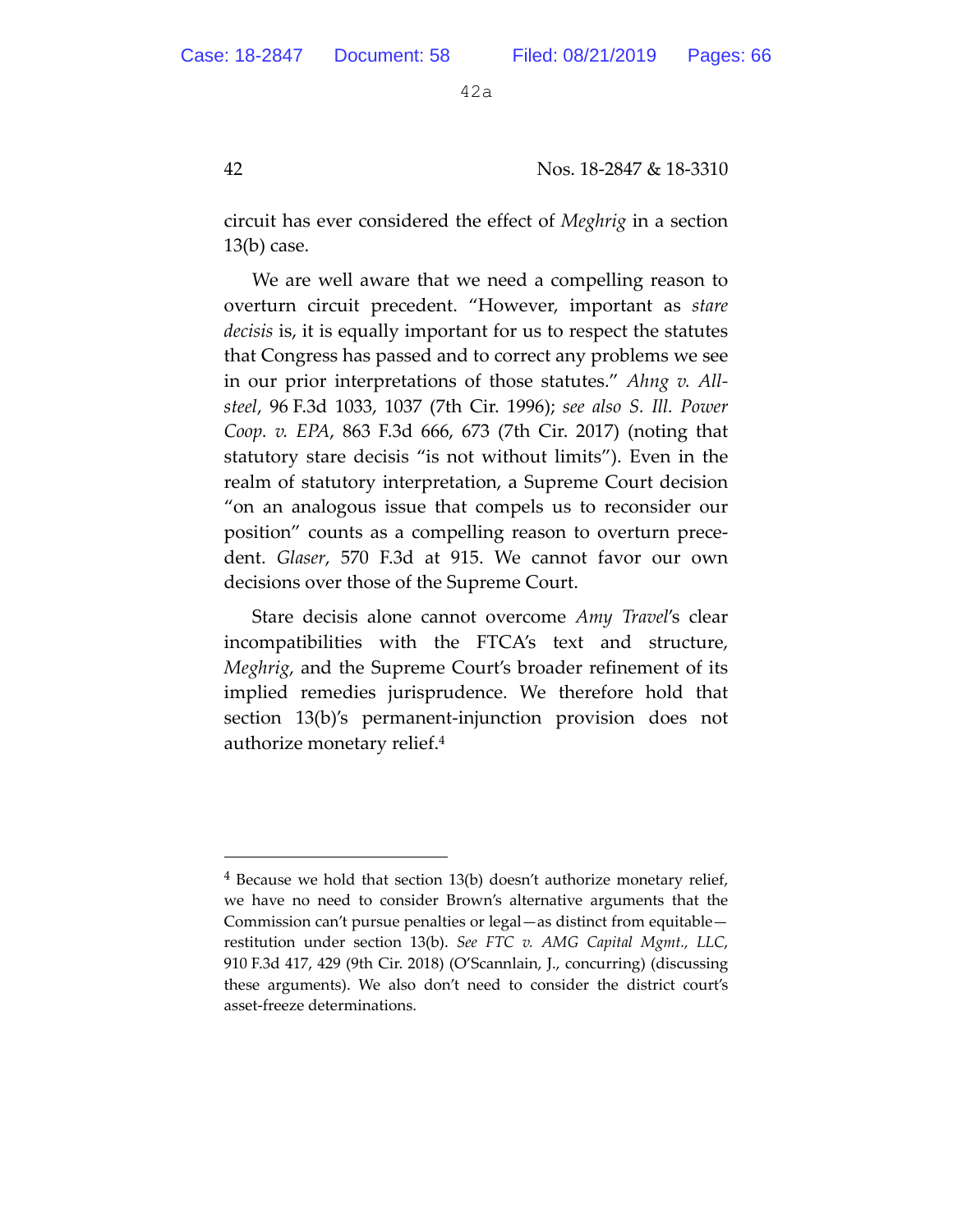circuit has ever considered the effect of *Meghrig* in a section 13(b) case.

We are well aware that we need a compelling reason to overturn circuit precedent. "However, important as *stare decisis* is, it is equally important for us to respect the statutes that Congress has passed and to correct any problems we see in our prior interpretations of those statutes." *Ahng v. Allsteel*, 96 F.3d 1033, 1037 (7th Cir. 1996); *see also S. Ill. Power Coop. v. EPA*, 863 F.3d 666, 673 (7th Cir. 2017) (noting that statutory stare decisis "is not without limits"). Even in the realm of statutory interpretation, a Supreme Court decision "on an analogous issue that compels us to reconsider our position" counts as a compelling reason to overturn precedent. *Glaser*, 570 F.3d at 915. We cannot favor our own decisions over those of the Supreme Court.

Stare decisis alone cannot overcome *Amy Travel*'s clear incompatibilities with the FTCA's text and structure, *Meghrig*, and the Supreme Court's broader refinement of its implied remedies jurisprudence. We therefore hold that section 13(b)'s permanent-injunction provision does not authorize monetary relief.[4]

---

[4] Because we hold that section 13(b) doesn't authorize monetary relief, we have no need to consider Brown's alternative arguments that the Commission can't pursue penalties or legal—as distinct from equitable—restitution under section 13(b). *See FTC v. AMG Capital Mgmt., LLC*, 910 F.3d 417, 429 (9th Cir. 2018) (O'Scannlain, J., concurring) (discussing these arguments). We also don't need to consider the district court's asset-freeze determinations.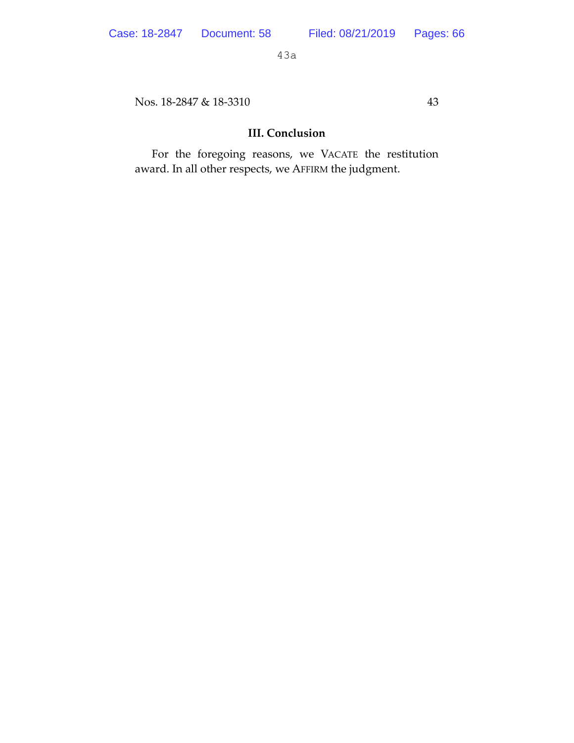### III. Conclusion

For the foregoing reasons, we VACATE the restitution award. In all other respects, we AFFIRM the judgment.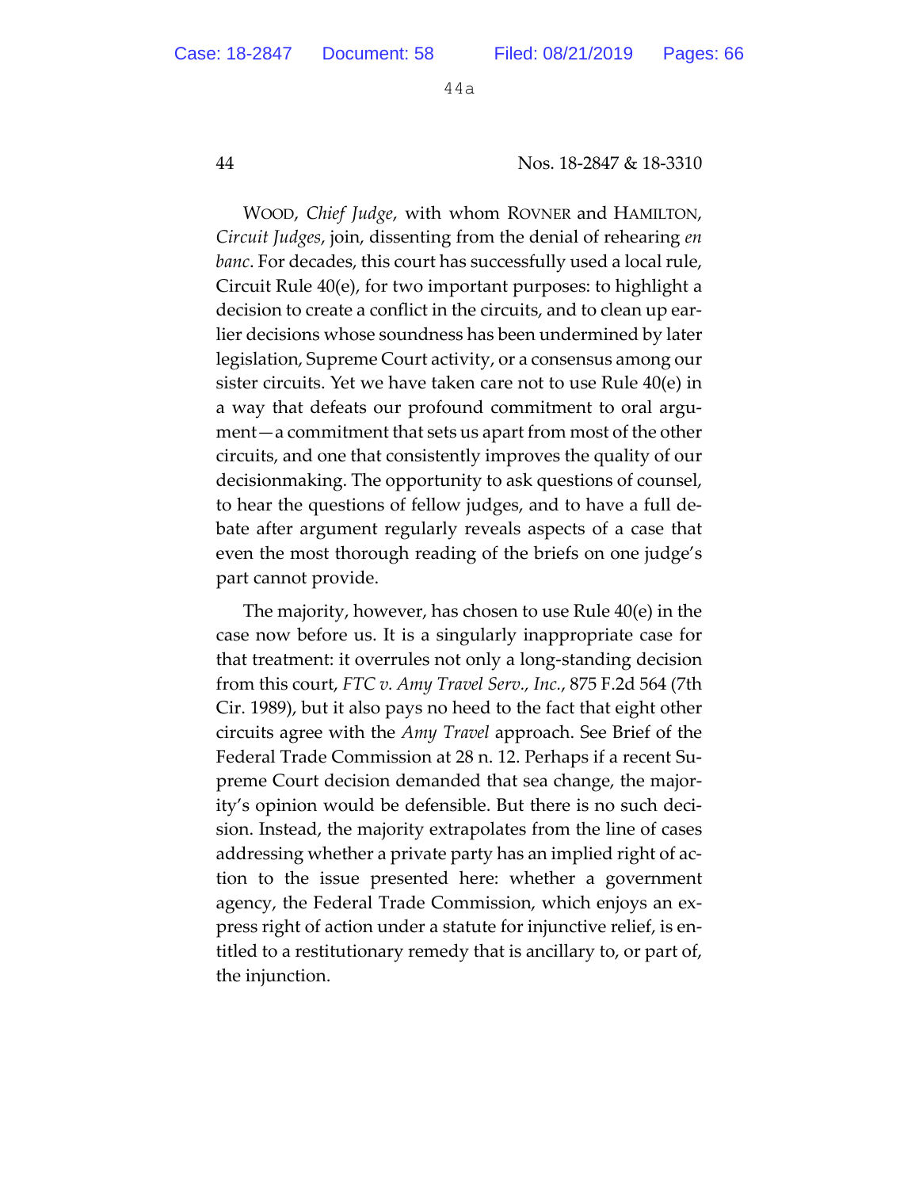WOOD, *Chief Judge*, with whom ROVNER and HAMILTON, *Circuit Judges*, join, dissenting from the denial of rehearing *en banc*. For decades, this court has successfully used a local rule, Circuit Rule 40(e), for two important purposes: to highlight a decision to create a conflict in the circuits, and to clean up earlier decisions whose soundness has been undermined by later legislation, Supreme Court activity, or a consensus among our sister circuits. Yet we have taken care not to use Rule 40(e) in a way that defeats our profound commitment to oral argument—a commitment that sets us apart from most of the other circuits, and one that consistently improves the quality of our decisionmaking. The opportunity to ask questions of counsel, to hear the questions of fellow judges, and to have a full debate after argument regularly reveals aspects of a case that even the most thorough reading of the briefs on one judge's part cannot provide.

The majority, however, has chosen to use Rule 40(e) in the case now before us. It is a singularly inappropriate case for that treatment: it overrules not only a long-standing decision from this court, *FTC v. Amy Travel Serv., Inc.*, 875 F.2d 564 (7th Cir. 1989), but it also pays no heed to the fact that eight other circuits agree with the *Amy Travel* approach. See Brief of the Federal Trade Commission at 28 n. 12. Perhaps if a recent Supreme Court decision demanded that sea change, the majority's opinion would be defensible. But there is no such decision. Instead, the majority extrapolates from the line of cases addressing whether a private party has an implied right of action to the issue presented here: whether a government agency, the Federal Trade Commission, which enjoys an express right of action under a statute for injunctive relief, is entitled to a restitutionary remedy that is ancillary to, or part of, the injunction.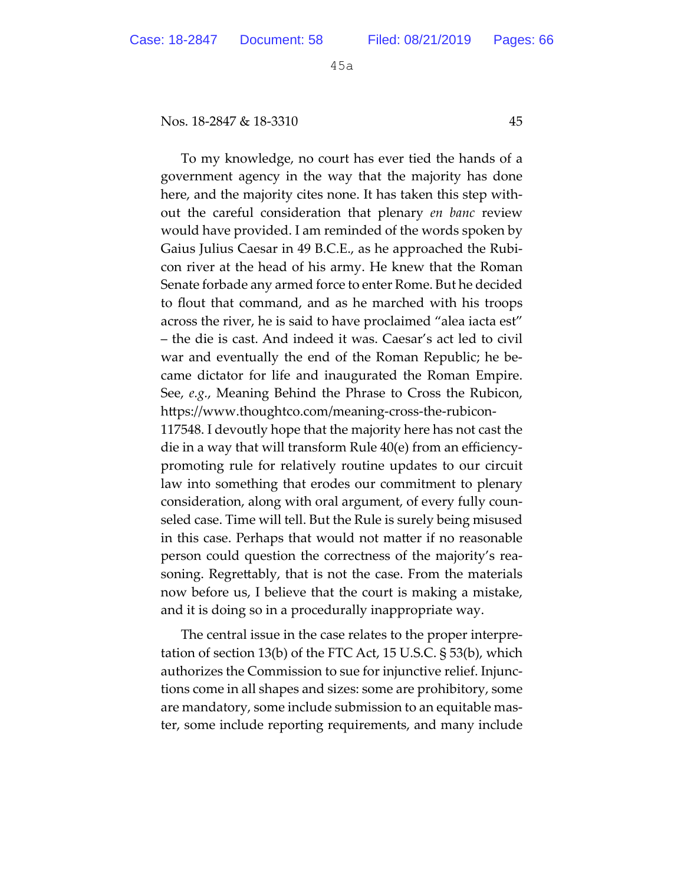To my knowledge, no court has ever tied the hands of a government agency in the way that the majority has done here, and the majority cites none. It has taken this step without the careful consideration that plenary *en banc* review would have provided. I am reminded of the words spoken by Gaius Julius Caesar in 49 B.C.E., as he approached the Rubicon river at the head of his army. He knew that the Roman Senate forbade any armed force to enter Rome. But he decided to flout that command, and as he marched with his troops across the river, he is said to have proclaimed "alea iacta est" – the die is cast. And indeed it was. Caesar's act led to civil war and eventually the end of the Roman Republic; he became dictator for life and inaugurated the Roman Empire. See, *e.g.*, Meaning Behind the Phrase to Cross the Rubicon, https://www.thoughtco.com/meaning-cross-the-rubicon-117548. I devoutly hope that the majority here has not cast the die in a way that will transform Rule 40(e) from an efficiency-promoting rule for relatively routine updates to our circuit law into something that erodes our commitment to plenary consideration, along with oral argument, of every fully counseled case. Time will tell. But the Rule is surely being misused in this case. Perhaps that would not matter if no reasonable person could question the correctness of the majority's reasoning. Regrettably, that is not the case. From the materials now before us, I believe that the court is making a mistake, and it is doing so in a procedurally inappropriate way.

The central issue in the case relates to the proper interpretation of section 13(b) of the FTC Act, 15 U.S.C. § 53(b), which authorizes the Commission to sue for injunctive relief. Injunctions come in all shapes and sizes: some are prohibitory, some are mandatory, some include submission to an equitable master, some include reporting requirements, and many include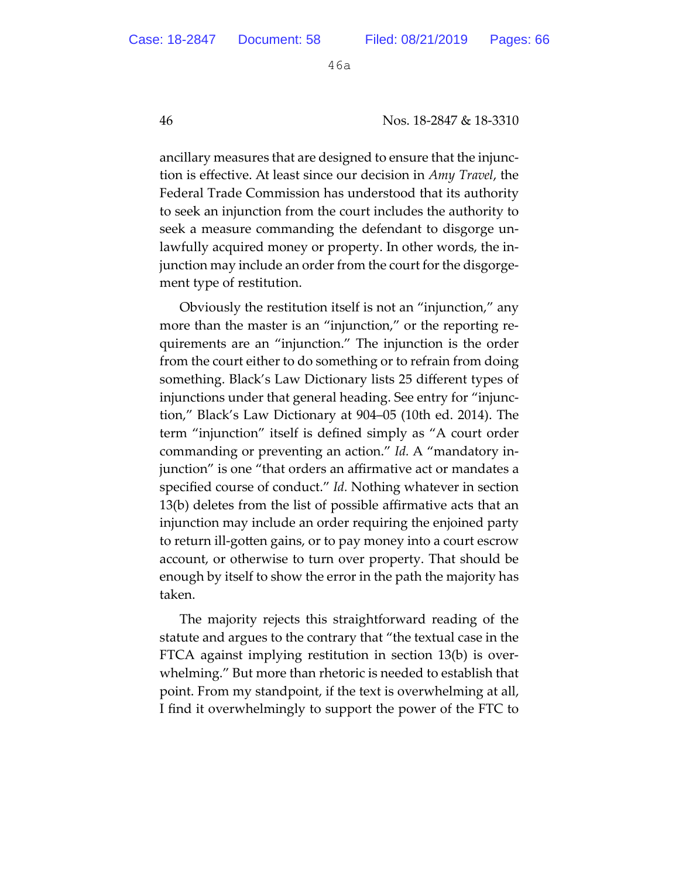ancillary measures that are designed to ensure that the injunction is effective. At least since our decision in *Amy Travel*, the Federal Trade Commission has understood that its authority to seek an injunction from the court includes the authority to seek a measure commanding the defendant to disgorge unlawfully acquired money or property. In other words, the injunction may include an order from the court for the disgorgement type of restitution.

Obviously the restitution itself is not an "injunction," any more than the master is an "injunction," or the reporting requirements are an "injunction." The injunction is the order from the court either to do something or to refrain from doing something. Black's Law Dictionary lists 25 different types of injunctions under that general heading. See entry for "injunction," Black's Law Dictionary at 904–05 (10th ed. 2014). The term "injunction" itself is defined simply as "A court order commanding or preventing an action." *Id.* A "mandatory injunction" is one "that orders an affirmative act or mandates a specified course of conduct." *Id.* Nothing whatever in section 13(b) deletes from the list of possible affirmative acts that an injunction may include an order requiring the enjoined party to return ill-gotten gains, or to pay money into a court escrow account, or otherwise to turn over property. That should be enough by itself to show the error in the path the majority has taken.

The majority rejects this straightforward reading of the statute and argues to the contrary that "the textual case in the FTCA against implying restitution in section 13(b) is overwhelming." But more than rhetoric is needed to establish that point. From my standpoint, if the text is overwhelming at all, I find it overwhelmingly to support the power of the FTC to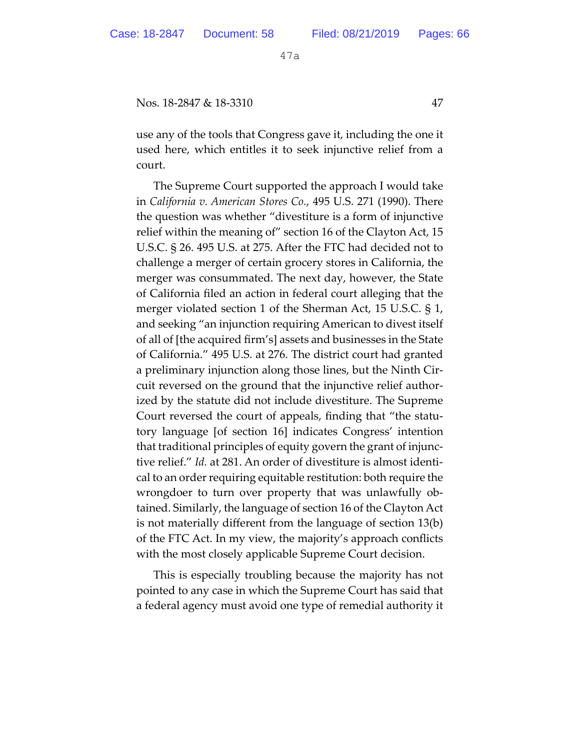use any of the tools that Congress gave it, including the one it used here, which entitles it to seek injunctive relief from a court.

The Supreme Court supported the approach I would take in *California v. American Stores Co.*, 495 U.S. 271 (1990). There the question was whether "divestiture is a form of injunctive relief within the meaning of" section 16 of the Clayton Act, 15 U.S.C. § 26. 495 U.S. at 275. After the FTC had decided not to challenge a merger of certain grocery stores in California, the merger was consummated. The next day, however, the State of California filed an action in federal court alleging that the merger violated section 1 of the Sherman Act, 15 U.S.C. § 1, and seeking "an injunction requiring American to divest itself of all of [the acquired firm's] assets and businesses in the State of California." 495 U.S. at 276. The district court had granted a preliminary injunction along those lines, but the Ninth Circuit reversed on the ground that the injunctive relief authorized by the statute did not include divestiture. The Supreme Court reversed the court of appeals, finding that "the statutory language [of section 16] indicates Congress' intention that traditional principles of equity govern the grant of injunctive relief." *Id.* at 281. An order of divestiture is almost identical to an order requiring equitable restitution: both require the wrongdoer to turn over property that was unlawfully obtained. Similarly, the language of section 16 of the Clayton Act is not materially different from the language of section 13(b) of the FTC Act. In my view, the majority's approach conflicts with the most closely applicable Supreme Court decision.

This is especially troubling because the majority has not pointed to any case in which the Supreme Court has said that a federal agency must avoid one type of remedial authority it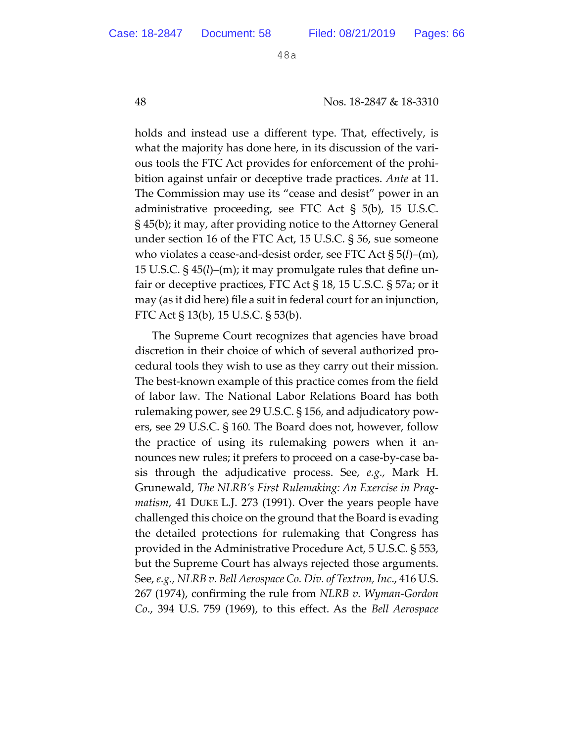holds and instead use a different type. That, effectively, is what the majority has done here, in its discussion of the various tools the FTC Act provides for enforcement of the prohibition against unfair or deceptive trade practices. *Ante* at 11. The Commission may use its "cease and desist" power in an administrative proceeding, see FTC Act § 5(b), 15 U.S.C. § 45(b); it may, after providing notice to the Attorney General under section 16 of the FTC Act, 15 U.S.C. § 56, sue someone who violates a cease-and-desist order, see FTC Act § 5(*l*)–(m), 15 U.S.C. § 45(*l*)–(m); it may promulgate rules that define unfair or deceptive practices, FTC Act § 18, 15 U.S.C. § 57a; or it may (as it did here) file a suit in federal court for an injunction, FTC Act § 13(b), 15 U.S.C. § 53(b).

The Supreme Court recognizes that agencies have broad discretion in their choice of which of several authorized procedural tools they wish to use as they carry out their mission. The best-known example of this practice comes from the field of labor law. The National Labor Relations Board has both rulemaking power, see 29 U.S.C. § 156, and adjudicatory powers, see 29 U.S.C. § 160. The Board does not, however, follow the practice of using its rulemaking powers when it announces new rules; it prefers to proceed on a case-by-case basis through the adjudicative process. See, *e.g.,* Mark H. Grunewald, *The NLRB's First Rulemaking: An Exercise in Pragmatism*, 41 DUKE L.J. 273 (1991). Over the years people have challenged this choice on the ground that the Board is evading the detailed protections for rulemaking that Congress has provided in the Administrative Procedure Act, 5 U.S.C. § 553, but the Supreme Court has always rejected those arguments. See, *e.g., NLRB v. Bell Aerospace Co. Div. of Textron, Inc.*, 416 U.S. 267 (1974), confirming the rule from *NLRB v. Wyman-Gordon Co.*, 394 U.S. 759 (1969), to this effect. As the *Bell Aerospace*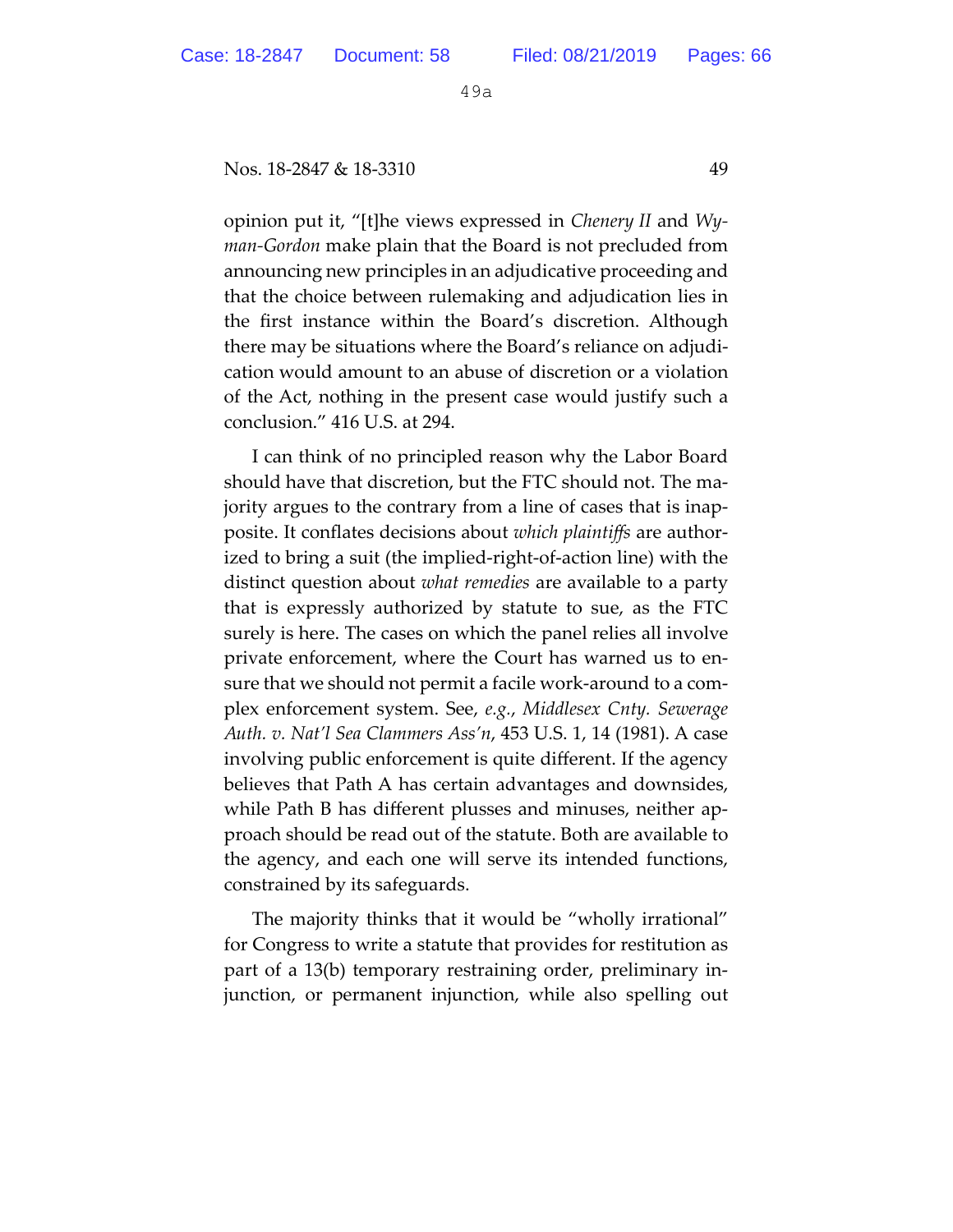opinion put it, "[t]he views expressed in *Chenery II* and *Wyman-Gordon* make plain that the Board is not precluded from announcing new principles in an adjudicative proceeding and that the choice between rulemaking and adjudication lies in the first instance within the Board's discretion. Although there may be situations where the Board's reliance on adjudication would amount to an abuse of discretion or a violation of the Act, nothing in the present case would justify such a conclusion." 416 U.S. at 294.

I can think of no principled reason why the Labor Board should have that discretion, but the FTC should not. The majority argues to the contrary from a line of cases that is inapposite. It conflates decisions about *which plaintiffs* are authorized to bring a suit (the implied-right-of-action line) with the distinct question about *what remedies* are available to a party that is expressly authorized by statute to sue, as the FTC surely is here. The cases on which the panel relies all involve private enforcement, where the Court has warned us to ensure that we should not permit a facile work-around to a complex enforcement system. See, *e.g.*, *Middlesex Cnty. Sewerage Auth. v. Nat'l Sea Clammers Ass'n*, 453 U.S. 1, 14 (1981). A case involving public enforcement is quite different. If the agency believes that Path A has certain advantages and downsides, while Path B has different plusses and minuses, neither approach should be read out of the statute. Both are available to the agency, and each one will serve its intended functions, constrained by its safeguards.

The majority thinks that it would be "wholly irrational" for Congress to write a statute that provides for restitution as part of a 13(b) temporary restraining order, preliminary injunction, or permanent injunction, while also spelling out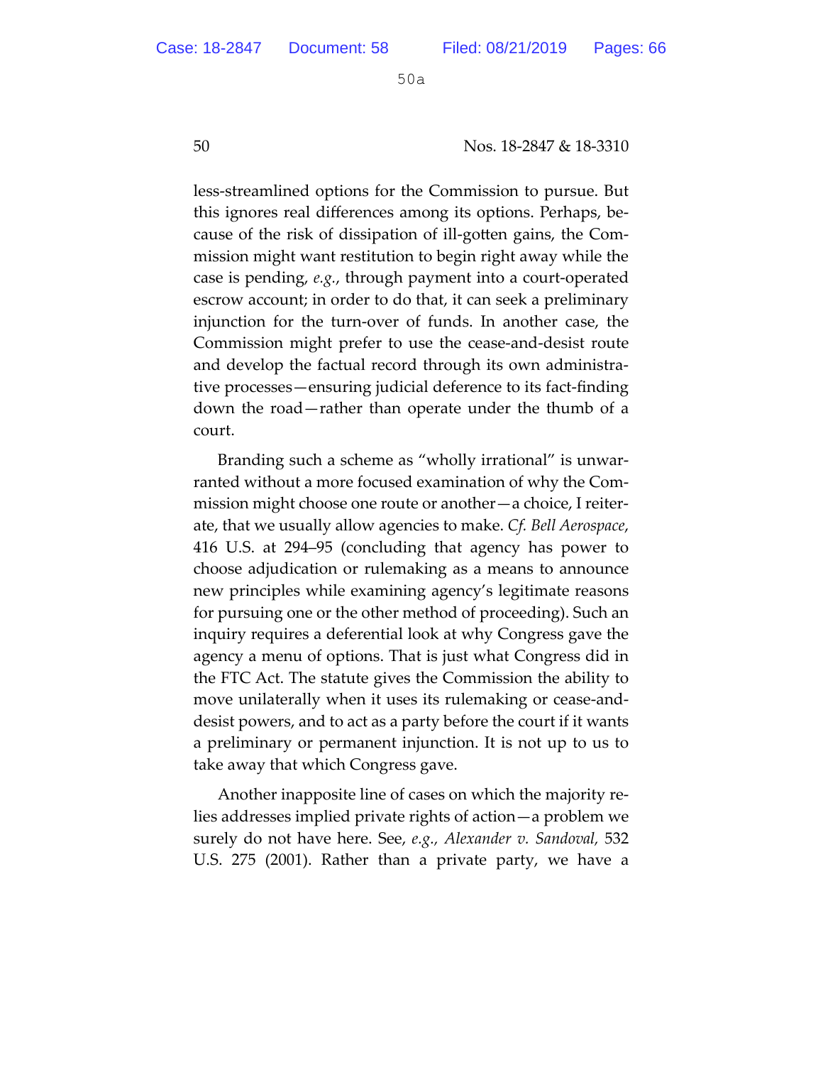less-streamlined options for the Commission to pursue. But this ignores real differences among its options. Perhaps, because of the risk of dissipation of ill-gotten gains, the Commission might want restitution to begin right away while the case is pending, *e.g.*, through payment into a court-operated escrow account; in order to do that, it can seek a preliminary injunction for the turn-over of funds. In another case, the Commission might prefer to use the cease-and-desist route and develop the factual record through its own administrative processes—ensuring judicial deference to its fact-finding down the road—rather than operate under the thumb of a court.

Branding such a scheme as "wholly irrational" is unwarranted without a more focused examination of why the Commission might choose one route or another—a choice, I reiterate, that we usually allow agencies to make. *Cf. Bell Aerospace*, 416 U.S. at 294–95 (concluding that agency has power to choose adjudication or rulemaking as a means to announce new principles while examining agency's legitimate reasons for pursuing one or the other method of proceeding). Such an inquiry requires a deferential look at why Congress gave the agency a menu of options. That is just what Congress did in the FTC Act. The statute gives the Commission the ability to move unilaterally when it uses its rulemaking or cease-and-desist powers, and to act as a party before the court if it wants a preliminary or permanent injunction. It is not up to us to take away that which Congress gave.

Another inapposite line of cases on which the majority relies addresses implied private rights of action—a problem we surely do not have here. See, *e.g.*, *Alexander v. Sandoval,* 532 U.S. 275 (2001). Rather than a private party, we have a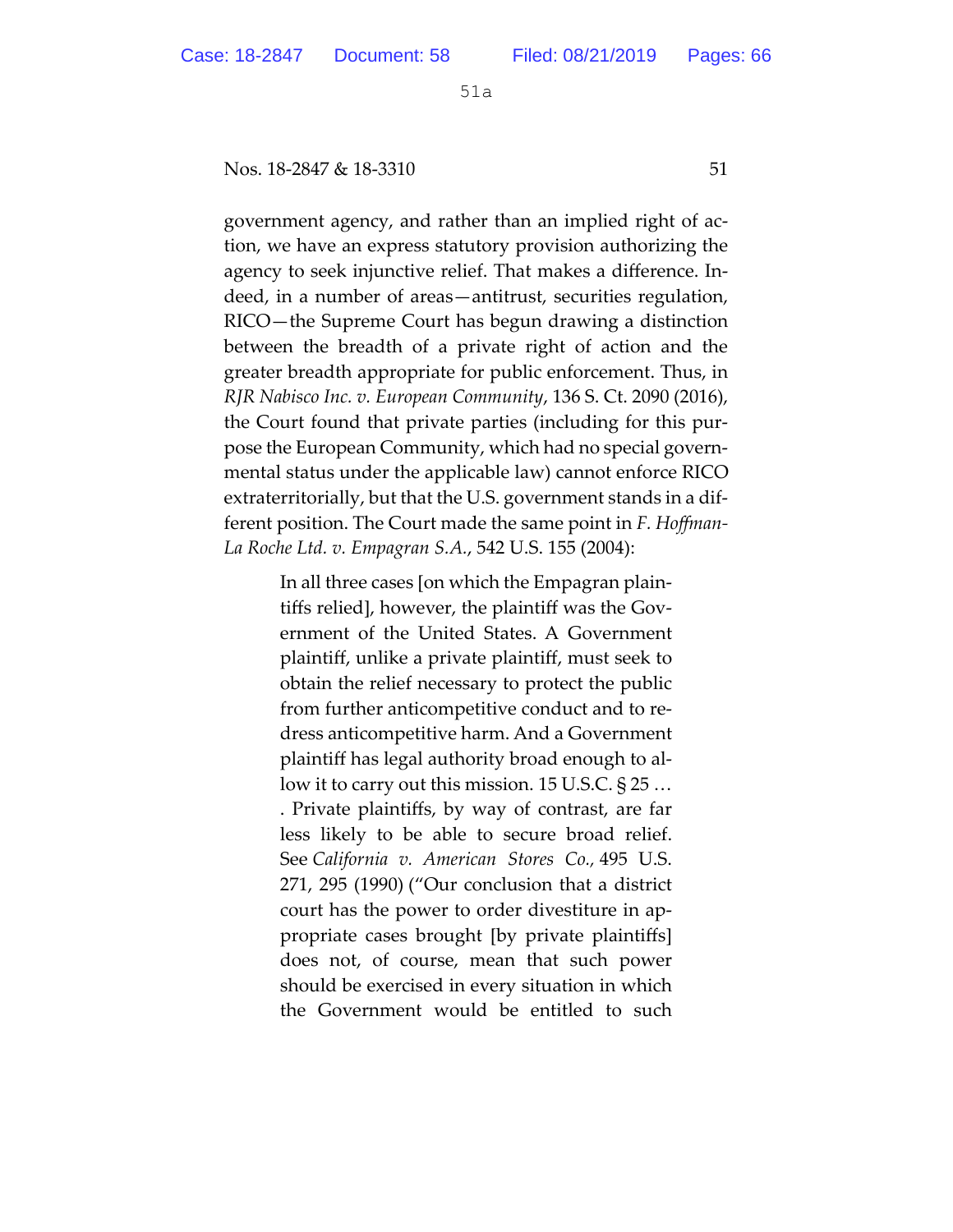government agency, and rather than an implied right of action, we have an express statutory provision authorizing the agency to seek injunctive relief. That makes a difference. Indeed, in a number of areas—antitrust, securities regulation, RICO—the Supreme Court has begun drawing a distinction between the breadth of a private right of action and the greater breadth appropriate for public enforcement. Thus, in *RJR Nabisco Inc. v. European Community*, 136 S. Ct. 2090 (2016), the Court found that private parties (including for this purpose the European Community, which had no special governmental status under the applicable law) cannot enforce RICO extraterritorially, but that the U.S. government stands in a different position. The Court made the same point in *F. Hoffman-La Roche Ltd. v. Empagran S.A.*, 542 U.S. 155 (2004):

> In all three cases [on which the Empagran plaintiffs relied], however, the plaintiff was the Government of the United States. A Government plaintiff, unlike a private plaintiff, must seek to obtain the relief necessary to protect the public from further anticompetitive conduct and to redress anticompetitive harm. And a Government plaintiff has legal authority broad enough to allow it to carry out this mission. 15 U.S.C. § 25 … . Private plaintiffs, by way of contrast, are far less likely to be able to secure broad relief. See *California v. American Stores Co.*, 495 U.S. 271, 295 (1990) ("Our conclusion that a district court has the power to order divestiture in appropriate cases brought [by private plaintiffs] does not, of course, mean that such power should be exercised in every situation in which the Government would be entitled to such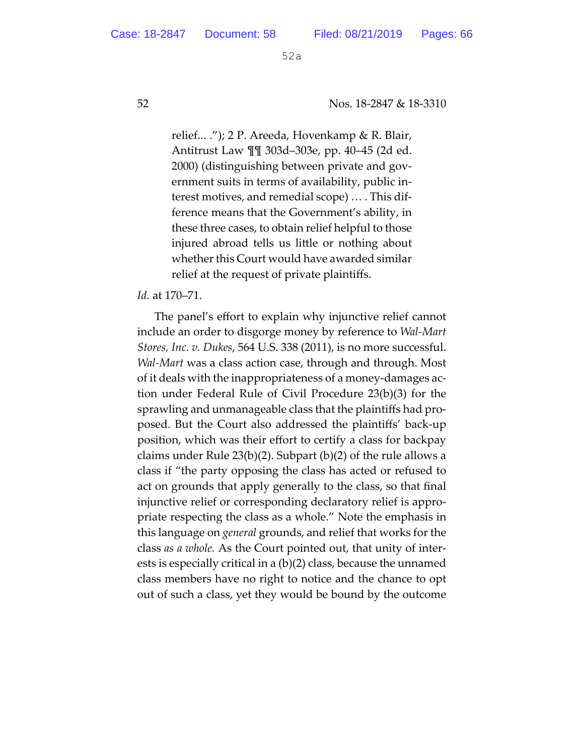> relief... ."); 2 P. Areeda, Hovenkamp & R. Blair, Antitrust Law ¶¶ 303d–303e, pp. 40–45 (2d ed. 2000) (distinguishing between private and government suits in terms of availability, public interest motives, and remedial scope) … . This difference means that the Government's ability, in these three cases, to obtain relief helpful to those injured abroad tells us little or nothing about whether this Court would have awarded similar relief at the request of private plaintiffs.

*Id.* at 170–71.

The panel's effort to explain why injunctive relief cannot include an order to disgorge money by reference to *Wal-Mart Stores, Inc. v. Dukes*, 564 U.S. 338 (2011), is no more successful. *Wal-Mart* was a class action case, through and through. Most of it deals with the inappropriateness of a money-damages action under Federal Rule of Civil Procedure 23(b)(3) for the sprawling and unmanageable class that the plaintiffs had proposed. But the Court also addressed the plaintiffs' back-up position, which was their effort to certify a class for backpay claims under Rule 23(b)(2). Subpart (b)(2) of the rule allows a class if "the party opposing the class has acted or refused to act on grounds that apply generally to the class, so that final injunctive relief or corresponding declaratory relief is appropriate respecting the class as a whole." Note the emphasis in this language on *general* grounds, and relief that works for the class *as a whole.* As the Court pointed out, that unity of interests is especially critical in a (b)(2) class, because the unnamed class members have no right to notice and the chance to opt out of such a class, yet they would be bound by the outcome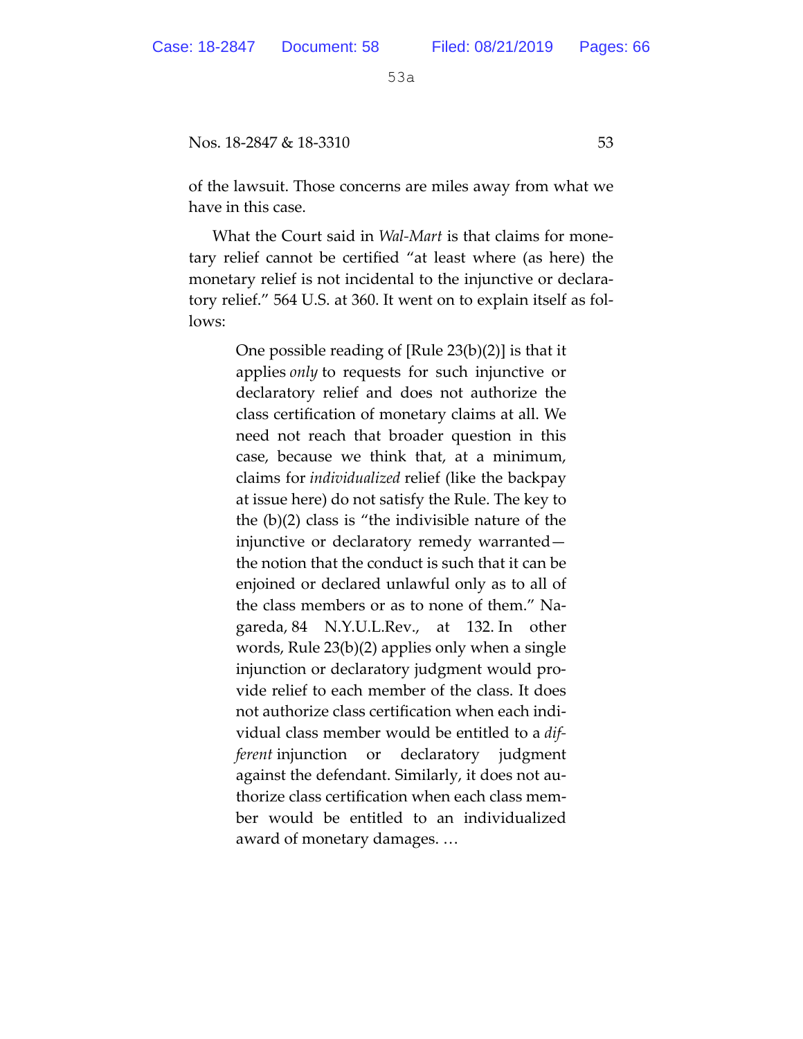of the lawsuit. Those concerns are miles away from what we have in this case.

What the Court said in *Wal-Mart* is that claims for monetary relief cannot be certified "at least where (as here) the monetary relief is not incidental to the injunctive or declaratory relief." 564 U.S. at 360. It went on to explain itself as follows:

> One possible reading of [Rule 23(b)(2)] is that it applies *only* to requests for such injunctive or declaratory relief and does not authorize the class certification of monetary claims at all. We need not reach that broader question in this case, because we think that, at a minimum, claims for *individualized* relief (like the backpay at issue here) do not satisfy the Rule. The key to the (b)(2) class is "the indivisible nature of the injunctive or declaratory remedy warranted—the notion that the conduct is such that it can be enjoined or declared unlawful only as to all of the class members or as to none of them." Nagareda, 84 N.Y.U.L.Rev., at 132. In other words, Rule 23(b)(2) applies only when a single injunction or declaratory judgment would provide relief to each member of the class. It does not authorize class certification when each individual class member would be entitled to a *different* injunction or declaratory judgment against the defendant. Similarly, it does not authorize class certification when each class member would be entitled to an individualized award of monetary damages. …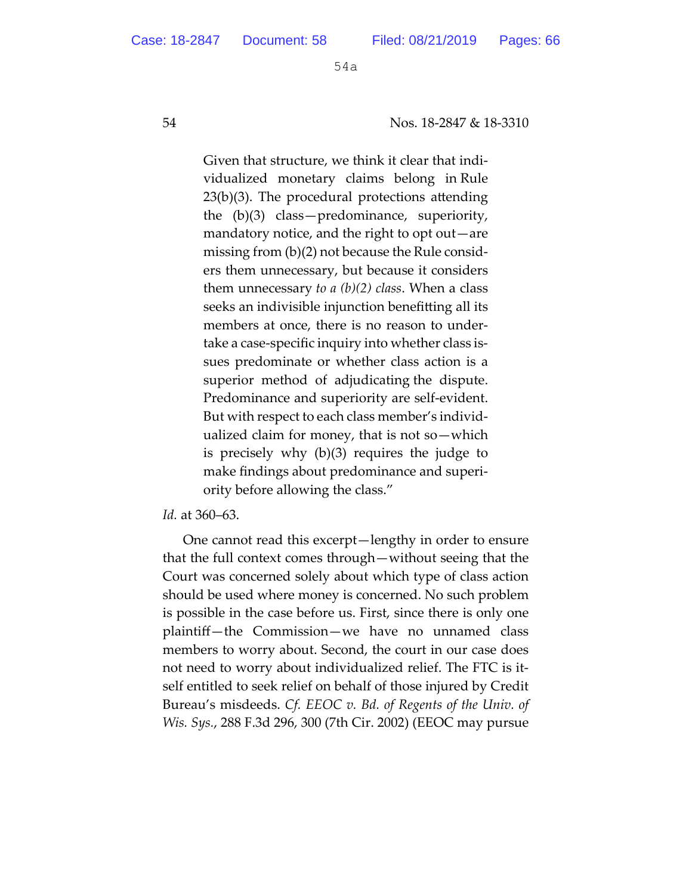> Given that structure, we think it clear that individualized monetary claims belong in Rule 23(b)(3). The procedural protections attending the (b)(3) class—predominance, superiority, mandatory notice, and the right to opt out—are missing from (b)(2) not because the Rule considers them unnecessary, but because it considers them unnecessary *to a (b)(2) class*. When a class seeks an indivisible injunction benefitting all its members at once, there is no reason to undertake a case-specific inquiry into whether class issues predominate or whether class action is a superior method of adjudicating the dispute. Predominance and superiority are self-evident. But with respect to each class member's individualized claim for money, that is not so—which is precisely why (b)(3) requires the judge to make findings about predominance and superiority before allowing the class."

*Id.* at 360–63.

One cannot read this excerpt—lengthy in order to ensure that the full context comes through—without seeing that the Court was concerned solely about which type of class action should be used where money is concerned. No such problem is possible in the case before us. First, since there is only one plaintiff—the Commission—we have no unnamed class members to worry about. Second, the court in our case does not need to worry about individualized relief. The FTC is itself entitled to seek relief on behalf of those injured by Credit Bureau's misdeeds. *Cf. EEOC v. Bd. of Regents of the Univ. of Wis. Sys.*, 288 F.3d 296, 300 (7th Cir. 2002) (EEOC may pursue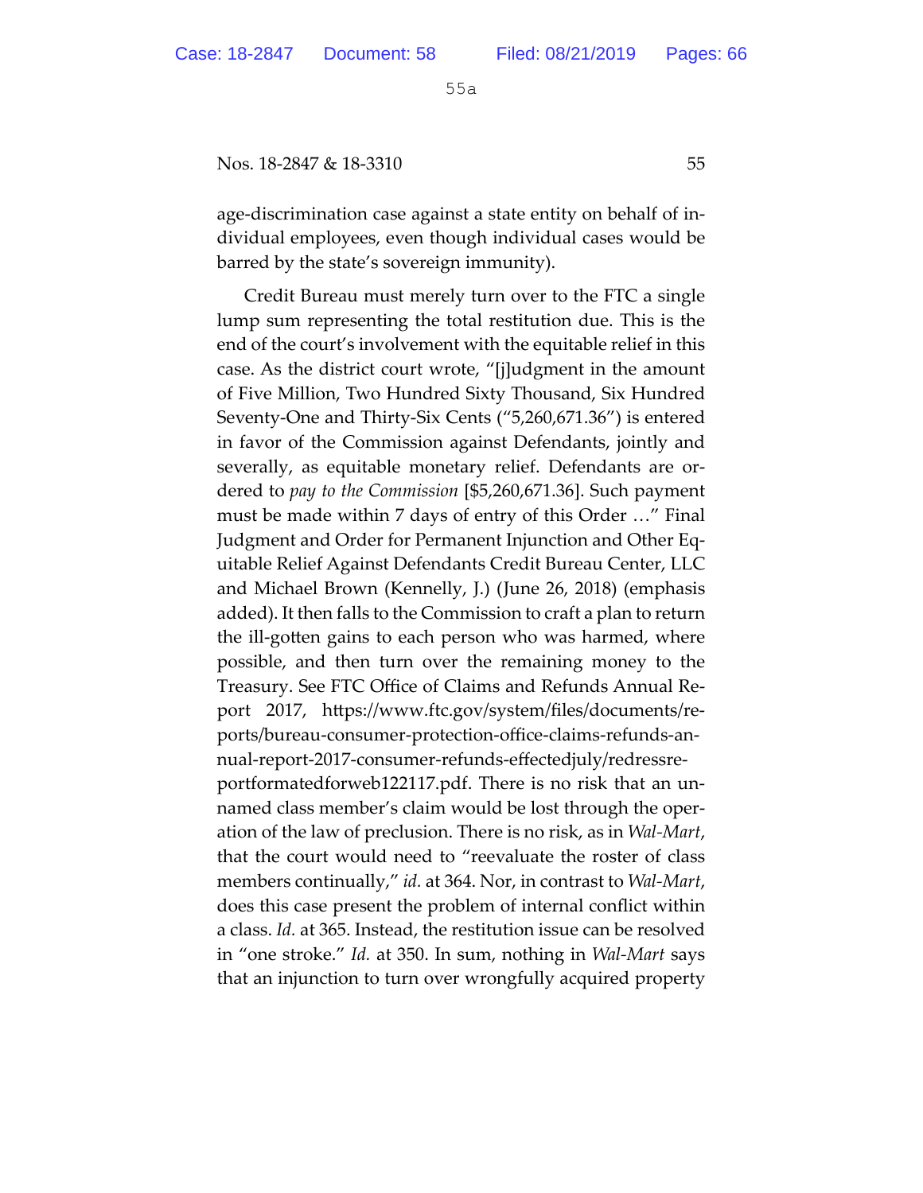age-discrimination case against a state entity on behalf of individual employees, even though individual cases would be barred by the state's sovereign immunity).

Credit Bureau must merely turn over to the FTC a single lump sum representing the total restitution due. This is the end of the court's involvement with the equitable relief in this case. As the district court wrote, "[j]udgment in the amount of Five Million, Two Hundred Sixty Thousand, Six Hundred Seventy-One and Thirty-Six Cents ("5,260,671.36") is entered in favor of the Commission against Defendants, jointly and severally, as equitable monetary relief. Defendants are ordered to *pay to the Commission* [$5,260,671.36]. Such payment must be made within 7 days of entry of this Order …" Final Judgment and Order for Permanent Injunction and Other Equitable Relief Against Defendants Credit Bureau Center, LLC and Michael Brown (Kennelly, J.) (June 26, 2018) (emphasis added). It then falls to the Commission to craft a plan to return the ill-gotten gains to each person who was harmed, where possible, and then turn over the remaining money to the Treasury. See FTC Office of Claims and Refunds Annual Report 2017, https://www.ftc.gov/system/files/documents/reports/bureau-consumer-protection-office-claims-refunds-annual-report-2017-consumer-refunds-effectedjuly/redressreportformatedforweb122117.pdf. There is no risk that an unnamed class member's claim would be lost through the operation of the law of preclusion. There is no risk, as in *Wal-Mart*, that the court would need to "reevaluate the roster of class members continually," *id.* at 364. Nor, in contrast to *Wal-Mart*, does this case present the problem of internal conflict within a class. *Id.* at 365. Instead, the restitution issue can be resolved in "one stroke." *Id.* at 350. In sum, nothing in *Wal-Mart* says that an injunction to turn over wrongfully acquired property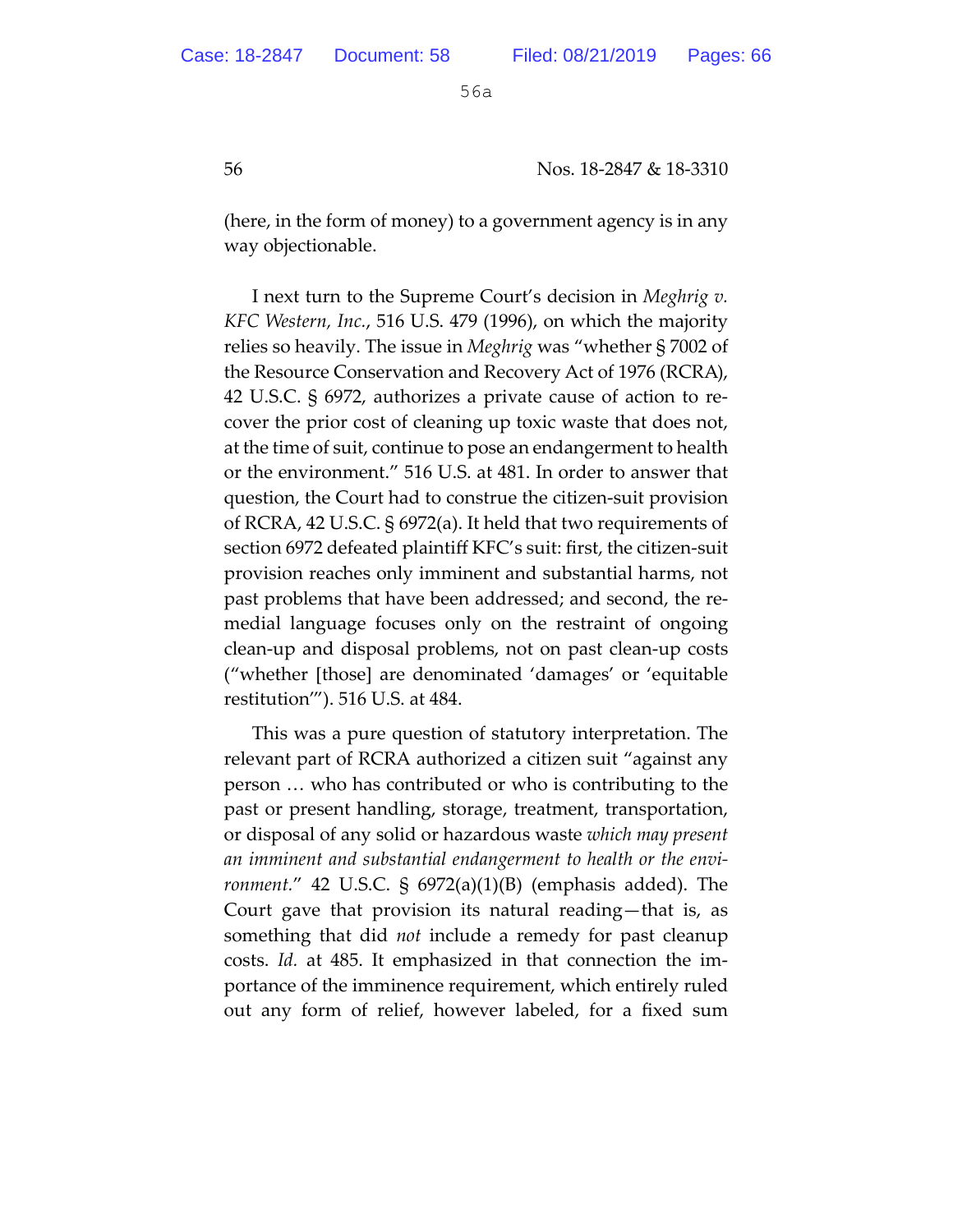(here, in the form of money) to a government agency is in any way objectionable.

I next turn to the Supreme Court's decision in *Meghrig v. KFC Western, Inc.*, 516 U.S. 479 (1996), on which the majority relies so heavily. The issue in *Meghrig* was "whether § 7002 of the Resource Conservation and Recovery Act of 1976 (RCRA), 42 U.S.C. § 6972, authorizes a private cause of action to recover the prior cost of cleaning up toxic waste that does not, at the time of suit, continue to pose an endangerment to health or the environment." 516 U.S. at 481. In order to answer that question, the Court had to construe the citizen-suit provision of RCRA, 42 U.S.C. § 6972(a). It held that two requirements of section 6972 defeated plaintiff KFC's suit: first, the citizen-suit provision reaches only imminent and substantial harms, not past problems that have been addressed; and second, the remedial language focuses only on the restraint of ongoing clean-up and disposal problems, not on past clean-up costs ("whether [those] are denominated 'damages' or 'equitable restitution'"). 516 U.S. at 484.

This was a pure question of statutory interpretation. The relevant part of RCRA authorized a citizen suit "against any person … who has contributed or who is contributing to the past or present handling, storage, treatment, transportation, or disposal of any solid or hazardous waste *which may present an imminent and substantial endangerment to health or the environment.*" 42 U.S.C. § 6972(a)(1)(B) (emphasis added). The Court gave that provision its natural reading—that is, as something that did *not* include a remedy for past cleanup costs. *Id.* at 485. It emphasized in that connection the importance of the imminence requirement, which entirely ruled out any form of relief, however labeled, for a fixed sum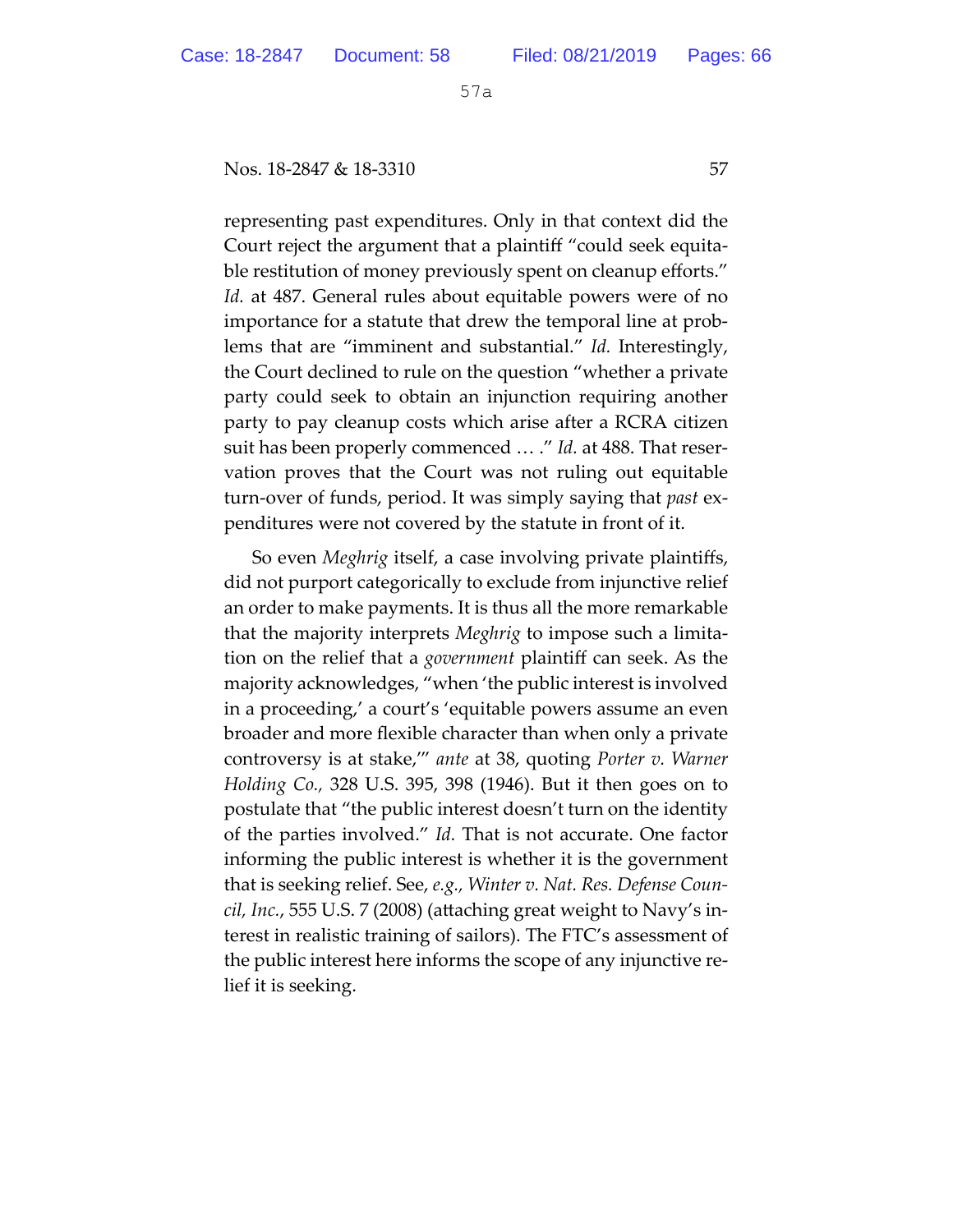representing past expenditures. Only in that context did the Court reject the argument that a plaintiff "could seek equitable restitution of money previously spent on cleanup efforts." *Id.* at 487. General rules about equitable powers were of no importance for a statute that drew the temporal line at problems that are "imminent and substantial." *Id.* Interestingly, the Court declined to rule on the question "whether a private party could seek to obtain an injunction requiring another party to pay cleanup costs which arise after a RCRA citizen suit has been properly commenced … ." *Id.* at 488. That reservation proves that the Court was not ruling out equitable turn-over of funds, period. It was simply saying that *past* expenditures were not covered by the statute in front of it.

So even *Meghrig* itself, a case involving private plaintiffs, did not purport categorically to exclude from injunctive relief an order to make payments. It is thus all the more remarkable that the majority interprets *Meghrig* to impose such a limitation on the relief that a *government* plaintiff can seek. As the majority acknowledges, "when 'the public interest is involved in a proceeding,' a court's 'equitable powers assume an even broader and more flexible character than when only a private controversy is at stake,'" *ante* at 38, quoting *Porter v. Warner Holding Co.*, 328 U.S. 395, 398 (1946). But it then goes on to postulate that "the public interest doesn't turn on the identity of the parties involved." *Id.* That is not accurate. One factor informing the public interest is whether it is the government that is seeking relief. See, *e.g., Winter v. Nat. Res. Defense Council, Inc.*, 555 U.S. 7 (2008) (attaching great weight to Navy's interest in realistic training of sailors). The FTC's assessment of the public interest here informs the scope of any injunctive relief it is seeking.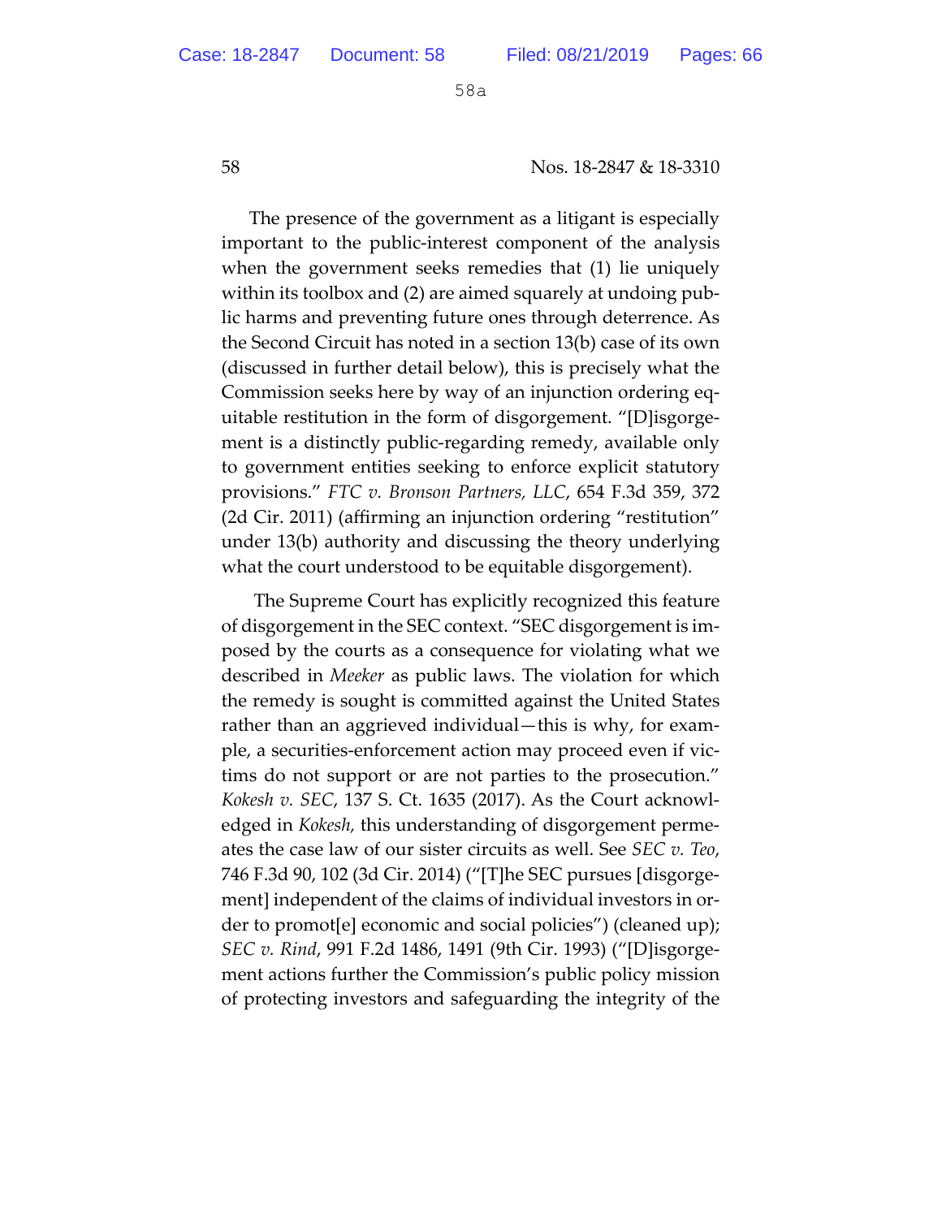The presence of the government as a litigant is especially important to the public-interest component of the analysis when the government seeks remedies that (1) lie uniquely within its toolbox and (2) are aimed squarely at undoing public harms and preventing future ones through deterrence. As the Second Circuit has noted in a section 13(b) case of its own (discussed in further detail below), this is precisely what the Commission seeks here by way of an injunction ordering equitable restitution in the form of disgorgement. "[D]isgorgement is a distinctly public-regarding remedy, available only to government entities seeking to enforce explicit statutory provisions." *FTC v. Bronson Partners, LLC*, 654 F.3d 359, 372 (2d Cir. 2011) (affirming an injunction ordering "restitution" under 13(b) authority and discussing the theory underlying what the court understood to be equitable disgorgement).

The Supreme Court has explicitly recognized this feature of disgorgement in the SEC context. "SEC disgorgement is imposed by the courts as a consequence for violating what we described in *Meeker* as public laws. The violation for which the remedy is sought is committed against the United States rather than an aggrieved individual—this is why, for example, a securities-enforcement action may proceed even if victims do not support or are not parties to the prosecution." *Kokesh v. SEC*, 137 S. Ct. 1635 (2017). As the Court acknowledged in *Kokesh,* this understanding of disgorgement permeates the case law of our sister circuits as well. See *SEC v. Teo*, 746 F.3d 90, 102 (3d Cir. 2014) ("[T]he SEC pursues [disgorgement] independent of the claims of individual investors in order to promot[e] economic and social policies") (cleaned up); *SEC v. Rind*, 991 F.2d 1486, 1491 (9th Cir. 1993) ("[D]isgorgement actions further the Commission's public policy mission of protecting investors and safeguarding the integrity of the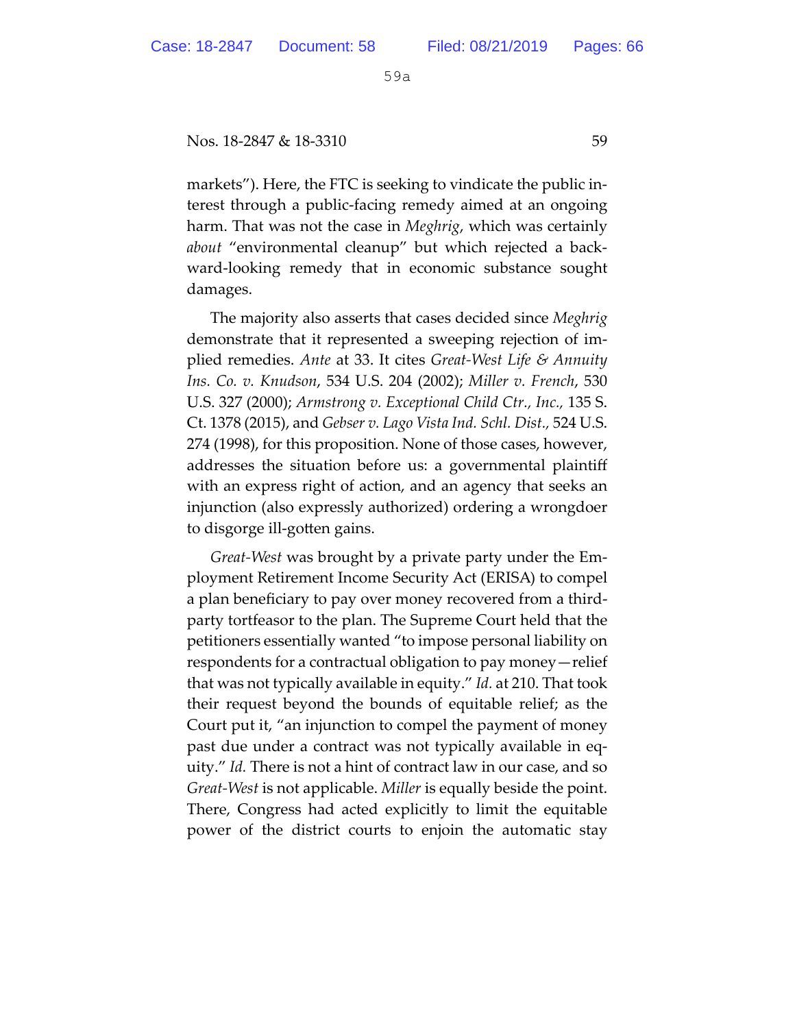markets"). Here, the FTC is seeking to vindicate the public interest through a public-facing remedy aimed at an ongoing harm. That was not the case in *Meghrig*, which was certainly *about* "environmental cleanup" but which rejected a backward-looking remedy that in economic substance sought damages.

The majority also asserts that cases decided since *Meghrig* demonstrate that it represented a sweeping rejection of implied remedies. *Ante* at 33. It cites *Great-West Life & Annuity Ins. Co. v. Knudson*, 534 U.S. 204 (2002); *Miller v. French*, 530 U.S. 327 (2000); *Armstrong v. Exceptional Child Ctr., Inc.,* 135 S. Ct. 1378 (2015), and *Gebser v. Lago Vista Ind. Schl. Dist.,* 524 U.S. 274 (1998), for this proposition. None of those cases, however, addresses the situation before us: a governmental plaintiff with an express right of action, and an agency that seeks an injunction (also expressly authorized) ordering a wrongdoer to disgorge ill-gotten gains.

*Great-West* was brought by a private party under the Employment Retirement Income Security Act (ERISA) to compel a plan beneficiary to pay over money recovered from a third-party tortfeasor to the plan. The Supreme Court held that the petitioners essentially wanted "to impose personal liability on respondents for a contractual obligation to pay money—relief that was not typically available in equity." *Id.* at 210. That took their request beyond the bounds of equitable relief; as the Court put it, "an injunction to compel the payment of money past due under a contract was not typically available in equity." *Id.* There is not a hint of contract law in our case, and so *Great-West* is not applicable. *Miller* is equally beside the point. There, Congress had acted explicitly to limit the equitable power of the district courts to enjoin the automatic stay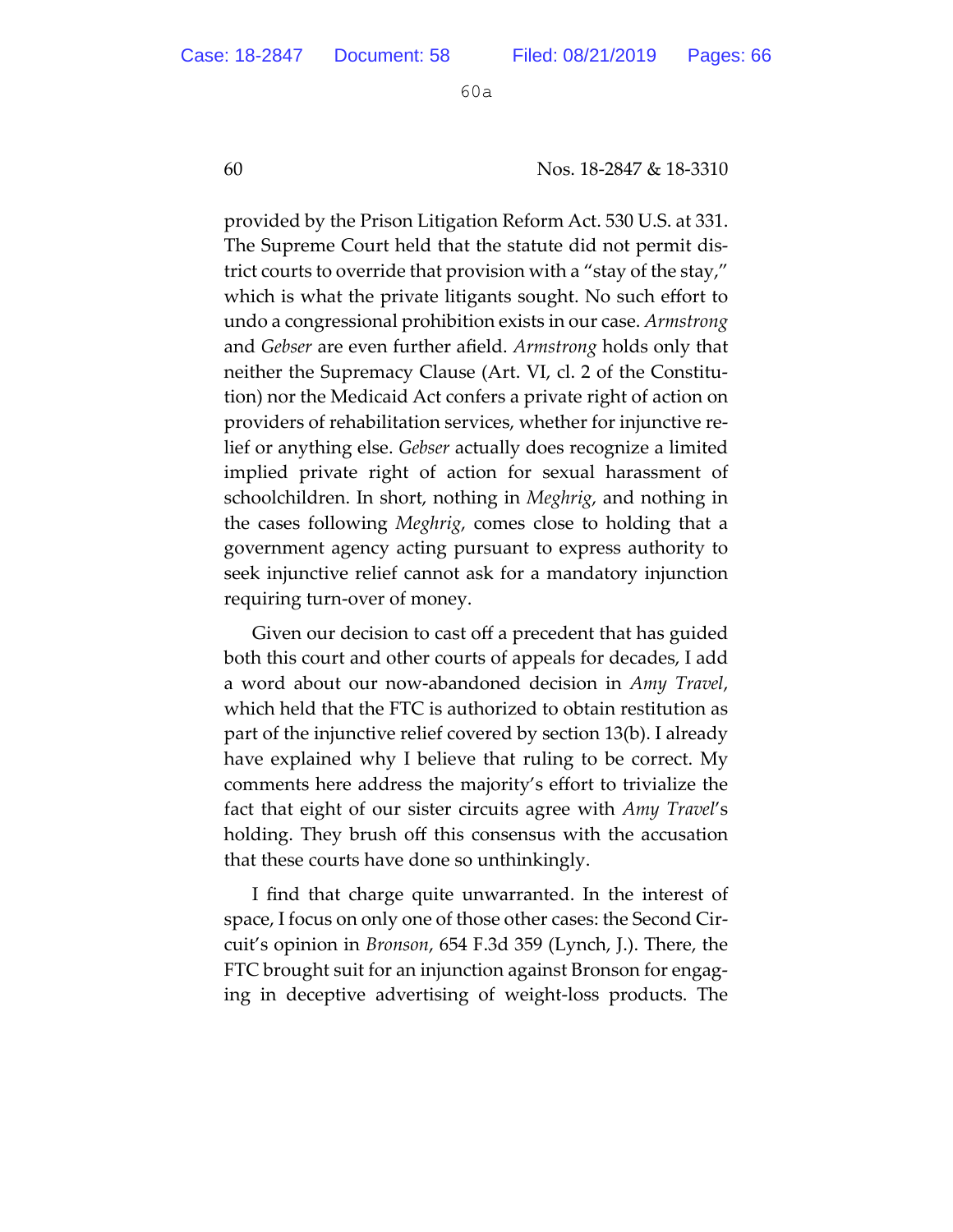provided by the Prison Litigation Reform Act. 530 U.S. at 331. The Supreme Court held that the statute did not permit district courts to override that provision with a "stay of the stay," which is what the private litigants sought. No such effort to undo a congressional prohibition exists in our case. *Armstrong* and *Gebser* are even further afield. *Armstrong* holds only that neither the Supremacy Clause (Art. VI, cl. 2 of the Constitution) nor the Medicaid Act confers a private right of action on providers of rehabilitation services, whether for injunctive relief or anything else. *Gebser* actually does recognize a limited implied private right of action for sexual harassment of schoolchildren. In short, nothing in *Meghrig*, and nothing in the cases following *Meghrig*, comes close to holding that a government agency acting pursuant to express authority to seek injunctive relief cannot ask for a mandatory injunction requiring turn-over of money.

Given our decision to cast off a precedent that has guided both this court and other courts of appeals for decades, I add a word about our now-abandoned decision in *Amy Travel*, which held that the FTC is authorized to obtain restitution as part of the injunctive relief covered by section 13(b). I already have explained why I believe that ruling to be correct. My comments here address the majority's effort to trivialize the fact that eight of our sister circuits agree with *Amy Travel*'s holding. They brush off this consensus with the accusation that these courts have done so unthinkingly.

I find that charge quite unwarranted. In the interest of space, I focus on only one of those other cases: the Second Circuit's opinion in *Bronson*, 654 F.3d 359 (Lynch, J.). There, the FTC brought suit for an injunction against Bronson for engaging in deceptive advertising of weight-loss products. The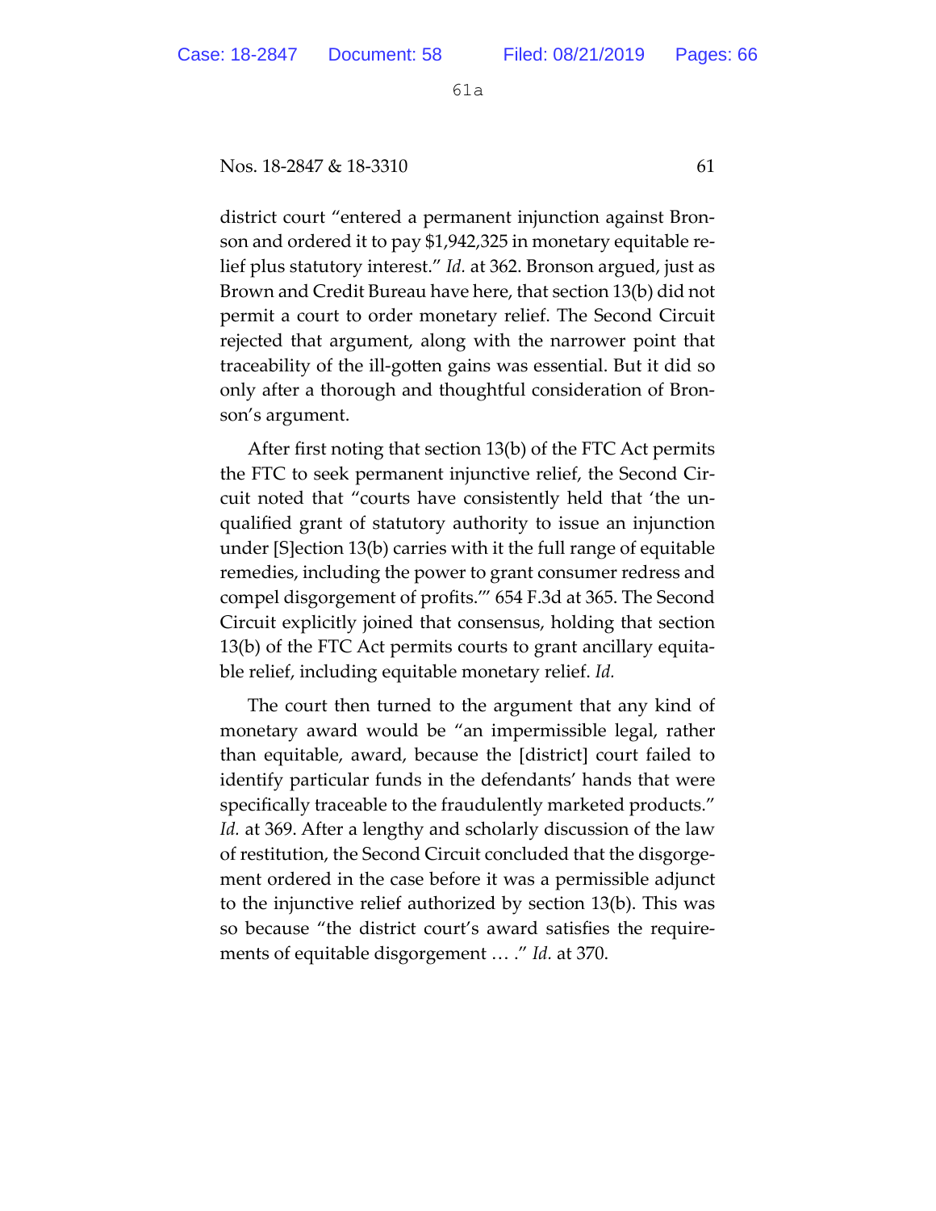district court "entered a permanent injunction against Bronson and ordered it to pay $1,942,325 in monetary equitable relief plus statutory interest." *Id.* at 362. Bronson argued, just as Brown and Credit Bureau have here, that section 13(b) did not permit a court to order monetary relief. The Second Circuit rejected that argument, along with the narrower point that traceability of the ill-gotten gains was essential. But it did so only after a thorough and thoughtful consideration of Bronson's argument.

After first noting that section 13(b) of the FTC Act permits the FTC to seek permanent injunctive relief, the Second Circuit noted that "courts have consistently held that 'the unqualified grant of statutory authority to issue an injunction under [S]ection 13(b) carries with it the full range of equitable remedies, including the power to grant consumer redress and compel disgorgement of profits.'" 654 F.3d at 365. The Second Circuit explicitly joined that consensus, holding that section 13(b) of the FTC Act permits courts to grant ancillary equitable relief, including equitable monetary relief. *Id.*

The court then turned to the argument that any kind of monetary award would be "an impermissible legal, rather than equitable, award, because the [district] court failed to identify particular funds in the defendants' hands that were specifically traceable to the fraudulently marketed products." *Id.* at 369. After a lengthy and scholarly discussion of the law of restitution, the Second Circuit concluded that the disgorgement ordered in the case before it was a permissible adjunct to the injunctive relief authorized by section 13(b). This was so because "the district court's award satisfies the requirements of equitable disgorgement … ." *Id.* at 370.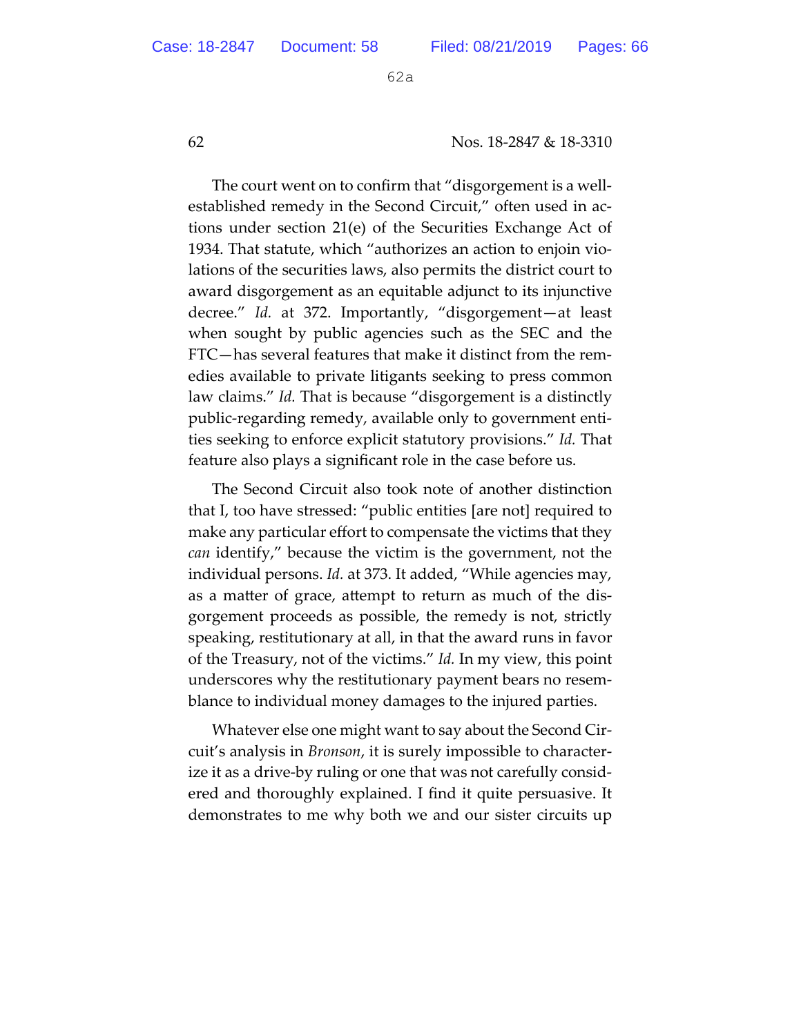The court went on to confirm that "disgorgement is a well-established remedy in the Second Circuit," often used in actions under section 21(e) of the Securities Exchange Act of 1934. That statute, which "authorizes an action to enjoin violations of the securities laws, also permits the district court to award disgorgement as an equitable adjunct to its injunctive decree." *Id.* at 372. Importantly, "disgorgement—at least when sought by public agencies such as the SEC and the FTC—has several features that make it distinct from the remedies available to private litigants seeking to press common law claims." *Id.* That is because "disgorgement is a distinctly public-regarding remedy, available only to government entities seeking to enforce explicit statutory provisions." *Id.* That feature also plays a significant role in the case before us.

The Second Circuit also took note of another distinction that I, too have stressed: "public entities [are not] required to make any particular effort to compensate the victims that they *can* identify," because the victim is the government, not the individual persons. *Id.* at 373. It added, "While agencies may, as a matter of grace, attempt to return as much of the disgorgement proceeds as possible, the remedy is not, strictly speaking, restitutionary at all, in that the award runs in favor of the Treasury, not of the victims." *Id.* In my view, this point underscores why the restitutionary payment bears no resemblance to individual money damages to the injured parties.

Whatever else one might want to say about the Second Circuit's analysis in *Bronson*, it is surely impossible to characterize it as a drive-by ruling or one that was not carefully considered and thoroughly explained. I find it quite persuasive. It demonstrates to me why both we and our sister circuits up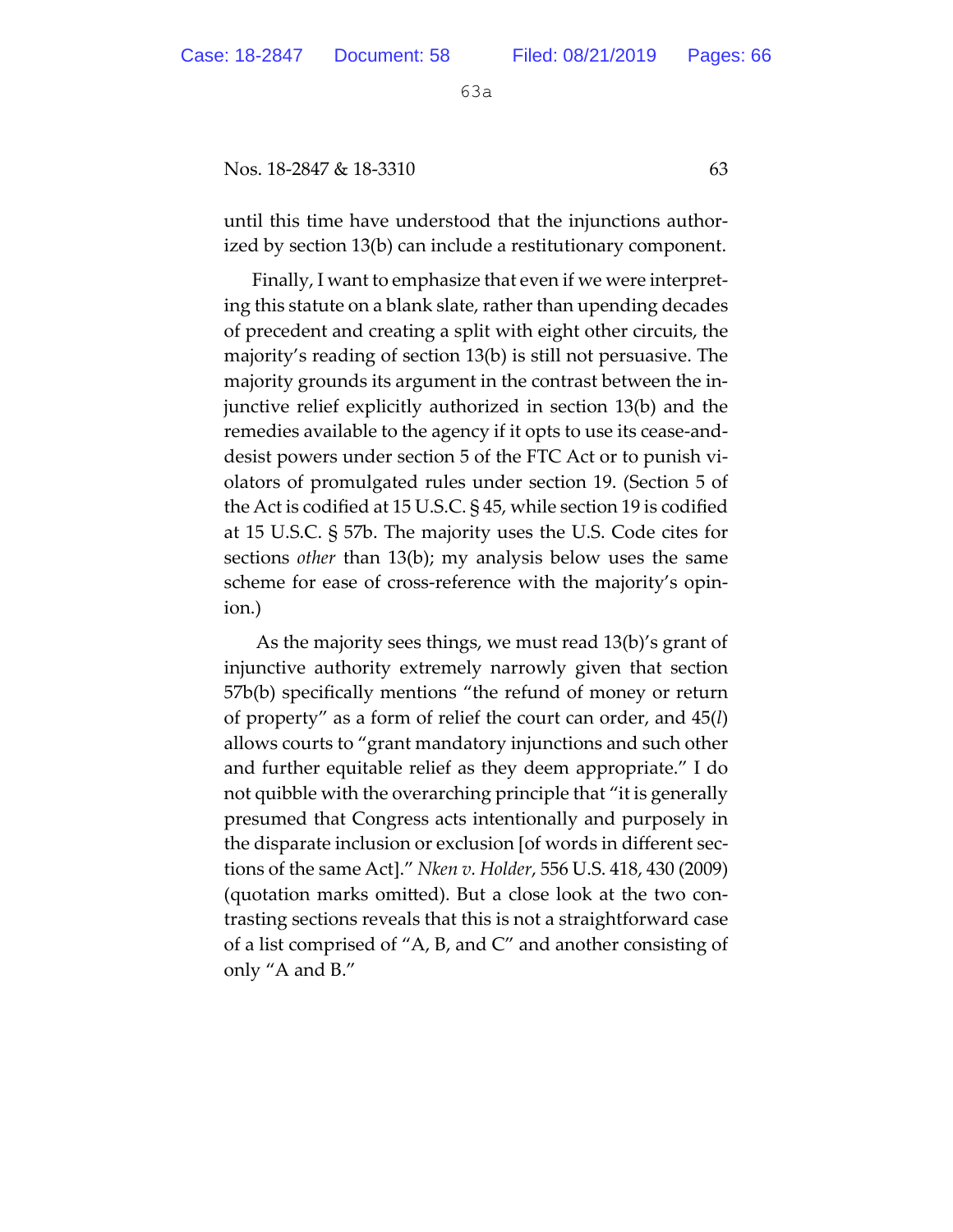until this time have understood that the injunctions authorized by section 13(b) can include a restitutionary component.

Finally, I want to emphasize that even if we were interpreting this statute on a blank slate, rather than upending decades of precedent and creating a split with eight other circuits, the majority's reading of section 13(b) is still not persuasive. The majority grounds its argument in the contrast between the injunctive relief explicitly authorized in section 13(b) and the remedies available to the agency if it opts to use its cease-and-desist powers under section 5 of the FTC Act or to punish violators of promulgated rules under section 19. (Section 5 of the Act is codified at 15 U.S.C. § 45, while section 19 is codified at 15 U.S.C. § 57b. The majority uses the U.S. Code cites for sections *other* than 13(b); my analysis below uses the same scheme for ease of cross-reference with the majority's opinion.)

As the majority sees things, we must read 13(b)'s grant of injunctive authority extremely narrowly given that section 57b(b) specifically mentions "the refund of money or return of property" as a form of relief the court can order, and 45(*l*) allows courts to "grant mandatory injunctions and such other and further equitable relief as they deem appropriate." I do not quibble with the overarching principle that "it is generally presumed that Congress acts intentionally and purposely in the disparate inclusion or exclusion [of words in different sections of the same Act]." *Nken v. Holder*, 556 U.S. 418, 430 (2009) (quotation marks omitted). But a close look at the two contrasting sections reveals that this is not a straightforward case of a list comprised of "A, B, and C" and another consisting of only "A and B."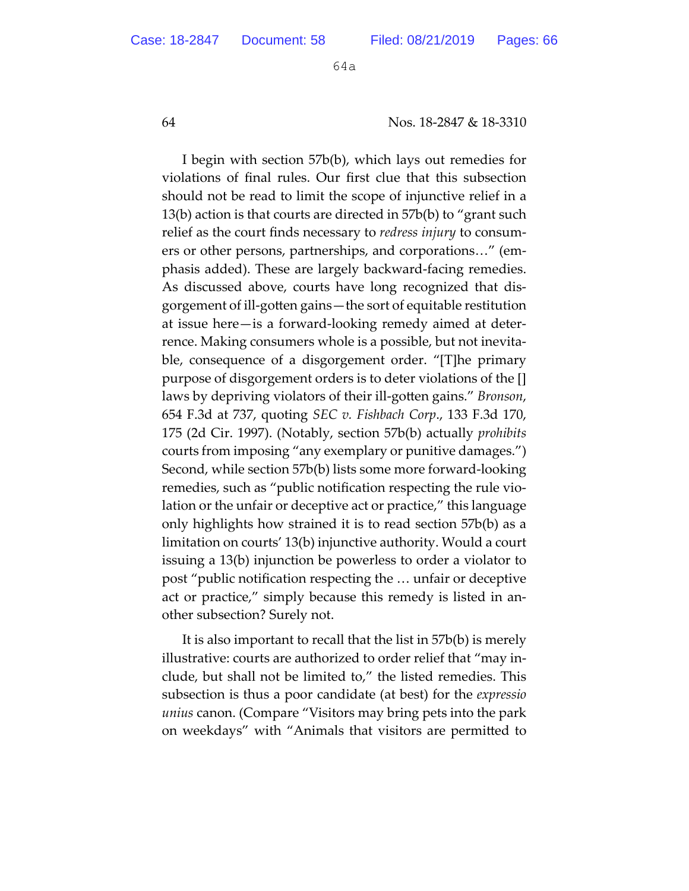I begin with section 57b(b), which lays out remedies for violations of final rules. Our first clue that this subsection should not be read to limit the scope of injunctive relief in a 13(b) action is that courts are directed in 57b(b) to "grant such relief as the court finds necessary to *redress injury* to consumers or other persons, partnerships, and corporations…" (emphasis added). These are largely backward-facing remedies. As discussed above, courts have long recognized that disgorgement of ill-gotten gains—the sort of equitable restitution at issue here—is a forward-looking remedy aimed at deterrence. Making consumers whole is a possible, but not inevitable, consequence of a disgorgement order. "[T]he primary purpose of disgorgement orders is to deter violations of the [] laws by depriving violators of their ill-gotten gains." *Bronson*, 654 F.3d at 737, quoting *SEC v. Fishbach Corp.*, 133 F.3d 170, 175 (2d Cir. 1997). (Notably, section 57b(b) actually *prohibits* courts from imposing "any exemplary or punitive damages.") Second, while section 57b(b) lists some more forward-looking remedies, such as "public notification respecting the rule violation or the unfair or deceptive act or practice," this language only highlights how strained it is to read section 57b(b) as a limitation on courts' 13(b) injunctive authority. Would a court issuing a 13(b) injunction be powerless to order a violator to post "public notification respecting the … unfair or deceptive act or practice," simply because this remedy is listed in another subsection? Surely not.

It is also important to recall that the list in 57b(b) is merely illustrative: courts are authorized to order relief that "may include, but shall not be limited to," the listed remedies. This subsection is thus a poor candidate (at best) for the *expressio unius* canon. (Compare "Visitors may bring pets into the park on weekdays" with "Animals that visitors are permitted to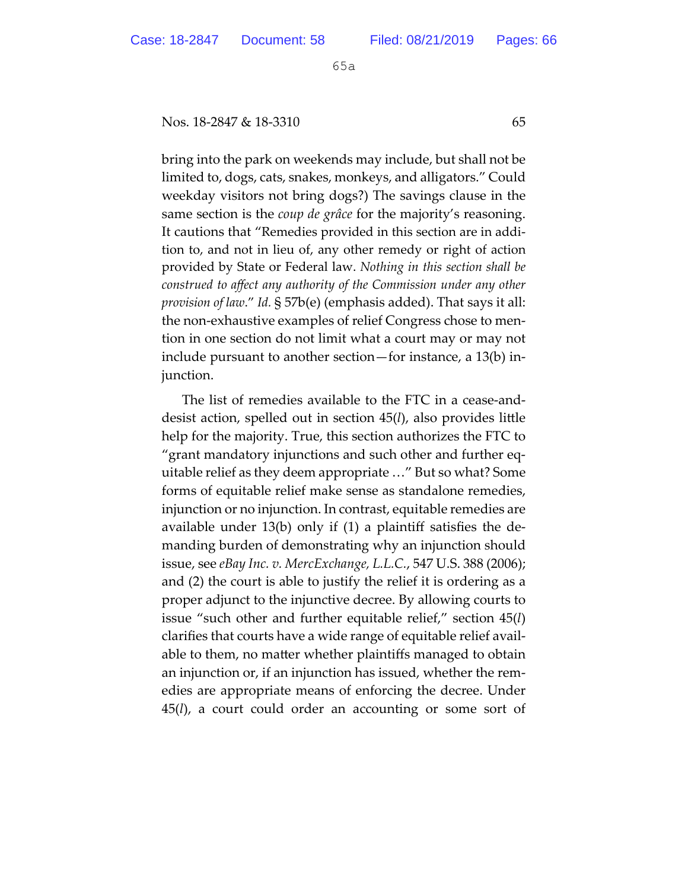bring into the park on weekends may include, but shall not be limited to, dogs, cats, snakes, monkeys, and alligators." Could weekday visitors not bring dogs?) The savings clause in the same section is the *coup de grâce* for the majority's reasoning. It cautions that "Remedies provided in this section are in addition to, and not in lieu of, any other remedy or right of action provided by State or Federal law. *Nothing in this section shall be construed to affect any authority of the Commission under any other provision of law*." *Id.* § 57b(e) (emphasis added). That says it all: the non-exhaustive examples of relief Congress chose to mention in one section do not limit what a court may or may not include pursuant to another section—for instance, a 13(b) injunction.

The list of remedies available to the FTC in a cease-and-desist action, spelled out in section 45(*l*), also provides little help for the majority. True, this section authorizes the FTC to "grant mandatory injunctions and such other and further equitable relief as they deem appropriate …" But so what? Some forms of equitable relief make sense as standalone remedies, injunction or no injunction. In contrast, equitable remedies are available under 13(b) only if (1) a plaintiff satisfies the demanding burden of demonstrating why an injunction should issue, see *eBay Inc. v. MercExchange, L.L.C.*, 547 U.S. 388 (2006); and (2) the court is able to justify the relief it is ordering as a proper adjunct to the injunctive decree. By allowing courts to issue "such other and further equitable relief," section 45(*l*) clarifies that courts have a wide range of equitable relief available to them, no matter whether plaintiffs managed to obtain an injunction or, if an injunction has issued, whether the remedies are appropriate means of enforcing the decree. Under 45(*l*), a court could order an accounting or some sort of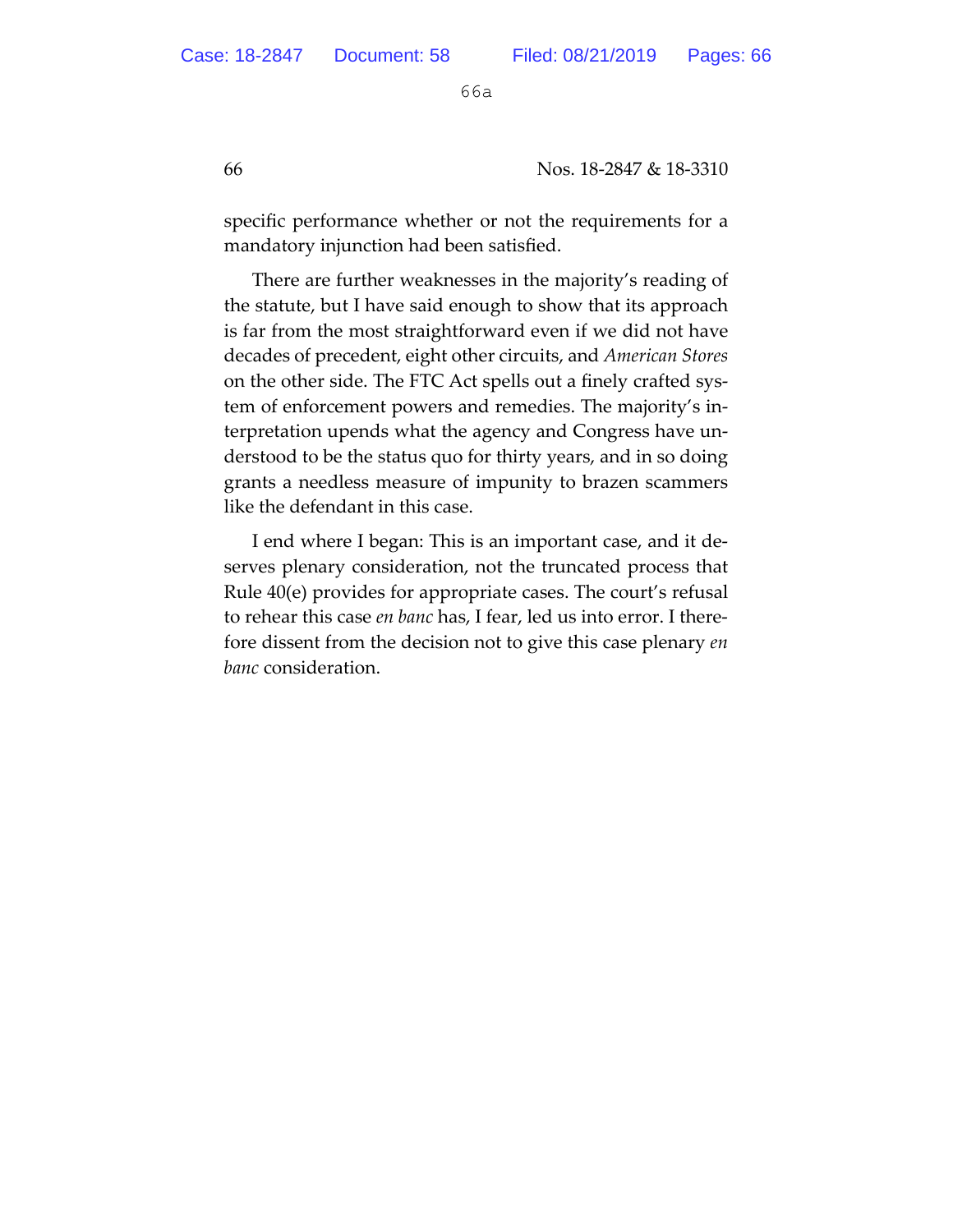specific performance whether or not the requirements for a mandatory injunction had been satisfied.

There are further weaknesses in the majority's reading of the statute, but I have said enough to show that its approach is far from the most straightforward even if we did not have decades of precedent, eight other circuits, and *American Stores* on the other side. The FTC Act spells out a finely crafted system of enforcement powers and remedies. The majority's interpretation upends what the agency and Congress have understood to be the status quo for thirty years, and in so doing grants a needless measure of impunity to brazen scammers like the defendant in this case.

I end where I began: This is an important case, and it deserves plenary consideration, not the truncated process that Rule 40(e) provides for appropriate cases. The court's refusal to rehear this case *en banc* has, I fear, led us into error. I therefore dissent from the decision not to give this case plenary *en banc* consideration.